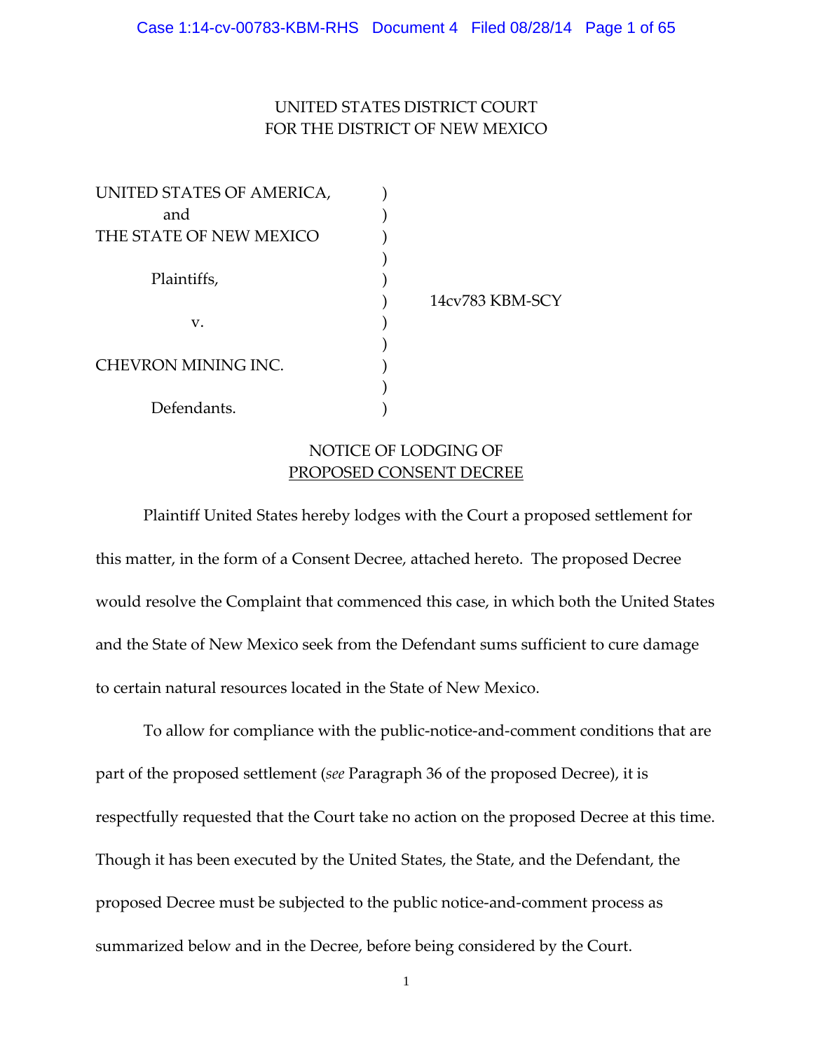UNITED STATES DISTRICT COURT
FOR THE DISTRICT OF NEW MEXICO

| | | |
|---|---|---|
| UNITED STATES OF AMERICA, | ) | |
| and | ) | |
| THE STATE OF NEW MEXICO | ) | |
| | ) | |
| Plaintiffs, | ) | |
| | ) | 14cv783 KBM-SCY |
| v. | ) | |
| | ) | |
| CHEVRON MINING INC. | ) | |
| | ) | |
| Defendants. | ) | |

NOTICE OF LODGING OF
PROPOSED CONSENT DECREE

Plaintiff United States hereby lodges with the Court a proposed settlement for this matter, in the form of a Consent Decree, attached hereto. The proposed Decree would resolve the Complaint that commenced this case, in which both the United States and the State of New Mexico seek from the Defendant sums sufficient to cure damage to certain natural resources located in the State of New Mexico.

To allow for compliance with the public-notice-and-comment conditions that are part of the proposed settlement (*see* Paragraph 36 of the proposed Decree), it is respectfully requested that the Court take no action on the proposed Decree at this time. Though it has been executed by the United States, the State, and the Defendant, the proposed Decree must be subjected to the public notice-and-comment process as summarized below and in the Decree, before being considered by the Court.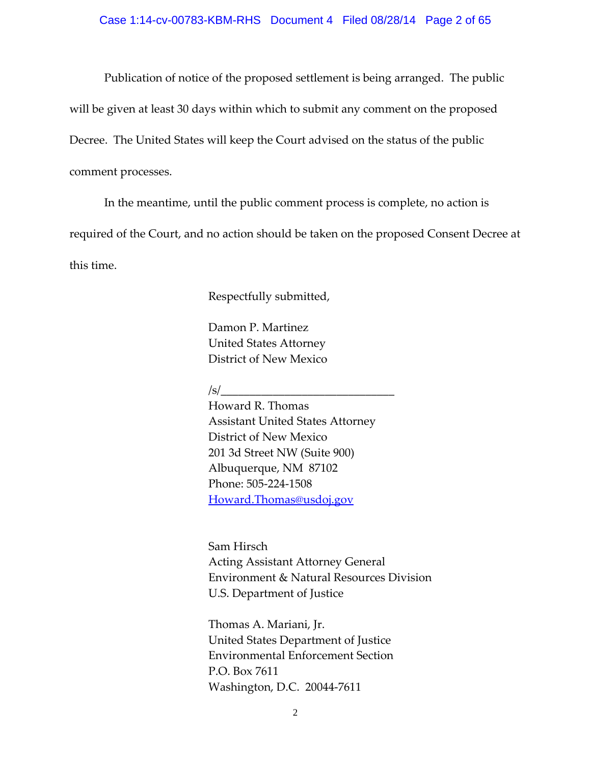Publication of notice of the proposed settlement is being arranged. The public will be given at least 30 days within which to submit any comment on the proposed Decree. The United States will keep the Court advised on the status of the public comment processes.

In the meantime, until the public comment process is complete, no action is required of the Court, and no action should be taken on the proposed Consent Decree at this time.

Respectfully submitted,

Damon P. Martinez
United States Attorney
District of New Mexico

/s/_____________________________
Howard R. Thomas
Assistant United States Attorney
District of New Mexico
201 3d Street NW (Suite 900)
Albuquerque, NM 87102
Phone: 505-224-1508
Howard.Thomas@usdoj.gov

Sam Hirsch
Acting Assistant Attorney General
Environment & Natural Resources Division
U.S. Department of Justice

Thomas A. Mariani, Jr.
United States Department of Justice
Environmental Enforcement Section
P.O. Box 7611
Washington, D.C. 20044-7611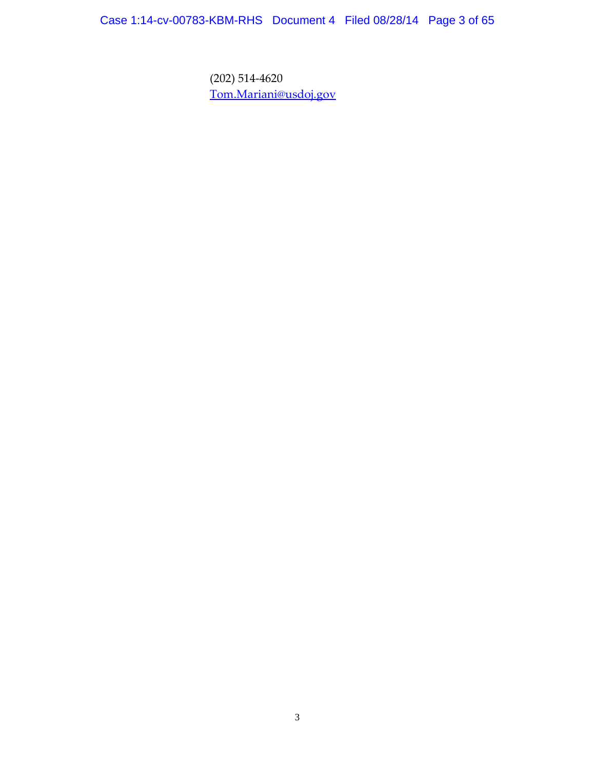(202) 514-4620
Tom.Mariani@usdoj.gov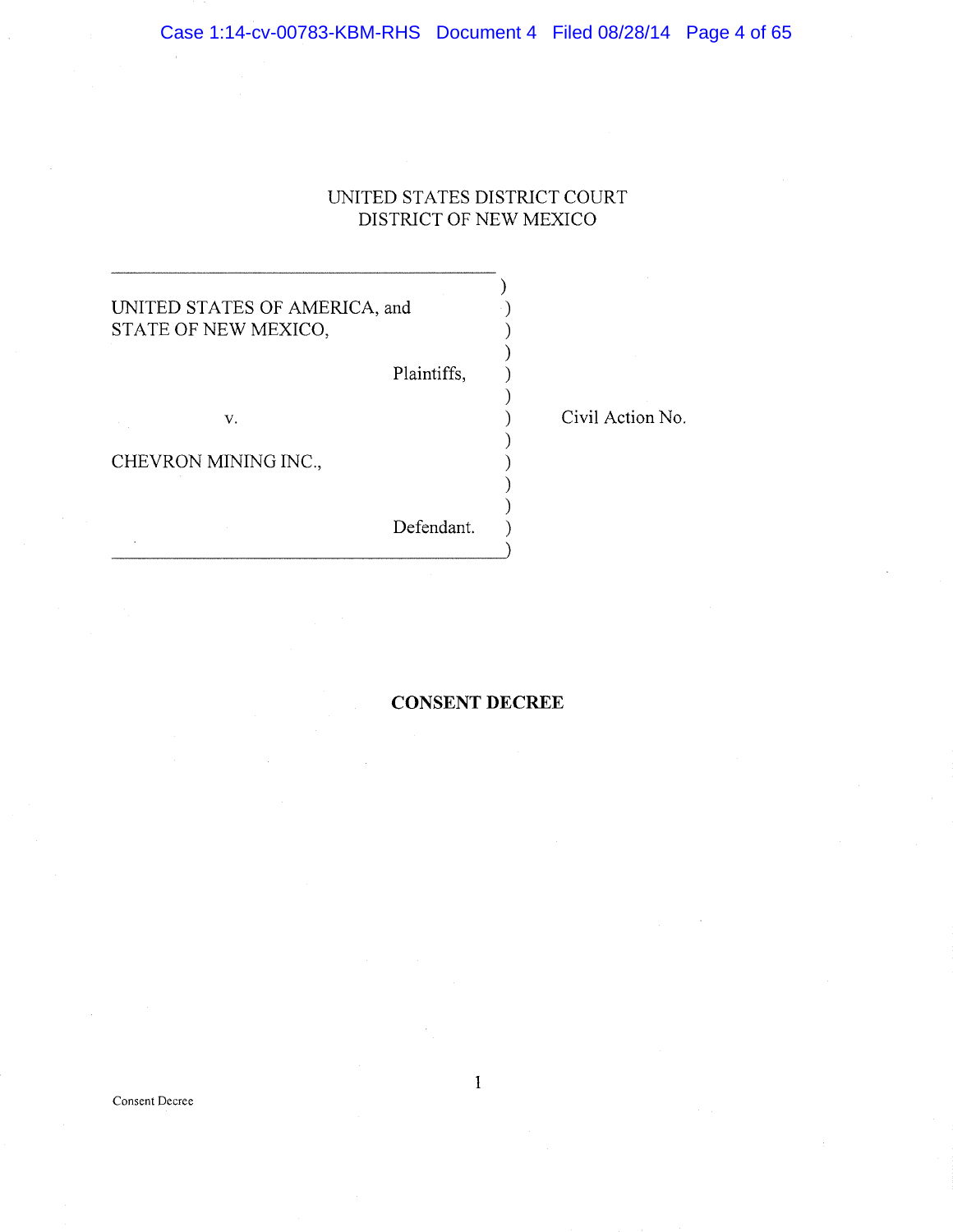UNITED STATES DISTRICT COURT
DISTRICT OF NEW MEXICO

UNITED STATES OF AMERICA, and
STATE OF NEW MEXICO,

Plaintiffs,

v.

CHEVRON MINING INC.,

Defendant.

Civil Action No.

**CONSENT DECREE**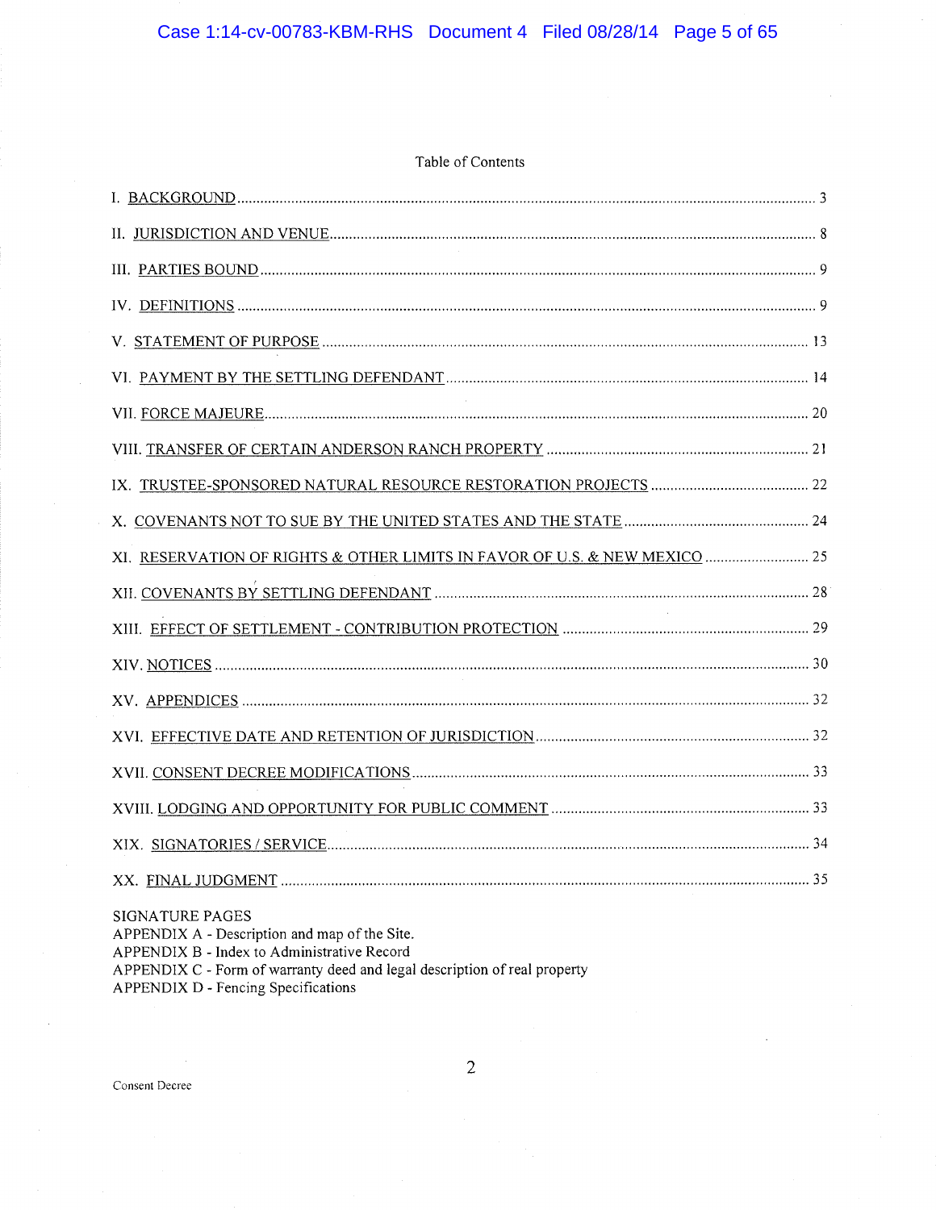Table of Contents

| | |
|---|---|
| I. BACKGROUND | 3 |
| II. JURISDICTION AND VENUE | 8 |
| III. PARTIES BOUND | 9 |
| IV. DEFINITIONS | 9 |
| V. STATEMENT OF PURPOSE | 13 |
| VI. PAYMENT BY THE SETTLING DEFENDANT | 14 |
| VII. FORCE MAJEURE | 20 |
| VIII. TRANSFER OF CERTAIN ANDERSON RANCH PROPERTY | 21 |
| IX. TRUSTEE-SPONSORED NATURAL RESOURCE RESTORATION PROJECTS | 22 |
| X. COVENANTS NOT TO SUE BY THE UNITED STATES AND THE STATE | 24 |
| XI. RESERVATION OF RIGHTS & OTHER LIMITS IN FAVOR OF U.S. & NEW MEXICO | 25 |
| XII. COVENANTS BY SETTLING DEFENDANT | 28 |
| XIII. EFFECT OF SETTLEMENT - CONTRIBUTION PROTECTION | 29 |
| XIV. NOTICES | 30 |
| XV. APPENDICES | 32 |
| XVI. EFFECTIVE DATE AND RETENTION OF JURISDICTION | 32 |
| XVII. CONSENT DECREE MODIFICATIONS | 33 |
| XVIII. LODGING AND OPPORTUNITY FOR PUBLIC COMMENT | 33 |
| XIX. SIGNATORIES / SERVICE | 34 |
| XX. FINAL JUDGMENT | 35 |

SIGNATURE PAGES
APPENDIX A - Description and map of the Site.
APPENDIX B - Index to Administrative Record
APPENDIX C - Form of warranty deed and legal description of real property
APPENDIX D - Fencing Specifications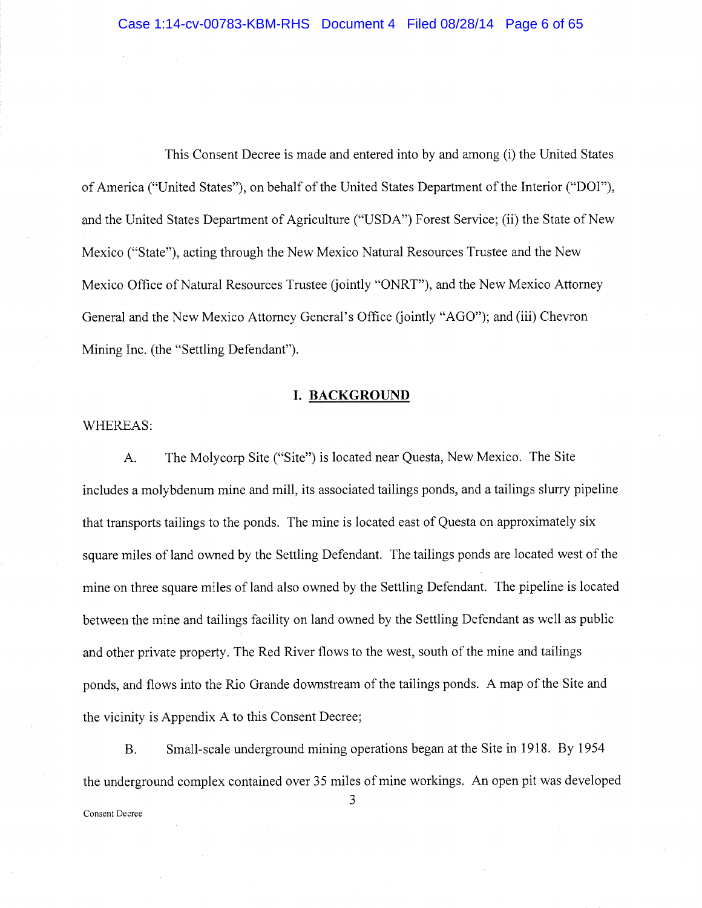This Consent Decree is made and entered into by and among (i) the United States of America ("United States"), on behalf of the United States Department of the Interior ("DOI"), and the United States Department of Agriculture ("USDA") Forest Service; (ii) the State of New Mexico ("State"), acting through the New Mexico Natural Resources Trustee and the New Mexico Office of Natural Resources Trustee (jointly "ONRT"), and the New Mexico Attorney General and the New Mexico Attorney General's Office (jointly "AGO"); and (iii) Chevron Mining Inc. (the "Settling Defendant").

## I. **BACKGROUND**

WHEREAS:

A. The Molycorp Site ("Site") is located near Questa, New Mexico. The Site includes a molybdenum mine and mill, its associated tailings ponds, and a tailings slurry pipeline that transports tailings to the ponds. The mine is located east of Questa on approximately six square miles of land owned by the Settling Defendant. The tailings ponds are located west of the mine on three square miles of land also owned by the Settling Defendant. The pipeline is located between the mine and tailings facility on land owned by the Settling Defendant as well as public and other private property. The Red River flows to the west, south of the mine and tailings ponds, and flows into the Rio Grande downstream of the tailings ponds. A map of the Site and the vicinity is Appendix A to this Consent Decree;

B. Small-scale underground mining operations began at the Site in 1918. By 1954 the underground complex contained over 35 miles of mine workings. An open pit was developed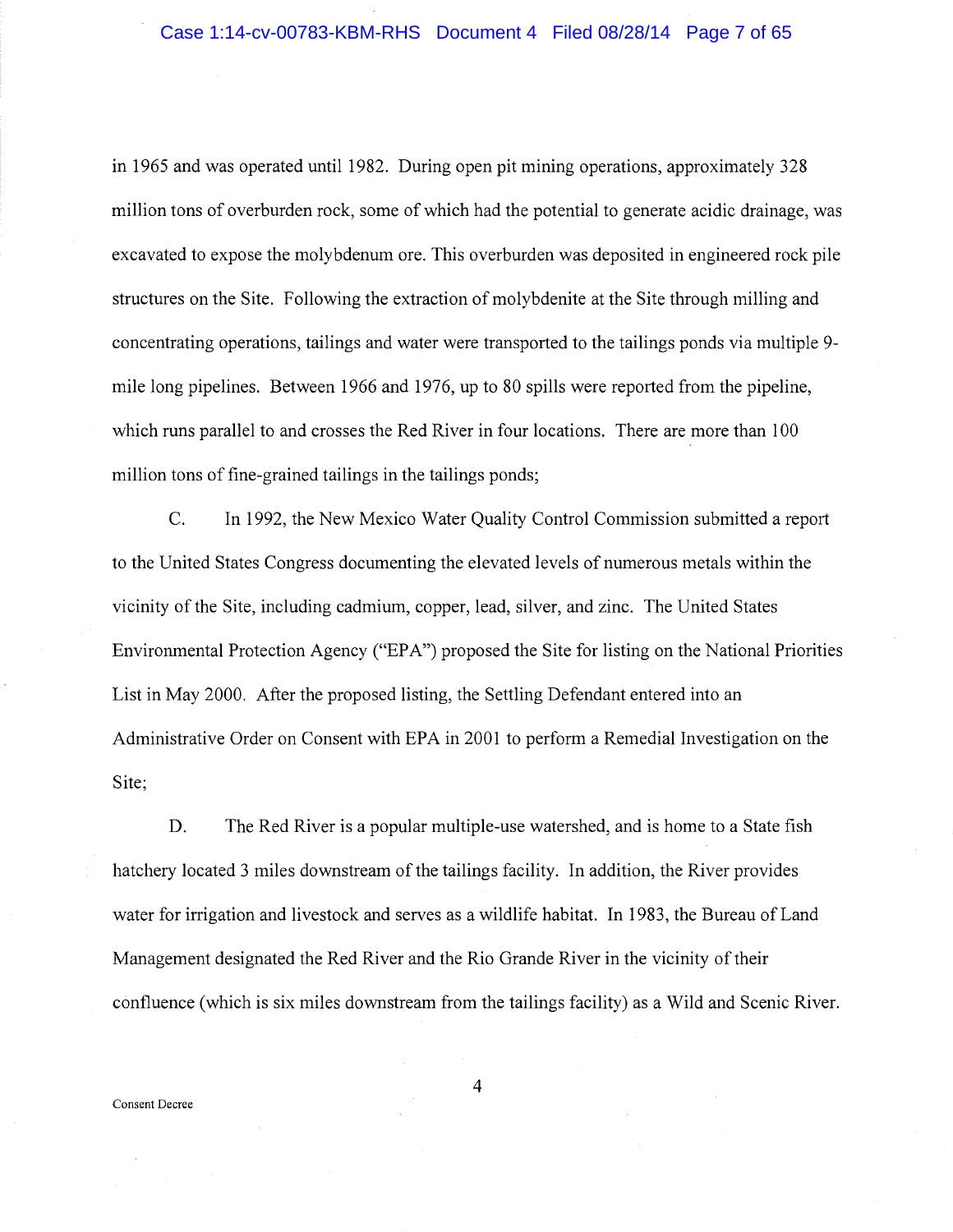in 1965 and was operated until 1982. During open pit mining operations, approximately 328 million tons of overburden rock, some of which had the potential to generate acidic drainage, was excavated to expose the molybdenum ore. This overburden was deposited in engineered rock pile structures on the Site. Following the extraction of molybdenite at the Site through milling and concentrating operations, tailings and water were transported to the tailings ponds via multiple 9-mile long pipelines. Between 1966 and 1976, up to 80 spills were reported from the pipeline, which runs parallel to and crosses the Red River in four locations. There are more than 100 million tons of fine-grained tailings in the tailings ponds;

C. In 1992, the New Mexico Water Quality Control Commission submitted a report to the United States Congress documenting the elevated levels of numerous metals within the vicinity of the Site, including cadmium, copper, lead, silver, and zinc. The United States Environmental Protection Agency ("EPA") proposed the Site for listing on the National Priorities List in May 2000. After the proposed listing, the Settling Defendant entered into an Administrative Order on Consent with EPA in 2001 to perform a Remedial Investigation on the Site;

D. The Red River is a popular multiple-use watershed, and is home to a State fish hatchery located 3 miles downstream of the tailings facility. In addition, the River provides water for irrigation and livestock and serves as a wildlife habitat. In 1983, the Bureau of Land Management designated the Red River and the Rio Grande River in the vicinity of their confluence (which is six miles downstream from the tailings facility) as a Wild and Scenic River.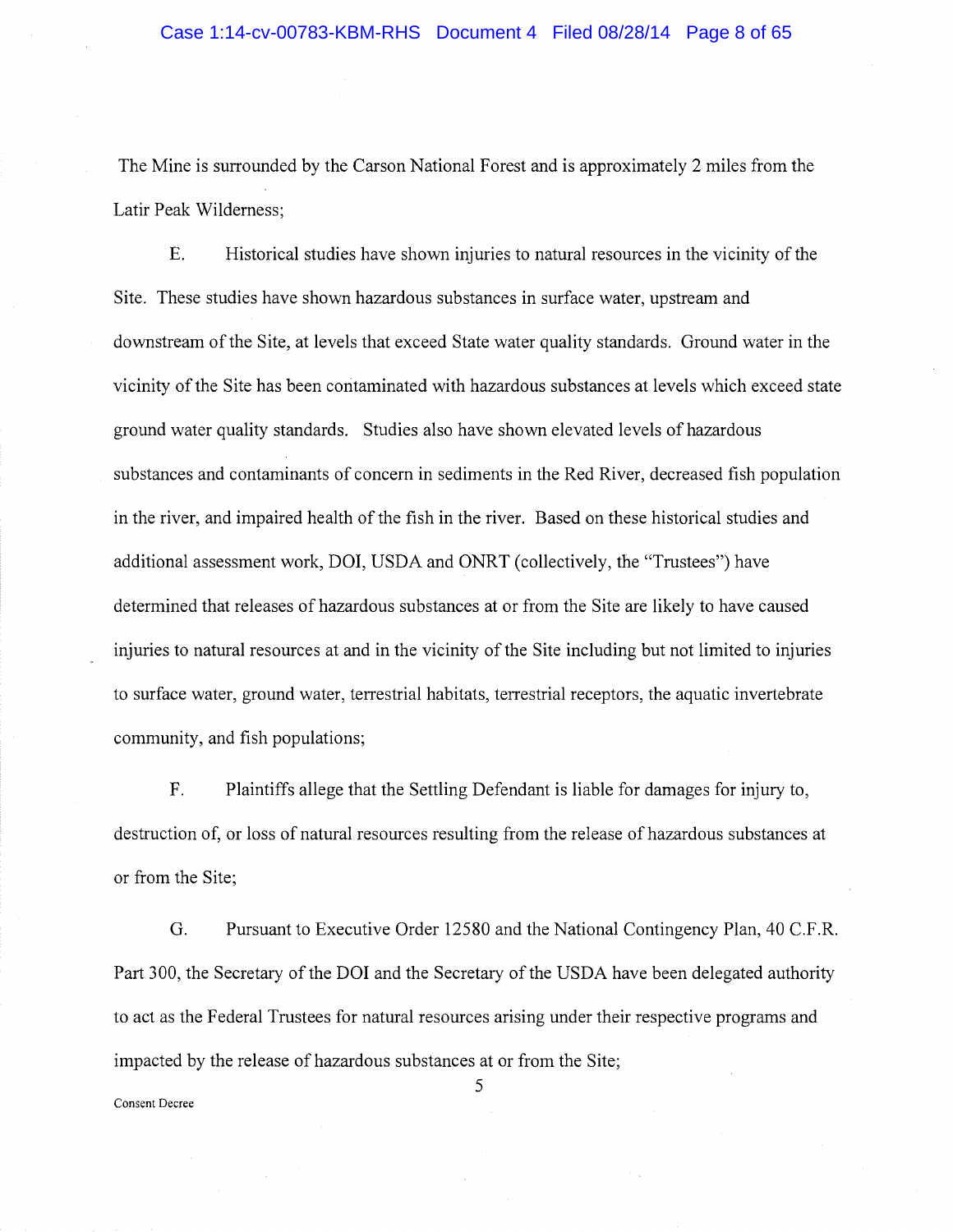The Mine is surrounded by the Carson National Forest and is approximately 2 miles from the Latir Peak Wilderness;

E. Historical studies have shown injuries to natural resources in the vicinity of the Site. These studies have shown hazardous substances in surface water, upstream and downstream of the Site, at levels that exceed State water quality standards. Ground water in the vicinity of the Site has been contaminated with hazardous substances at levels which exceed state ground water quality standards. Studies also have shown elevated levels of hazardous substances and contaminants of concern in sediments in the Red River, decreased fish population in the river, and impaired health of the fish in the river. Based on these historical studies and additional assessment work, DOI, USDA and ONRT (collectively, the "Trustees") have determined that releases of hazardous substances at or from the Site are likely to have caused injuries to natural resources at and in the vicinity of the Site including but not limited to injuries to surface water, ground water, terrestrial habitats, terrestrial receptors, the aquatic invertebrate community, and fish populations;

F. Plaintiffs allege that the Settling Defendant is liable for damages for injury to, destruction of, or loss of natural resources resulting from the release of hazardous substances at or from the Site;

G. Pursuant to Executive Order 12580 and the National Contingency Plan, 40 C.F.R. Part 300, the Secretary of the DOI and the Secretary of the USDA have been delegated authority to act as the Federal Trustees for natural resources arising under their respective programs and impacted by the release of hazardous substances at or from the Site;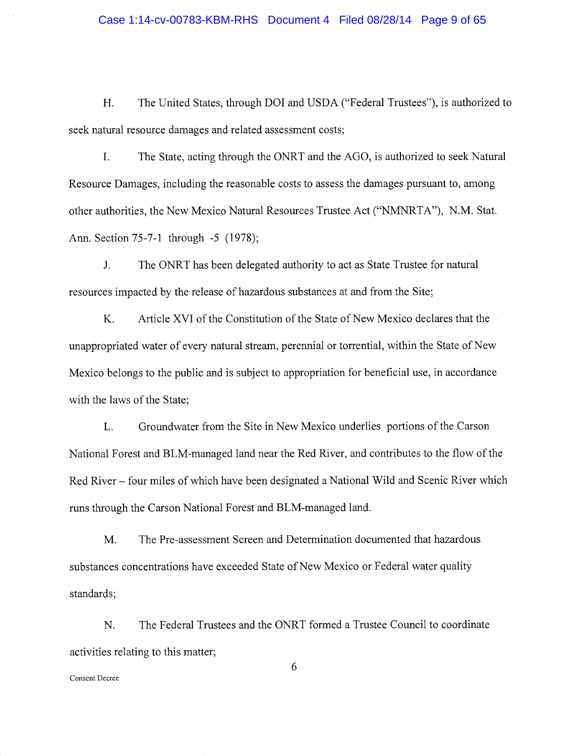H. The United States, through DOI and USDA ("Federal Trustees"), is authorized to seek natural resource damages and related assessment costs;

I. The State, acting through the ONRT and the AGO, is authorized to seek Natural Resource Damages, including the reasonable costs to assess the damages pursuant to, among other authorities, the New Mexico Natural Resources Trustee Act ("NMNRTA"), N.M. Stat. Ann. Section 75-7-1 through -5 (1978);

J. The ONRT has been delegated authority to act as State Trustee for natural resources impacted by the release of hazardous substances at and from the Site;

K. Article XVI of the Constitution of the State of New Mexico declares that the unappropriated water of every natural stream, perennial or torrential, within the State of New Mexico belongs to the public and is subject to appropriation for beneficial use, in accordance with the laws of the State;

L. Groundwater from the Site in New Mexico underlies portions of the Carson National Forest and BLM-managed land near the Red River, and contributes to the flow of the Red River – four miles of which have been designated a National Wild and Scenic River which runs through the Carson National Forest and BLM-managed land.

M. The Pre-assessment Screen and Determination documented that hazardous substances concentrations have exceeded State of New Mexico or Federal water quality standards;

N. The Federal Trustees and the ONRT formed a Trustee Council to coordinate activities relating to this matter;

Consent Decree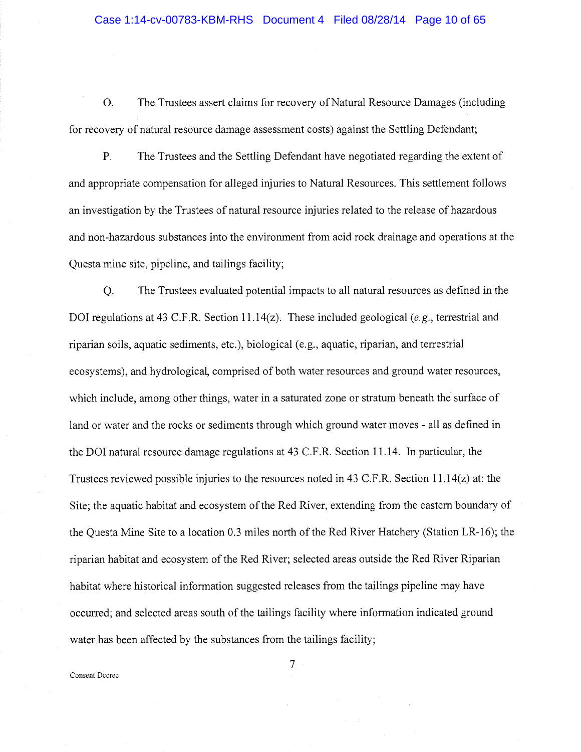O. The Trustees assert claims for recovery of Natural Resource Damages (including for recovery of natural resource damage assessment costs) against the Settling Defendant;

P. The Trustees and the Settling Defendant have negotiated regarding the extent of and appropriate compensation for alleged injuries to Natural Resources. This settlement follows an investigation by the Trustees of natural resource injuries related to the release of hazardous and non-hazardous substances into the environment from acid rock drainage and operations at the Questa mine site, pipeline, and tailings facility;

Q. The Trustees evaluated potential impacts to all natural resources as defined in the DOI regulations at 43 C.F.R. Section 11.14(z). These included geological (*e.g.*, terrestrial and riparian soils, aquatic sediments, etc.), biological (e.g., aquatic, riparian, and terrestrial ecosystems), and hydrological, comprised of both water resources and ground water resources, which include, among other things, water in a saturated zone or stratum beneath the surface of land or water and the rocks or sediments through which ground water moves - all as defined in the DOI natural resource damage regulations at 43 C.F.R. Section 11.14. In particular, the Trustees reviewed possible injuries to the resources noted in 43 C.F.R. Section 11.14(z) at: the Site; the aquatic habitat and ecosystem of the Red River, extending from the eastern boundary of the Questa Mine Site to a location 0.3 miles north of the Red River Hatchery (Station LR-16); the riparian habitat and ecosystem of the Red River; selected areas outside the Red River Riparian habitat where historical information suggested releases from the tailings pipeline may have occurred; and selected areas south of the tailings facility where information indicated ground water has been affected by the substances from the tailings facility;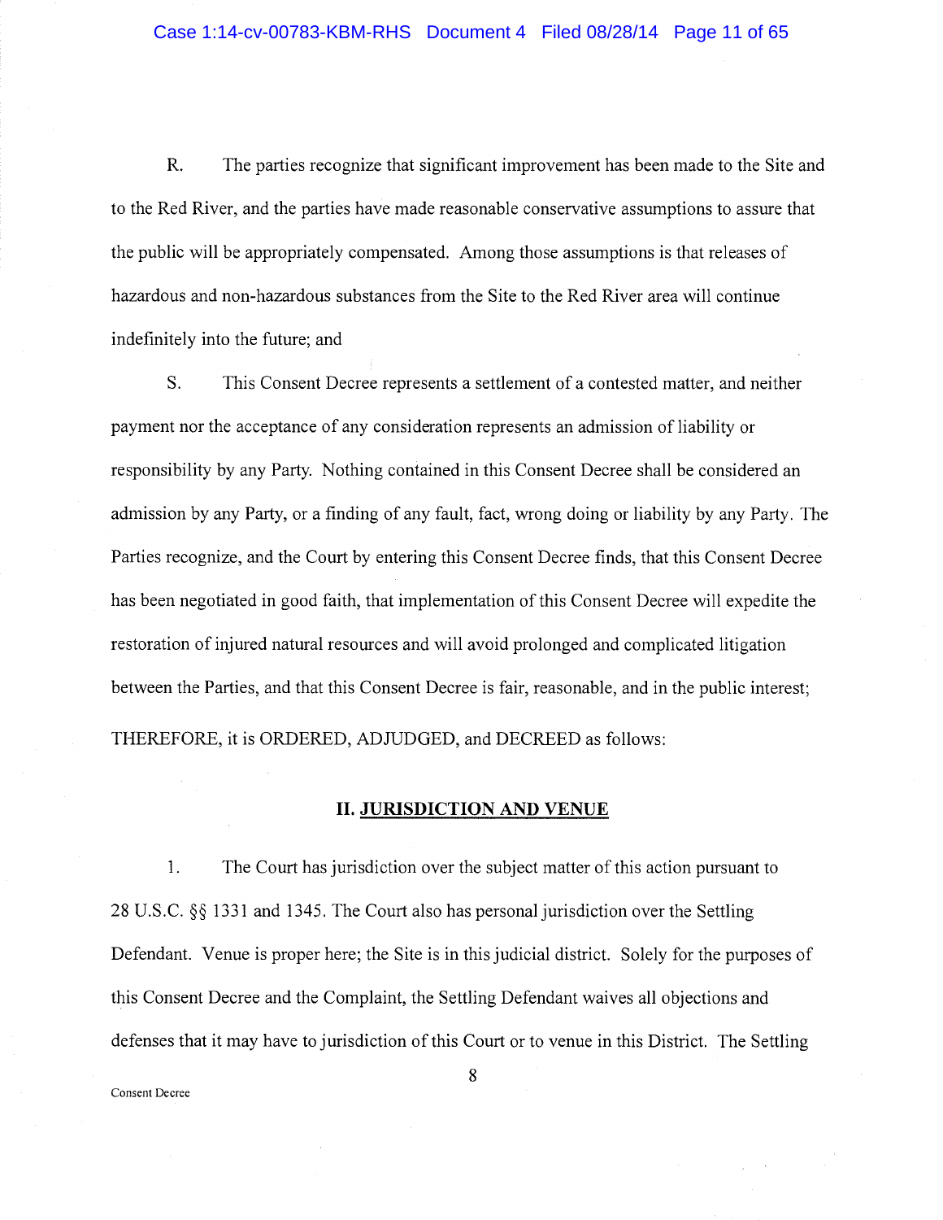R. The parties recognize that significant improvement has been made to the Site and to the Red River, and the parties have made reasonable conservative assumptions to assure that the public will be appropriately compensated. Among those assumptions is that releases of hazardous and non-hazardous substances from the Site to the Red River area will continue indefinitely into the future; and

S. This Consent Decree represents a settlement of a contested matter, and neither payment nor the acceptance of any consideration represents an admission of liability or responsibility by any Party. Nothing contained in this Consent Decree shall be considered an admission by any Party, or a finding of any fault, fact, wrong doing or liability by any Party. The Parties recognize, and the Court by entering this Consent Decree finds, that this Consent Decree has been negotiated in good faith, that implementation of this Consent Decree will expedite the restoration of injured natural resources and will avoid prolonged and complicated litigation between the Parties, and that this Consent Decree is fair, reasonable, and in the public interest;

THEREFORE, it is ORDERED, ADJUDGED, and DECREED as follows:

## II. JURISDICTION AND VENUE

1. The Court has jurisdiction over the subject matter of this action pursuant to 28 U.S.C. §§ 1331 and 1345. The Court also has personal jurisdiction over the Settling Defendant. Venue is proper here; the Site is in this judicial district. Solely for the purposes of this Consent Decree and the Complaint, the Settling Defendant waives all objections and defenses that it may have to jurisdiction of this Court or to venue in this District. The Settling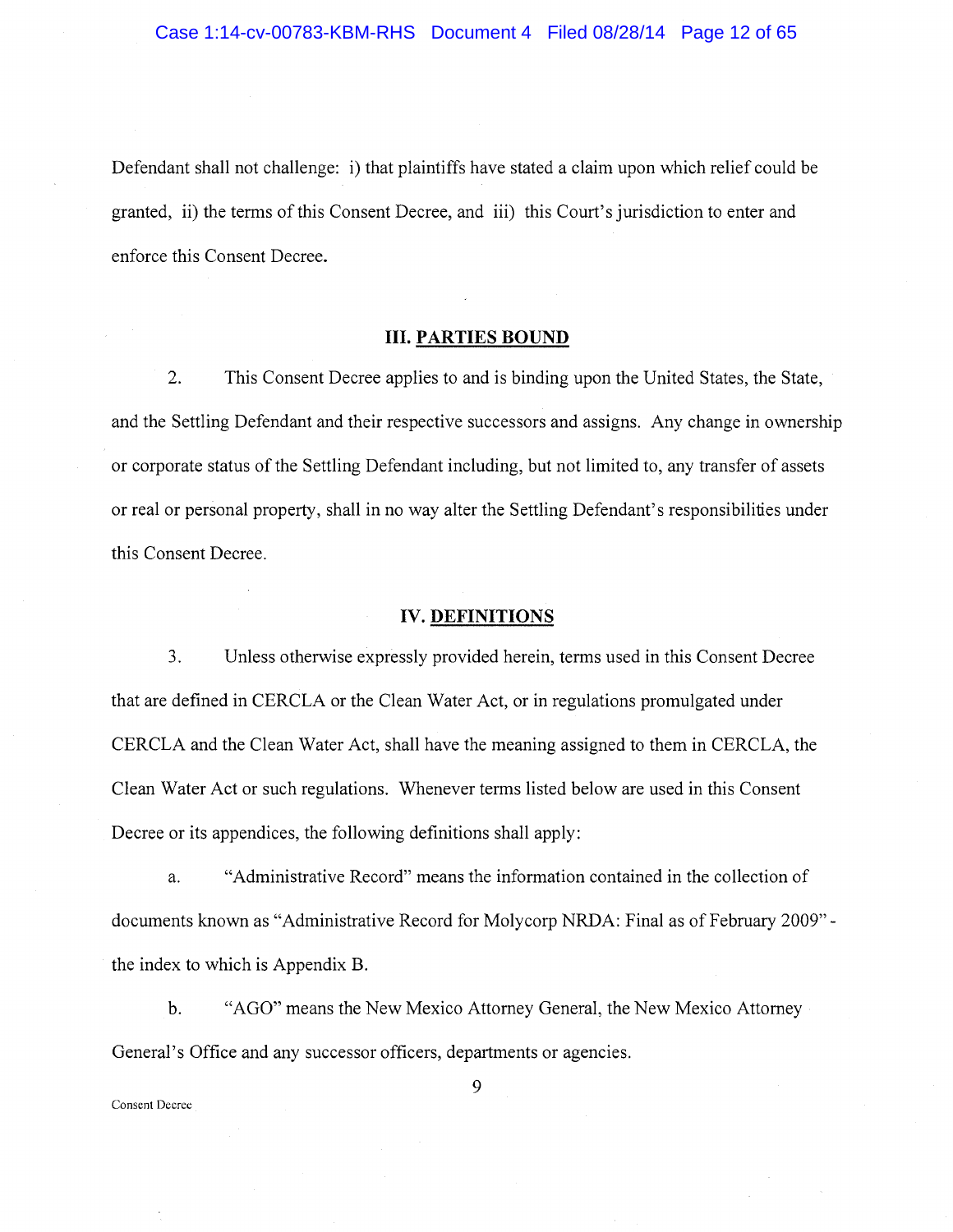Defendant shall not challenge: i) that plaintiffs have stated a claim upon which relief could be granted, ii) the terms of this Consent Decree, and iii) this Court's jurisdiction to enter and enforce this Consent Decree.

## III. PARTIES BOUND

2. This Consent Decree applies to and is binding upon the United States, the State, and the Settling Defendant and their respective successors and assigns. Any change in ownership or corporate status of the Settling Defendant including, but not limited to, any transfer of assets or real or personal property, shall in no way alter the Settling Defendant's responsibilities under this Consent Decree.

## IV. DEFINITIONS

3. Unless otherwise expressly provided herein, terms used in this Consent Decree that are defined in CERCLA or the Clean Water Act, or in regulations promulgated under CERCLA and the Clean Water Act, shall have the meaning assigned to them in CERCLA, the Clean Water Act or such regulations. Whenever terms listed below are used in this Consent Decree or its appendices, the following definitions shall apply:

a. "Administrative Record" means the information contained in the collection of documents known as "Administrative Record for Molycorp NRDA: Final as of February 2009" - the index to which is Appendix B.

b. "AGO" means the New Mexico Attorney General, the New Mexico Attorney General's Office and any successor officers, departments or agencies.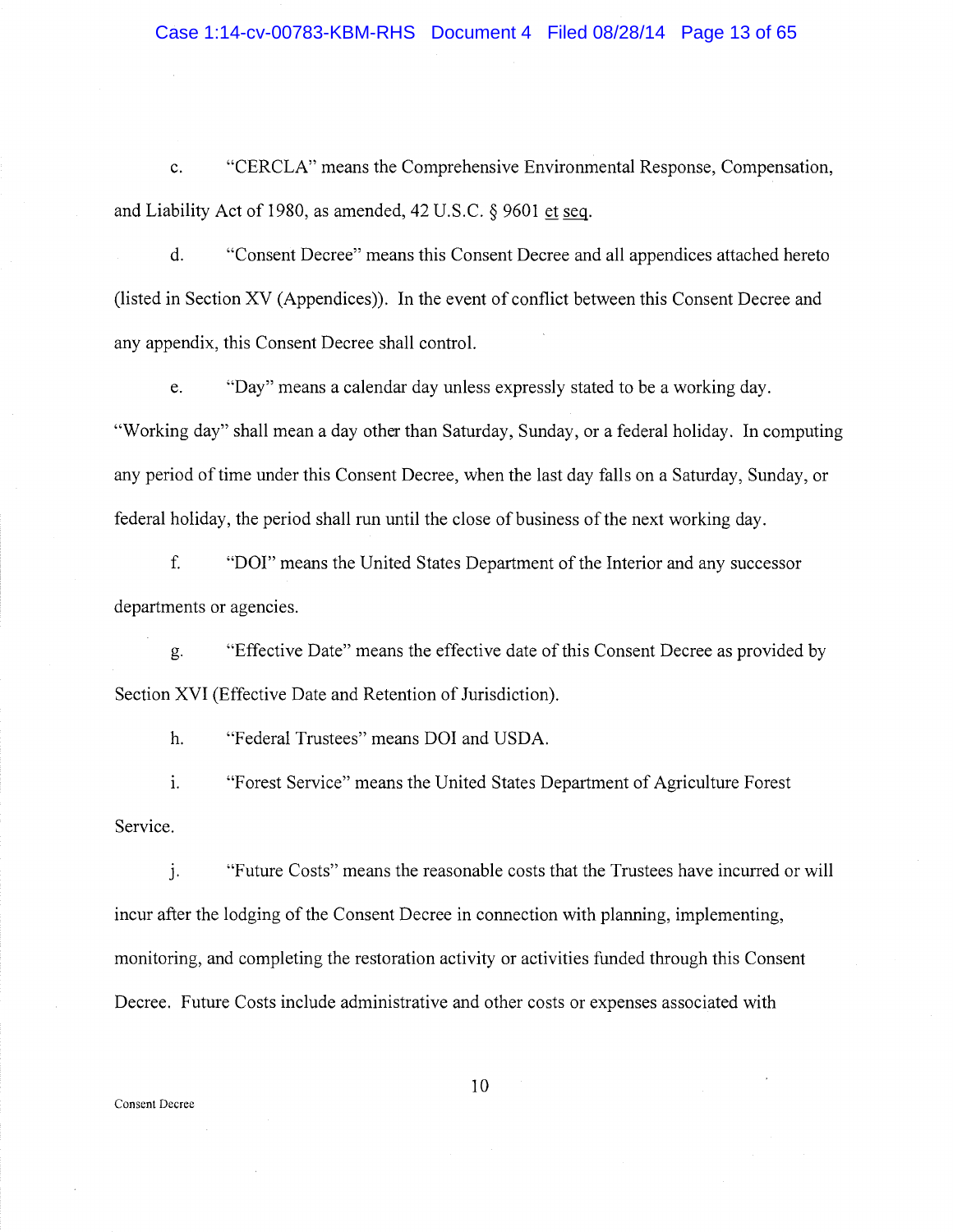c. "CERCLA" means the Comprehensive Environmental Response, Compensation, and Liability Act of 1980, as amended, 42 U.S.C. § 9601 et seq.

d. "Consent Decree" means this Consent Decree and all appendices attached hereto (listed in Section XV (Appendices)). In the event of conflict between this Consent Decree and any appendix, this Consent Decree shall control.

e. "Day" means a calendar day unless expressly stated to be a working day. "Working day" shall mean a day other than Saturday, Sunday, or a federal holiday. In computing any period of time under this Consent Decree, when the last day falls on a Saturday, Sunday, or federal holiday, the period shall run until the close of business of the next working day.

f. "DOI" means the United States Department of the Interior and any successor departments or agencies.

g. "Effective Date" means the effective date of this Consent Decree as provided by Section XVI (Effective Date and Retention of Jurisdiction).

h. "Federal Trustees" means DOI and USDA.

i. "Forest Service" means the United States Department of Agriculture Forest Service.

j. "Future Costs" means the reasonable costs that the Trustees have incurred or will incur after the lodging of the Consent Decree in connection with planning, implementing, monitoring, and completing the restoration activity or activities funded through this Consent Decree. Future Costs include administrative and other costs or expenses associated with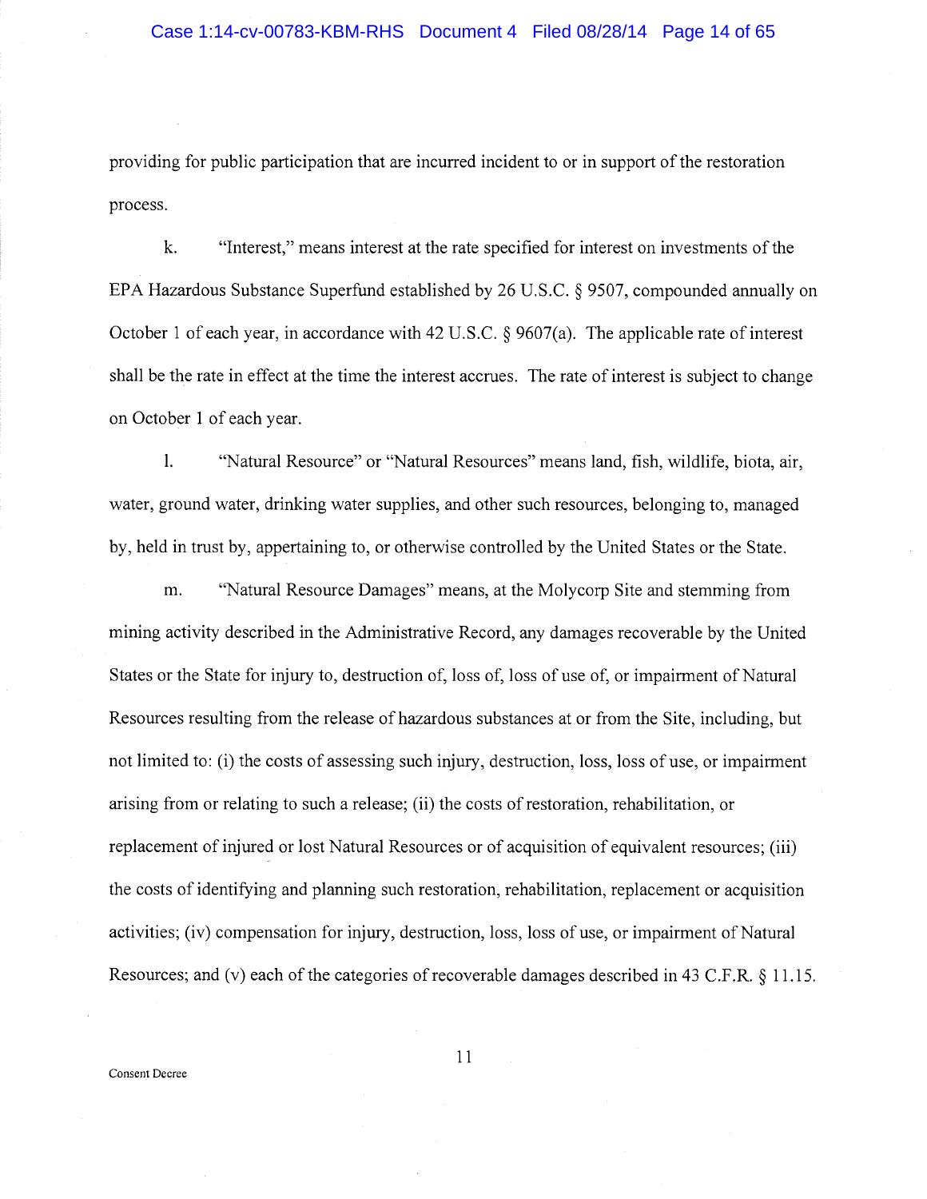providing for public participation that are incurred incident to or in support of the restoration process.

k. "Interest," means interest at the rate specified for interest on investments of the EPA Hazardous Substance Superfund established by 26 U.S.C. § 9507, compounded annually on October 1 of each year, in accordance with 42 U.S.C. § 9607(a). The applicable rate of interest shall be the rate in effect at the time the interest accrues. The rate of interest is subject to change on October 1 of each year.

l. "Natural Resource" or "Natural Resources" means land, fish, wildlife, biota, air, water, ground water, drinking water supplies, and other such resources, belonging to, managed by, held in trust by, appertaining to, or otherwise controlled by the United States or the State.

m. "Natural Resource Damages" means, at the Molycorp Site and stemming from mining activity described in the Administrative Record, any damages recoverable by the United States or the State for injury to, destruction of, loss of, loss of use of, or impairment of Natural Resources resulting from the release of hazardous substances at or from the Site, including, but not limited to: (i) the costs of assessing such injury, destruction, loss, loss of use, or impairment arising from or relating to such a release; (ii) the costs of restoration, rehabilitation, or replacement of injured or lost Natural Resources or of acquisition of equivalent resources; (iii) the costs of identifying and planning such restoration, rehabilitation, replacement or acquisition activities; (iv) compensation for injury, destruction, loss, loss of use, or impairment of Natural Resources; and (v) each of the categories of recoverable damages described in 43 C.F.R. § 11.15.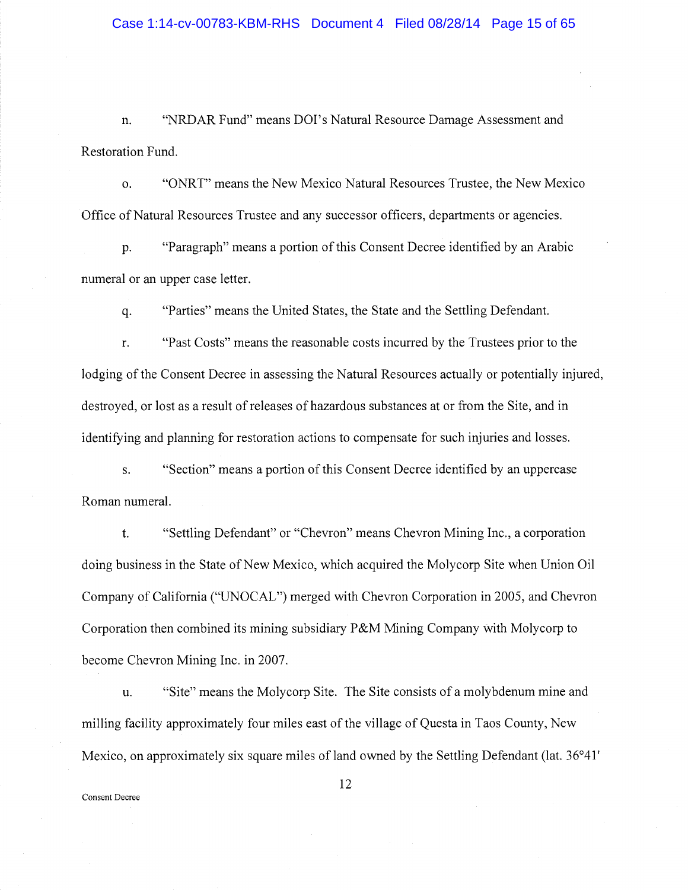n. "NRDAR Fund" means DOI's Natural Resource Damage Assessment and Restoration Fund.

o. "ONRT" means the New Mexico Natural Resources Trustee, the New Mexico Office of Natural Resources Trustee and any successor officers, departments or agencies.

p. "Paragraph" means a portion of this Consent Decree identified by an Arabic numeral or an upper case letter.

q. "Parties" means the United States, the State and the Settling Defendant.

r. "Past Costs" means the reasonable costs incurred by the Trustees prior to the lodging of the Consent Decree in assessing the Natural Resources actually or potentially injured, destroyed, or lost as a result of releases of hazardous substances at or from the Site, and in identifying and planning for restoration actions to compensate for such injuries and losses.

s. "Section" means a portion of this Consent Decree identified by an uppercase Roman numeral.

t. "Settling Defendant" or "Chevron" means Chevron Mining Inc., a corporation doing business in the State of New Mexico, which acquired the Molycorp Site when Union Oil Company of California ("UNOCAL") merged with Chevron Corporation in 2005, and Chevron Corporation then combined its mining subsidiary P&M Mining Company with Molycorp to become Chevron Mining Inc. in 2007.

u. "Site" means the Molycorp Site. The Site consists of a molybdenum mine and milling facility approximately four miles east of the village of Questa in Taos County, New Mexico, on approximately six square miles of land owned by the Settling Defendant (lat. 36°41'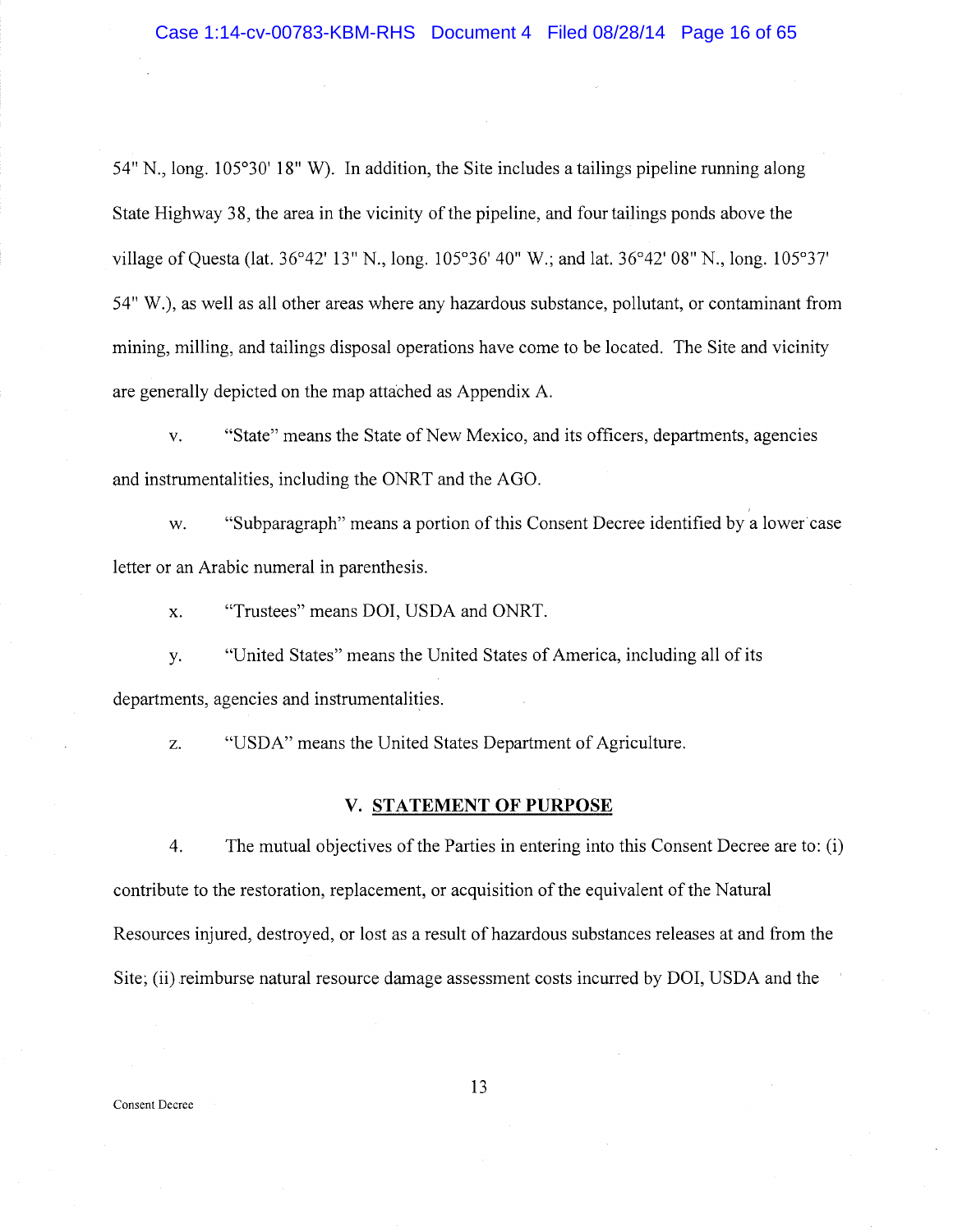54" N., long. 105°30' 18" W). In addition, the Site includes a tailings pipeline running along State Highway 38, the area in the vicinity of the pipeline, and four tailings ponds above the village of Questa (lat. 36°42' 13" N., long. 105°36' 40" W.; and lat. 36°42' 08" N., long. 105°37' 54" W.), as well as all other areas where any hazardous substance, pollutant, or contaminant from mining, milling, and tailings disposal operations have come to be located. The Site and vicinity are generally depicted on the map attached as Appendix A.

v. "State" means the State of New Mexico, and its officers, departments, agencies and instrumentalities, including the ONRT and the AGO.

w. "Subparagraph" means a portion of this Consent Decree identified by a lower case letter or an Arabic numeral in parenthesis.

x. "Trustees" means DOI, USDA and ONRT.

y. "United States" means the United States of America, including all of its departments, agencies and instrumentalities.

z. "USDA" means the United States Department of Agriculture.

## V. STATEMENT OF PURPOSE

4. The mutual objectives of the Parties in entering into this Consent Decree are to: (i) contribute to the restoration, replacement, or acquisition of the equivalent of the Natural Resources injured, destroyed, or lost as a result of hazardous substances releases at and from the Site; (ii) reimburse natural resource damage assessment costs incurred by DOI, USDA and the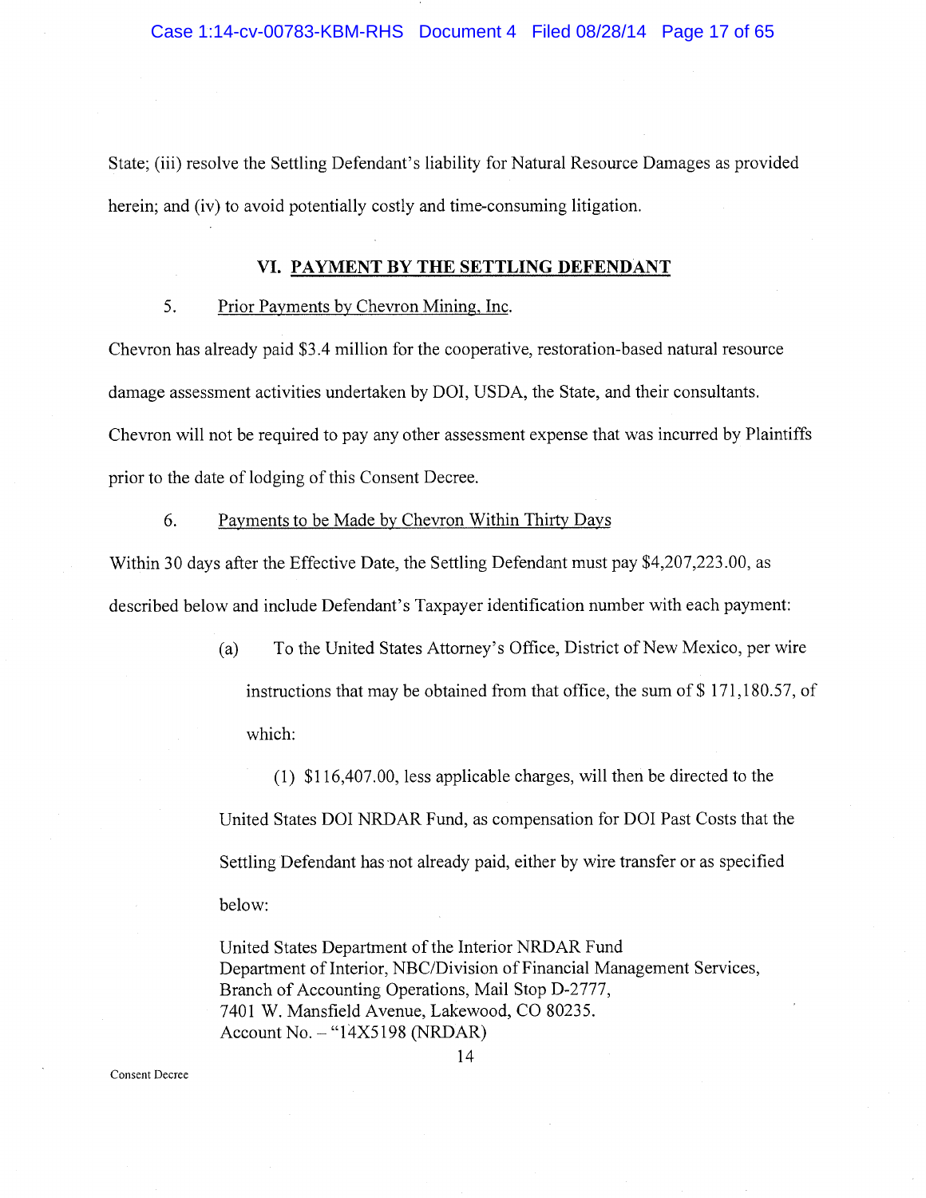State; (iii) resolve the Settling Defendant's liability for Natural Resource Damages as provided herein; and (iv) to avoid potentially costly and time-consuming litigation.

## VI. PAYMENT BY THE SETTLING DEFENDANT

5. Prior Payments by Chevron Mining, Inc.

Chevron has already paid $3.4 million for the cooperative, restoration-based natural resource damage assessment activities undertaken by DOI, USDA, the State, and their consultants. Chevron will not be required to pay any other assessment expense that was incurred by Plaintiffs prior to the date of lodging of this Consent Decree.

6. Payments to be Made by Chevron Within Thirty Days

Within 30 days after the Effective Date, the Settling Defendant must pay $4,207,223.00, as described below and include Defendant's Taxpayer identification number with each payment:

(a) To the United States Attorney's Office, District of New Mexico, per wire instructions that may be obtained from that office, the sum of $ 171,180.57, of which:

(1) $116,407.00, less applicable charges, will then be directed to the United States DOI NRDAR Fund, as compensation for DOI Past Costs that the Settling Defendant has not already paid, either by wire transfer or as specified below:

United States Department of the Interior NRDAR Fund
Department of Interior, NBC/Division of Financial Management Services,
Branch of Accounting Operations, Mail Stop D-2777,
7401 W. Mansfield Avenue, Lakewood, CO 80235.
Account No. – "14X5198 (NRDAR)

Consent Decree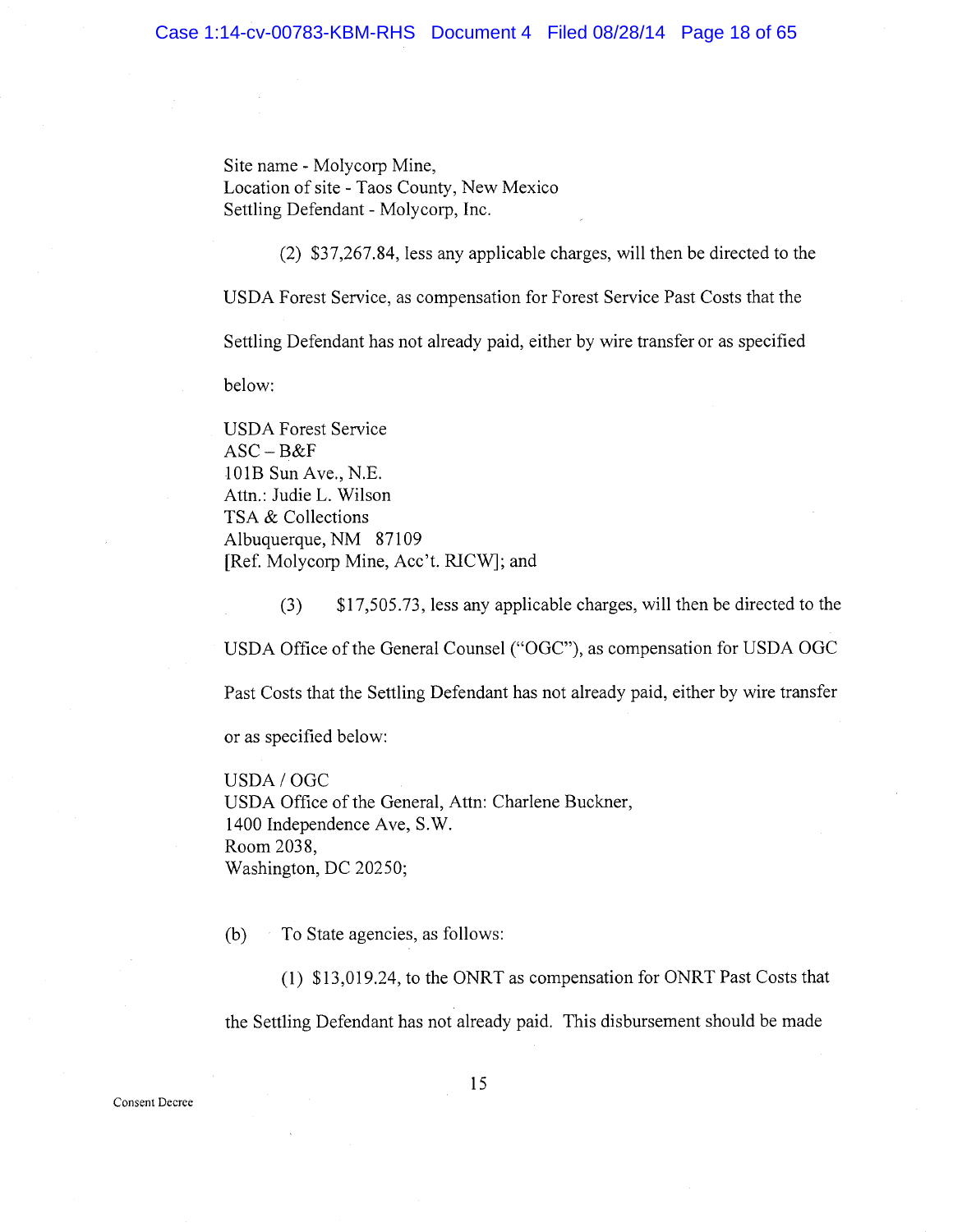Site name - Molycorp Mine,
Location of site - Taos County, New Mexico
Settling Defendant - Molycorp, Inc.

(2) $37,267.84, less any applicable charges, will then be directed to the USDA Forest Service, as compensation for Forest Service Past Costs that the Settling Defendant has not already paid, either by wire transfer or as specified below:

USDA Forest Service
ASC – B&F
101B Sun Ave., N.E.
Attn.: Judie L. Wilson
TSA & Collections
Albuquerque, NM 87109
[Ref. Molycorp Mine, Acc't. RICW]; and

(3) $17,505.73, less any applicable charges, will then be directed to the USDA Office of the General Counsel ("OGC"), as compensation for USDA OGC Past Costs that the Settling Defendant has not already paid, either by wire transfer or as specified below:

USDA / OGC
USDA Office of the General, Attn: Charlene Buckner,
1400 Independence Ave, S.W.
Room 2038,
Washington, DC 20250;

(b) To State agencies, as follows:

(1) $13,019.24, to the ONRT as compensation for ONRT Past Costs that the Settling Defendant has not already paid. This disbursement should be made

Consent Decree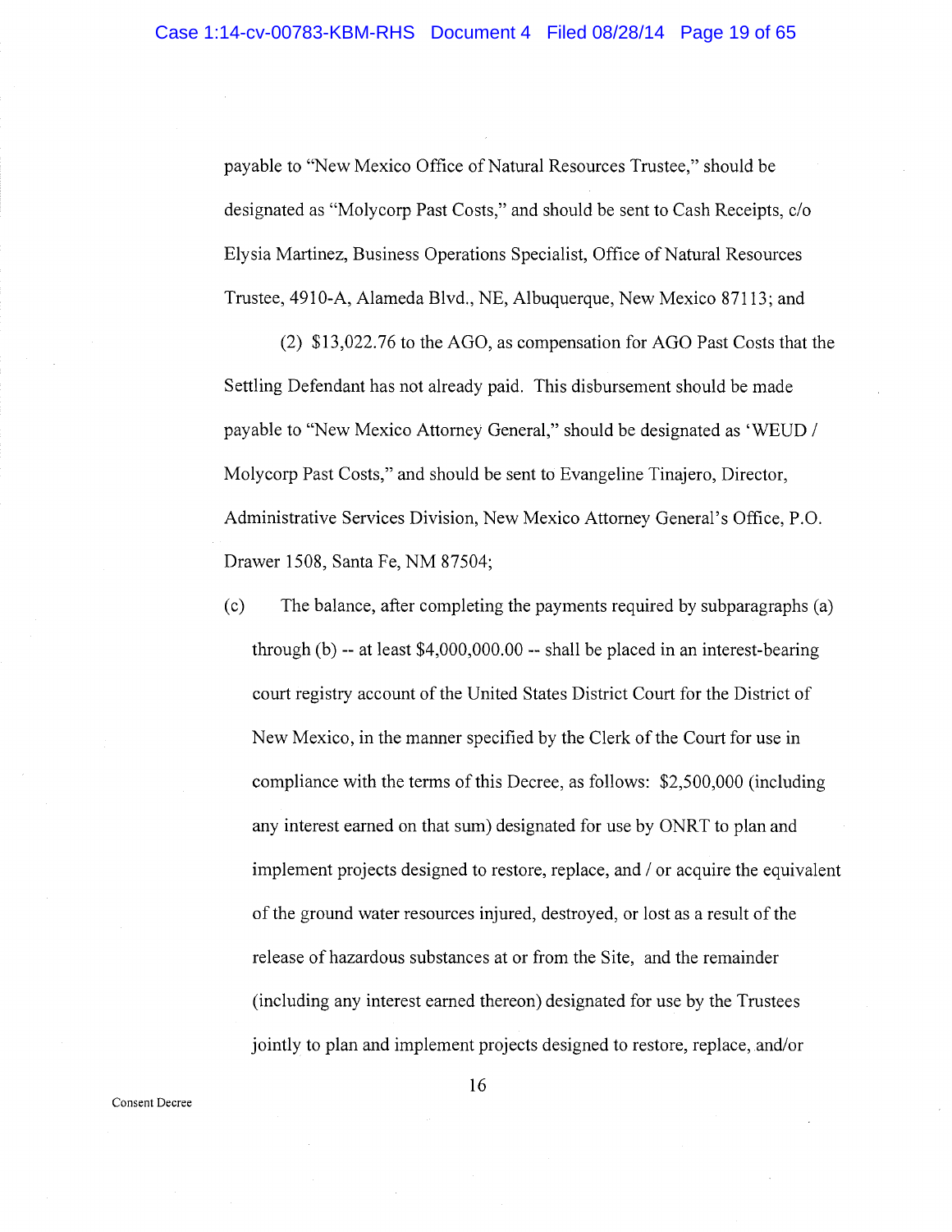payable to "New Mexico Office of Natural Resources Trustee," should be designated as "Molycorp Past Costs," and should be sent to Cash Receipts, c/o Elysia Martinez, Business Operations Specialist, Office of Natural Resources Trustee, 4910-A, Alameda Blvd., NE, Albuquerque, New Mexico 87113; and

(2) $13,022.76 to the AGO, as compensation for AGO Past Costs that the Settling Defendant has not already paid. This disbursement should be made payable to "New Mexico Attorney General," should be designated as 'WEUD / Molycorp Past Costs," and should be sent to Evangeline Tinajero, Director, Administrative Services Division, New Mexico Attorney General's Office, P.O. Drawer 1508, Santa Fe, NM 87504;

(c) The balance, after completing the payments required by subparagraphs (a) through (b) -- at least $4,000,000.00 -- shall be placed in an interest-bearing court registry account of the United States District Court for the District of New Mexico, in the manner specified by the Clerk of the Court for use in compliance with the terms of this Decree, as follows: $2,500,000 (including any interest earned on that sum) designated for use by ONRT to plan and implement projects designed to restore, replace, and / or acquire the equivalent of the ground water resources injured, destroyed, or lost as a result of the release of hazardous substances at or from the Site, and the remainder (including any interest earned thereon) designated for use by the Trustees jointly to plan and implement projects designed to restore, replace, and/or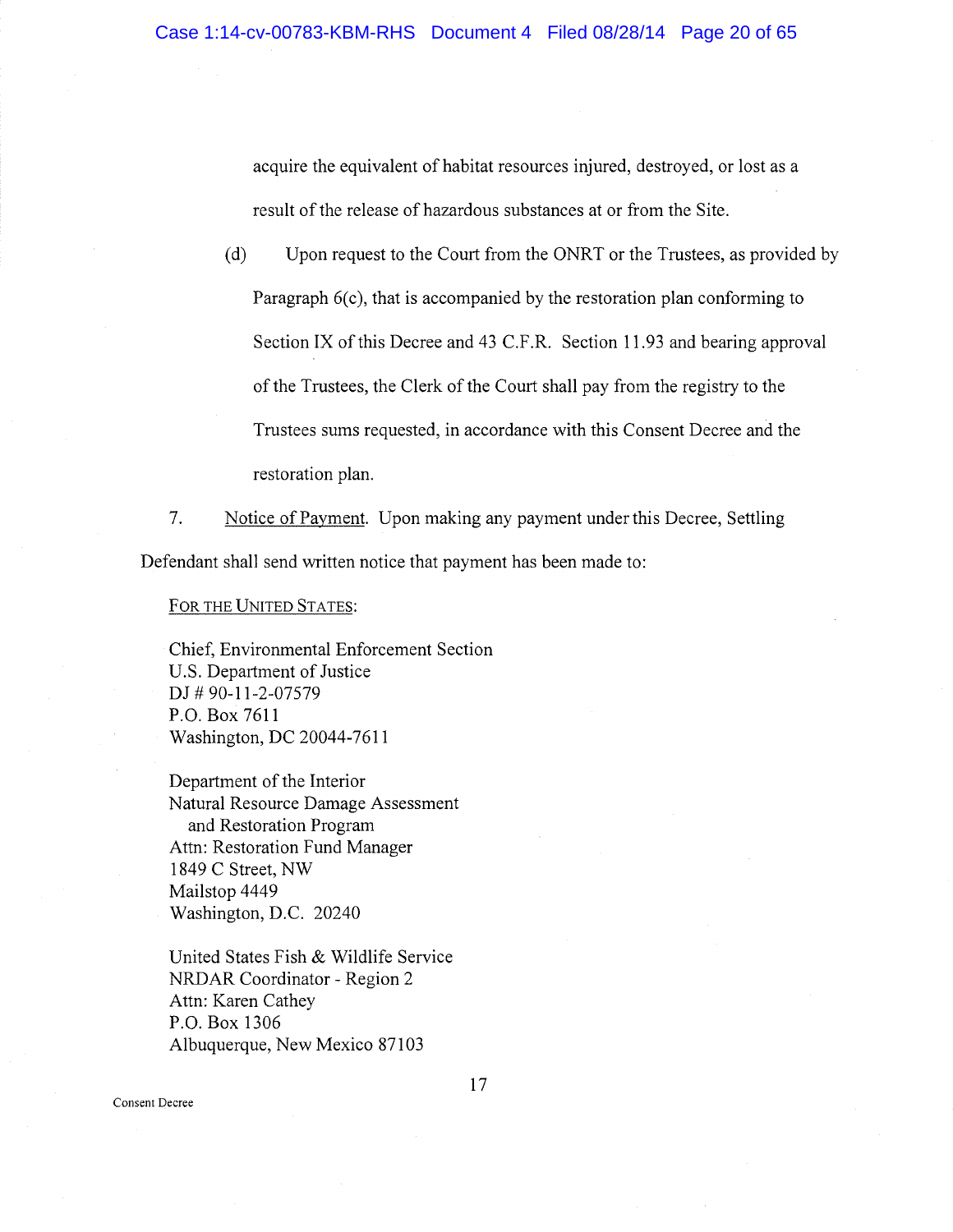acquire the equivalent of habitat resources injured, destroyed, or lost as a result of the release of hazardous substances at or from the Site.

(d) Upon request to the Court from the ONRT or the Trustees, as provided by Paragraph 6(c), that is accompanied by the restoration plan conforming to Section IX of this Decree and 43 C.F.R. Section 11.93 and bearing approval of the Trustees, the Clerk of the Court shall pay from the registry to the Trustees sums requested, in accordance with this Consent Decree and the restoration plan.

7. Notice of Payment. Upon making any payment under this Decree, Settling Defendant shall send written notice that payment has been made to:

FOR THE UNITED STATES:

Chief, Environmental Enforcement Section
U.S. Department of Justice
DJ # 90-11-2-07579
P.O. Box 7611
Washington, DC 20044-7611

Department of the Interior
Natural Resource Damage Assessment
and Restoration Program
Attn: Restoration Fund Manager
1849 C Street, NW
Mailstop 4449
Washington, D.C. 20240

United States Fish & Wildlife Service
NRDAR Coordinator - Region 2
Attn: Karen Cathey
P.O. Box 1306
Albuquerque, New Mexico 87103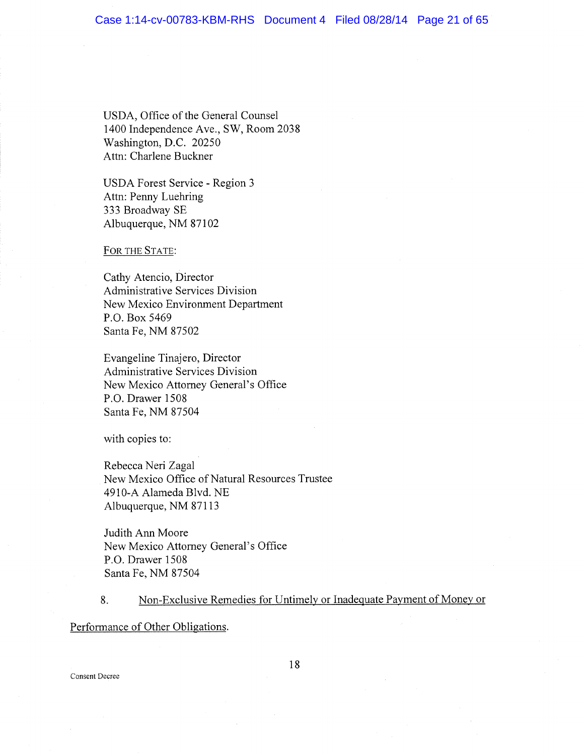USDA, Office of the General Counsel
1400 Independence Ave., SW, Room 2038
Washington, D.C. 20250
Attn: Charlene Buckner

USDA Forest Service - Region 3
Attn: Penny Luehring
333 Broadway SE
Albuquerque, NM 87102

<u>FOR THE STATE</u>:

Cathy Atencio, Director
Administrative Services Division
New Mexico Environment Department
P.O. Box 5469
Santa Fe, NM 87502

Evangeline Tinajero, Director
Administrative Services Division
New Mexico Attorney General's Office
P.O. Drawer 1508
Santa Fe, NM 87504

with copies to:

Rebecca Neri Zagal
New Mexico Office of Natural Resources Trustee
4910-A Alameda Blvd. NE
Albuquerque, NM 87113

Judith Ann Moore
New Mexico Attorney General's Office
P.O. Drawer 1508
Santa Fe, NM 87504

8. <u>Non-Exclusive Remedies for Untimely or Inadequate Payment of Money or Performance of Other Obligations</u>.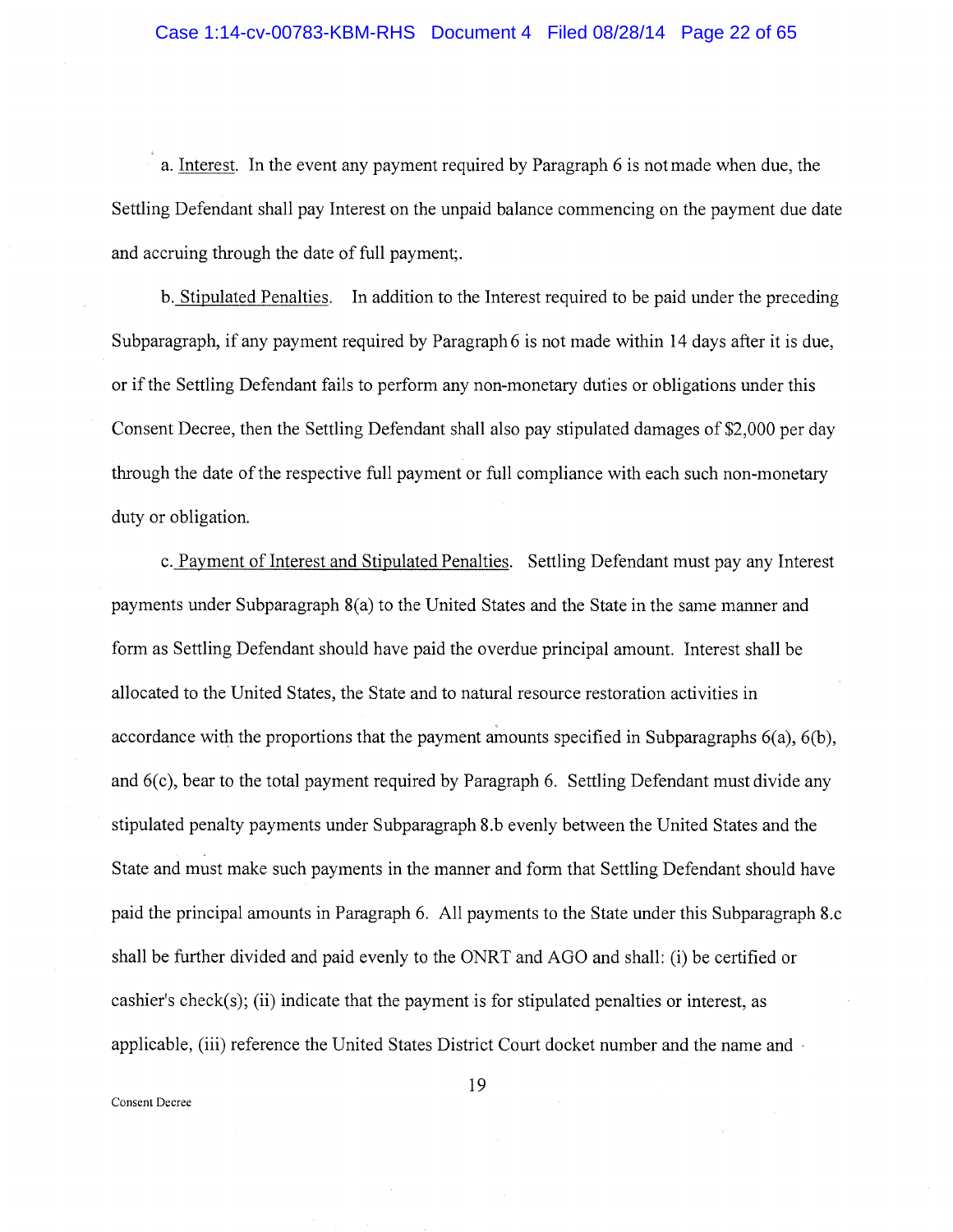a. Interest. In the event any payment required by Paragraph 6 is not made when due, the Settling Defendant shall pay Interest on the unpaid balance commencing on the payment due date and accruing through the date of full payment;.

b. Stipulated Penalties. In addition to the Interest required to be paid under the preceding Subparagraph, if any payment required by Paragraph 6 is not made within 14 days after it is due, or if the Settling Defendant fails to perform any non-monetary duties or obligations under this Consent Decree, then the Settling Defendant shall also pay stipulated damages of $2,000 per day through the date of the respective full payment or full compliance with each such non-monetary duty or obligation.

c. Payment of Interest and Stipulated Penalties. Settling Defendant must pay any Interest payments under Subparagraph 8(a) to the United States and the State in the same manner and form as Settling Defendant should have paid the overdue principal amount. Interest shall be allocated to the United States, the State and to natural resource restoration activities in accordance with the proportions that the payment amounts specified in Subparagraphs 6(a), 6(b), and 6(c), bear to the total payment required by Paragraph 6. Settling Defendant must divide any stipulated penalty payments under Subparagraph 8.b evenly between the United States and the State and must make such payments in the manner and form that Settling Defendant should have paid the principal amounts in Paragraph 6. All payments to the State under this Subparagraph 8.c shall be further divided and paid evenly to the ONRT and AGO and shall: (i) be certified or cashier's check(s); (ii) indicate that the payment is for stipulated penalties or interest, as applicable, (iii) reference the United States District Court docket number and the name and

Consent Decree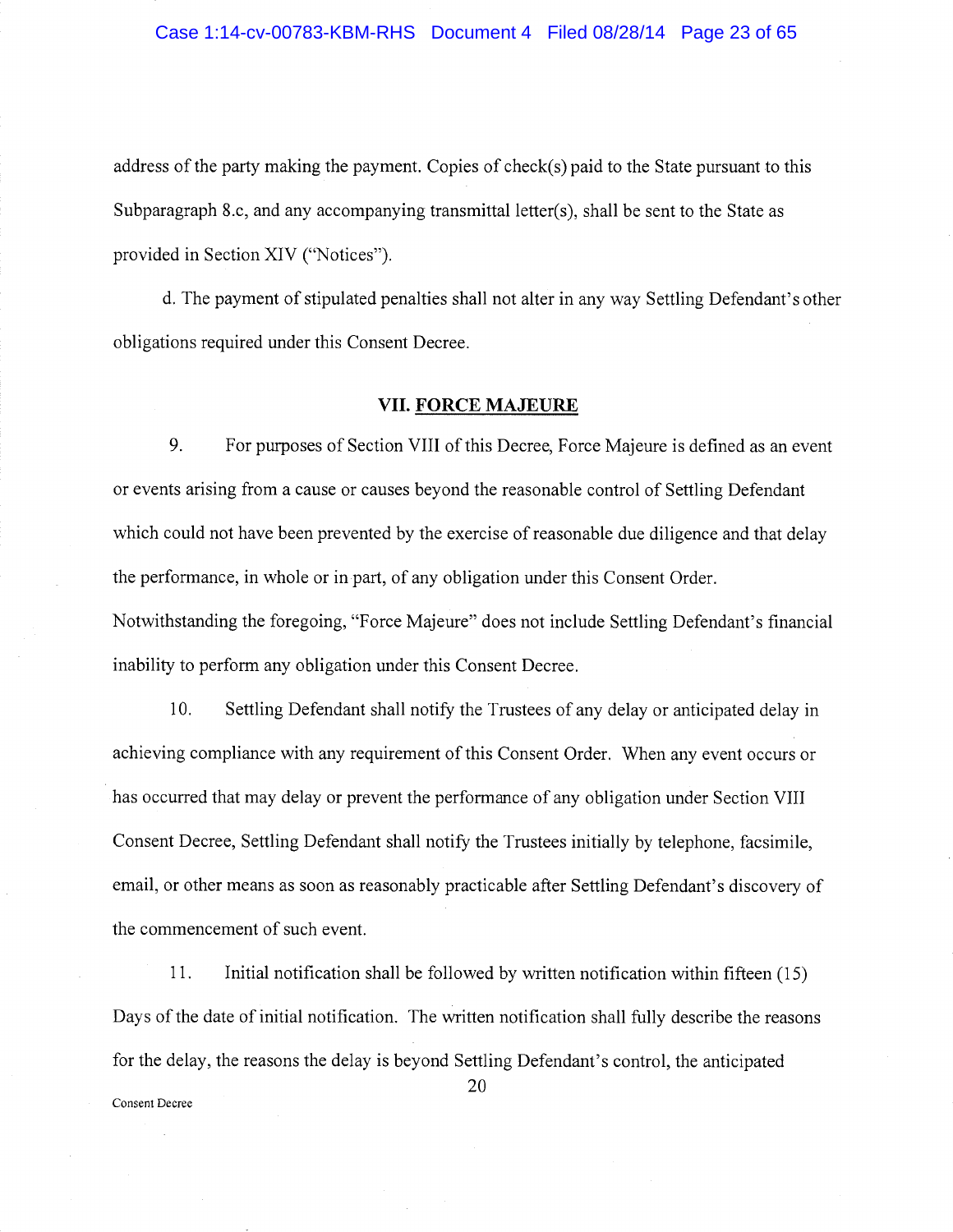address of the party making the payment. Copies of check(s) paid to the State pursuant to this Subparagraph 8.c, and any accompanying transmittal letter(s), shall be sent to the State as provided in Section XIV ("Notices").

d. The payment of stipulated penalties shall not alter in any way Settling Defendant's other obligations required under this Consent Decree.

## VII. FORCE MAJEURE

9. For purposes of Section VIII of this Decree, Force Majeure is defined as an event or events arising from a cause or causes beyond the reasonable control of Settling Defendant which could not have been prevented by the exercise of reasonable due diligence and that delay the performance, in whole or in part, of any obligation under this Consent Order. Notwithstanding the foregoing, "Force Majeure" does not include Settling Defendant's financial inability to perform any obligation under this Consent Decree.

10. Settling Defendant shall notify the Trustees of any delay or anticipated delay in achieving compliance with any requirement of this Consent Order. When any event occurs or has occurred that may delay or prevent the performance of any obligation under Section VIII Consent Decree, Settling Defendant shall notify the Trustees initially by telephone, facsimile, email, or other means as soon as reasonably practicable after Settling Defendant's discovery of the commencement of such event.

11. Initial notification shall be followed by written notification within fifteen (15) Days of the date of initial notification. The written notification shall fully describe the reasons for the delay, the reasons the delay is beyond Settling Defendant's control, the anticipated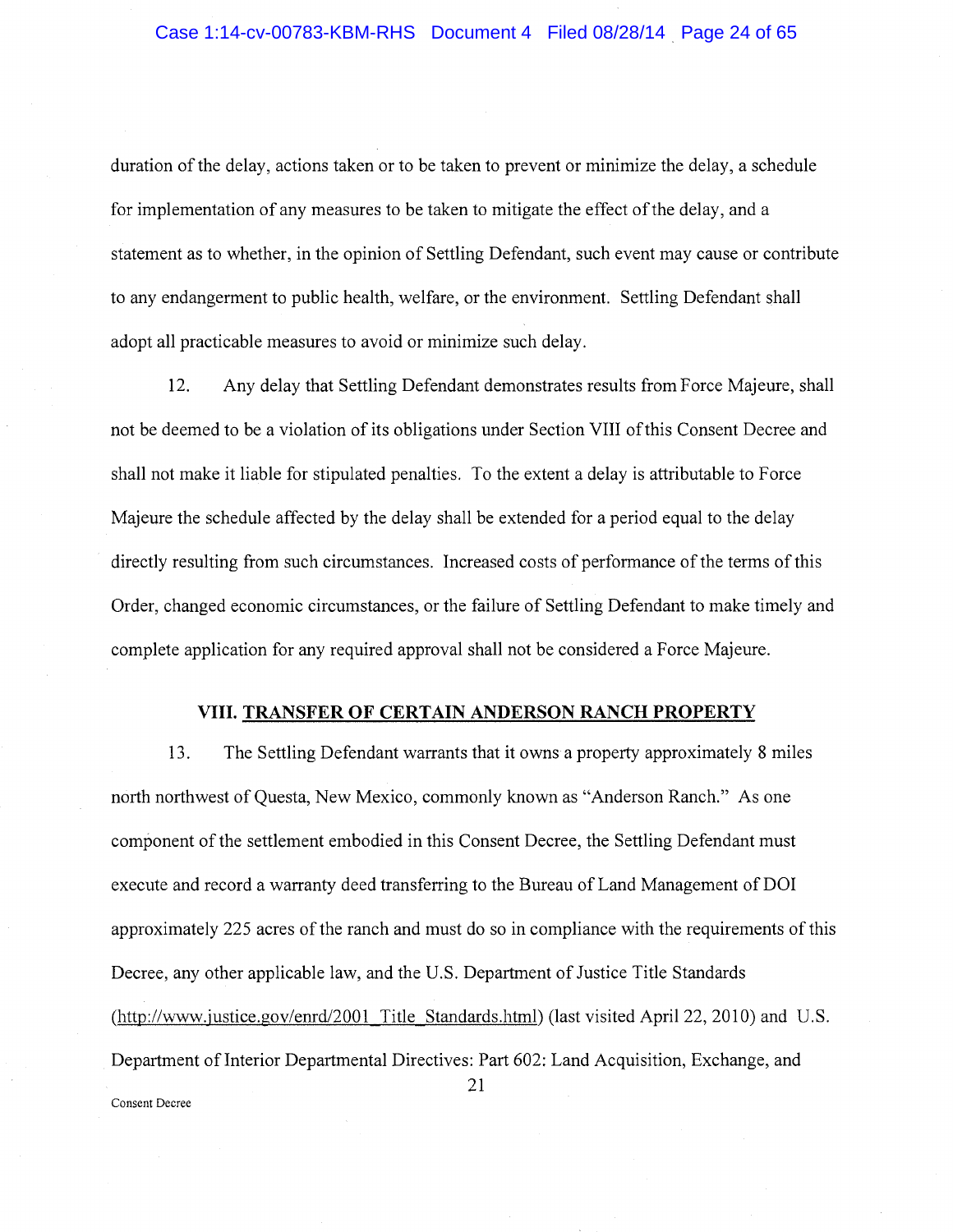duration of the delay, actions taken or to be taken to prevent or minimize the delay, a schedule for implementation of any measures to be taken to mitigate the effect of the delay, and a statement as to whether, in the opinion of Settling Defendant, such event may cause or contribute to any endangerment to public health, welfare, or the environment. Settling Defendant shall adopt all practicable measures to avoid or minimize such delay.

12. Any delay that Settling Defendant demonstrates results from Force Majeure, shall not be deemed to be a violation of its obligations under Section VIII of this Consent Decree and shall not make it liable for stipulated penalties. To the extent a delay is attributable to Force Majeure the schedule affected by the delay shall be extended for a period equal to the delay directly resulting from such circumstances. Increased costs of performance of the terms of this Order, changed economic circumstances, or the failure of Settling Defendant to make timely and complete application for any required approval shall not be considered a Force Majeure.

## VIII. TRANSFER OF CERTAIN ANDERSON RANCH PROPERTY

13. The Settling Defendant warrants that it owns a property approximately 8 miles north northwest of Questa, New Mexico, commonly known as "Anderson Ranch." As one component of the settlement embodied in this Consent Decree, the Settling Defendant must execute and record a warranty deed transferring to the Bureau of Land Management of DOI approximately 225 acres of the ranch and must do so in compliance with the requirements of this Decree, any other applicable law, and the U.S. Department of Justice Title Standards (http://www.justice.gov/enrd/2001_Title_Standards.html) (last visited April 22, 2010) and U.S. Department of Interior Departmental Directives: Part 602: Land Acquisition, Exchange, and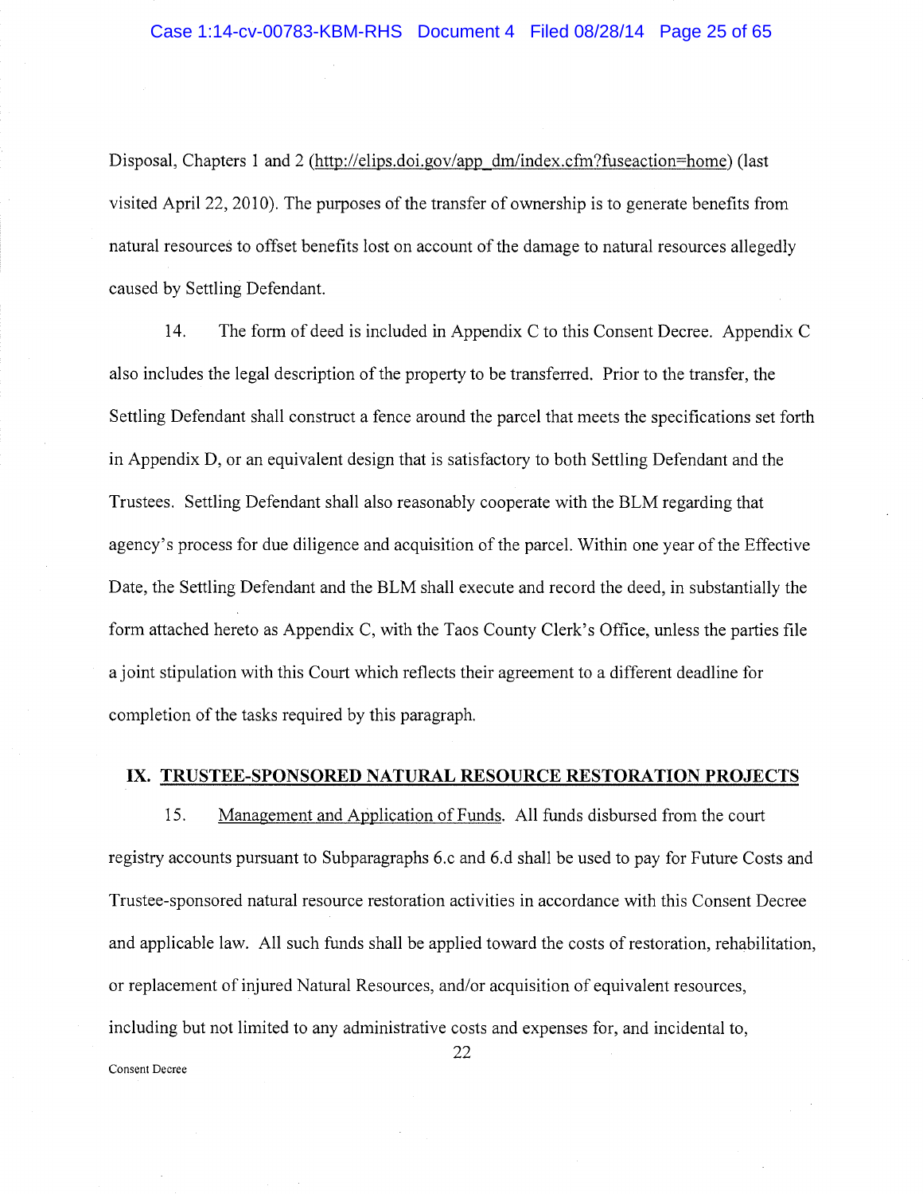Disposal, Chapters 1 and 2 (http://elips.doi.gov/app_dm/index.cfm?fuseaction=home) (last visited April 22, 2010). The purposes of the transfer of ownership is to generate benefits from natural resources to offset benefits lost on account of the damage to natural resources allegedly caused by Settling Defendant.

14. The form of deed is included in Appendix C to this Consent Decree. Appendix C also includes the legal description of the property to be transferred. Prior to the transfer, the Settling Defendant shall construct a fence around the parcel that meets the specifications set forth in Appendix D, or an equivalent design that is satisfactory to both Settling Defendant and the Trustees. Settling Defendant shall also reasonably cooperate with the BLM regarding that agency's process for due diligence and acquisition of the parcel. Within one year of the Effective Date, the Settling Defendant and the BLM shall execute and record the deed, in substantially the form attached hereto as Appendix C, with the Taos County Clerk's Office, unless the parties file a joint stipulation with this Court which reflects their agreement to a different deadline for completion of the tasks required by this paragraph.

## IX. TRUSTEE-SPONSORED NATURAL RESOURCE RESTORATION PROJECTS

15. Management and Application of Funds. All funds disbursed from the court registry accounts pursuant to Subparagraphs 6.c and 6.d shall be used to pay for Future Costs and Trustee-sponsored natural resource restoration activities in accordance with this Consent Decree and applicable law. All such funds shall be applied toward the costs of restoration, rehabilitation, or replacement of injured Natural Resources, and/or acquisition of equivalent resources, including but not limited to any administrative costs and expenses for, and incidental to,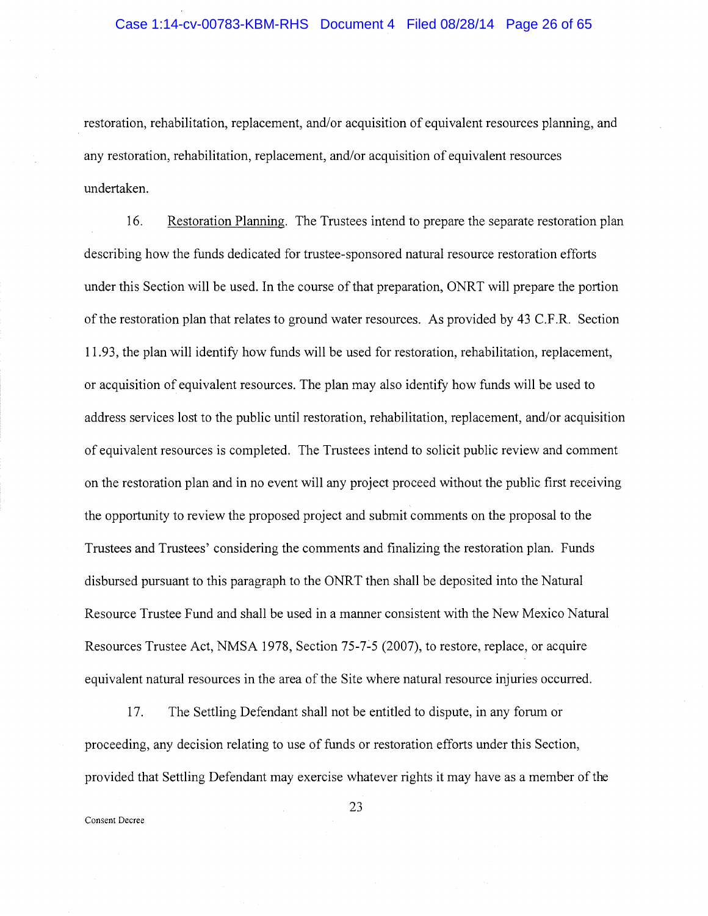restoration, rehabilitation, replacement, and/or acquisition of equivalent resources planning, and any restoration, rehabilitation, replacement, and/or acquisition of equivalent resources undertaken.

16. Restoration Planning. The Trustees intend to prepare the separate restoration plan describing how the funds dedicated for trustee-sponsored natural resource restoration efforts under this Section will be used. In the course of that preparation, ONRT will prepare the portion of the restoration plan that relates to ground water resources. As provided by 43 C.F.R. Section 11.93, the plan will identify how funds will be used for restoration, rehabilitation, replacement, or acquisition of equivalent resources. The plan may also identify how funds will be used to address services lost to the public until restoration, rehabilitation, replacement, and/or acquisition of equivalent resources is completed. The Trustees intend to solicit public review and comment on the restoration plan and in no event will any project proceed without the public first receiving the opportunity to review the proposed project and submit comments on the proposal to the Trustees and Trustees' considering the comments and finalizing the restoration plan. Funds disbursed pursuant to this paragraph to the ONRT then shall be deposited into the Natural Resource Trustee Fund and shall be used in a manner consistent with the New Mexico Natural Resources Trustee Act, NMSA 1978, Section 75-7-5 (2007), to restore, replace, or acquire equivalent natural resources in the area of the Site where natural resource injuries occurred.

17. The Settling Defendant shall not be entitled to dispute, in any forum or proceeding, any decision relating to use of funds or restoration efforts under this Section, provided that Settling Defendant may exercise whatever rights it may have as a member of the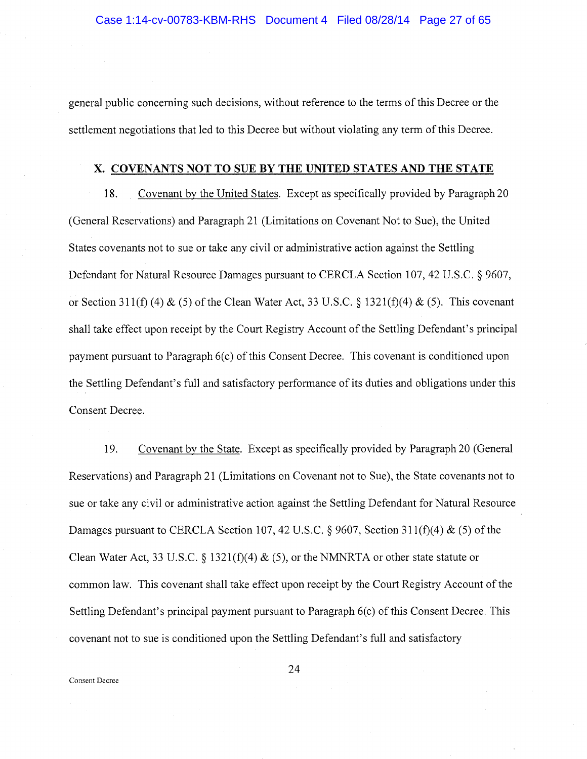general public concerning such decisions, without reference to the terms of this Decree or the settlement negotiations that led to this Decree but without violating any term of this Decree.

## X. COVENANTS NOT TO SUE BY THE UNITED STATES AND THE STATE

18. Covenant by the United States. Except as specifically provided by Paragraph 20 (General Reservations) and Paragraph 21 (Limitations on Covenant Not to Sue), the United States covenants not to sue or take any civil or administrative action against the Settling Defendant for Natural Resource Damages pursuant to CERCLA Section 107, 42 U.S.C. § 9607, or Section 311(f) (4) & (5) of the Clean Water Act, 33 U.S.C. § 1321(f)(4) & (5). This covenant shall take effect upon receipt by the Court Registry Account of the Settling Defendant's principal payment pursuant to Paragraph 6(c) of this Consent Decree. This covenant is conditioned upon the Settling Defendant's full and satisfactory performance of its duties and obligations under this Consent Decree.

19. Covenant by the State. Except as specifically provided by Paragraph 20 (General Reservations) and Paragraph 21 (Limitations on Covenant not to Sue), the State covenants not to sue or take any civil or administrative action against the Settling Defendant for Natural Resource Damages pursuant to CERCLA Section 107, 42 U.S.C. § 9607, Section 311(f)(4) & (5) of the Clean Water Act, 33 U.S.C. § 1321(f)(4) & (5), or the NMNRTA or other state statute or common law. This covenant shall take effect upon receipt by the Court Registry Account of the Settling Defendant's principal payment pursuant to Paragraph 6(c) of this Consent Decree. This covenant not to sue is conditioned upon the Settling Defendant's full and satisfactory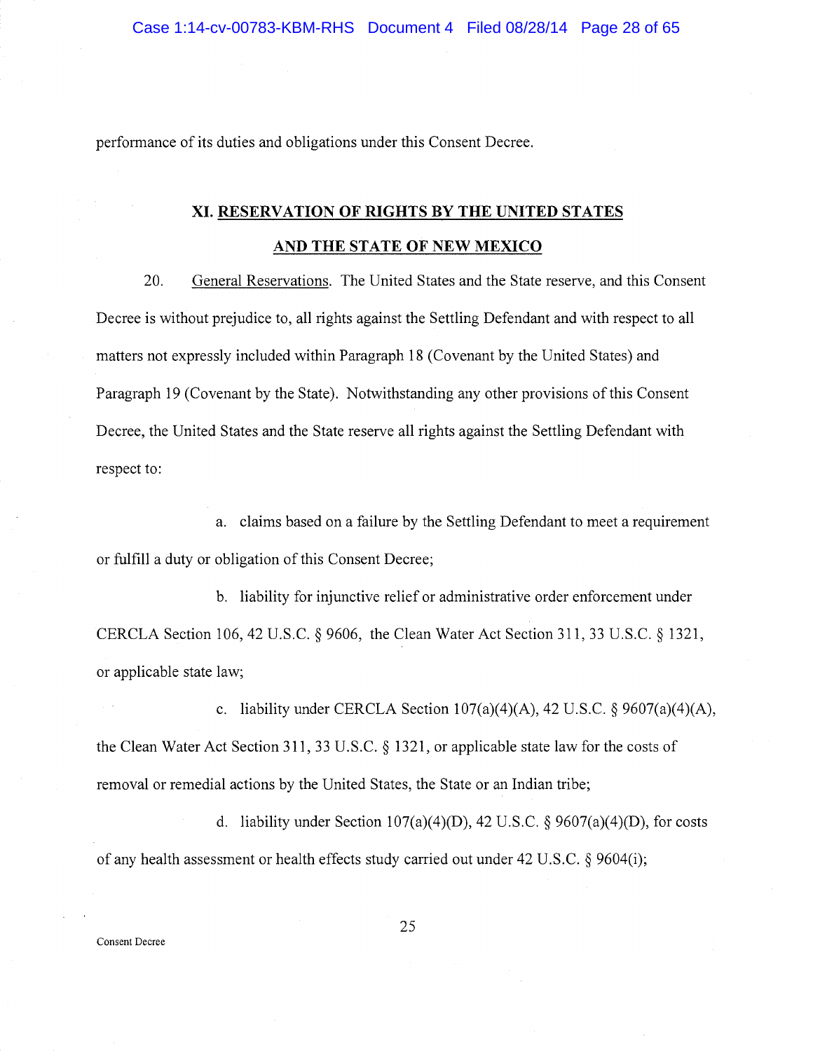performance of its duties and obligations under this Consent Decree.

## XI. RESERVATION OF RIGHTS BY THE UNITED STATES AND THE STATE OF NEW MEXICO

20. General Reservations. The United States and the State reserve, and this Consent Decree is without prejudice to, all rights against the Settling Defendant and with respect to all matters not expressly included within Paragraph 18 (Covenant by the United States) and Paragraph 19 (Covenant by the State). Notwithstanding any other provisions of this Consent Decree, the United States and the State reserve all rights against the Settling Defendant with respect to:

a. claims based on a failure by the Settling Defendant to meet a requirement or fulfill a duty or obligation of this Consent Decree;

b. liability for injunctive relief or administrative order enforcement under CERCLA Section 106, 42 U.S.C. § 9606, the Clean Water Act Section 311, 33 U.S.C. § 1321, or applicable state law;

c. liability under CERCLA Section 107(a)(4)(A), 42 U.S.C. § 9607(a)(4)(A), the Clean Water Act Section 311, 33 U.S.C. § 1321, or applicable state law for the costs of removal or remedial actions by the United States, the State or an Indian tribe;

d. liability under Section 107(a)(4)(D), 42 U.S.C. § 9607(a)(4)(D), for costs of any health assessment or health effects study carried out under 42 U.S.C. § 9604(i);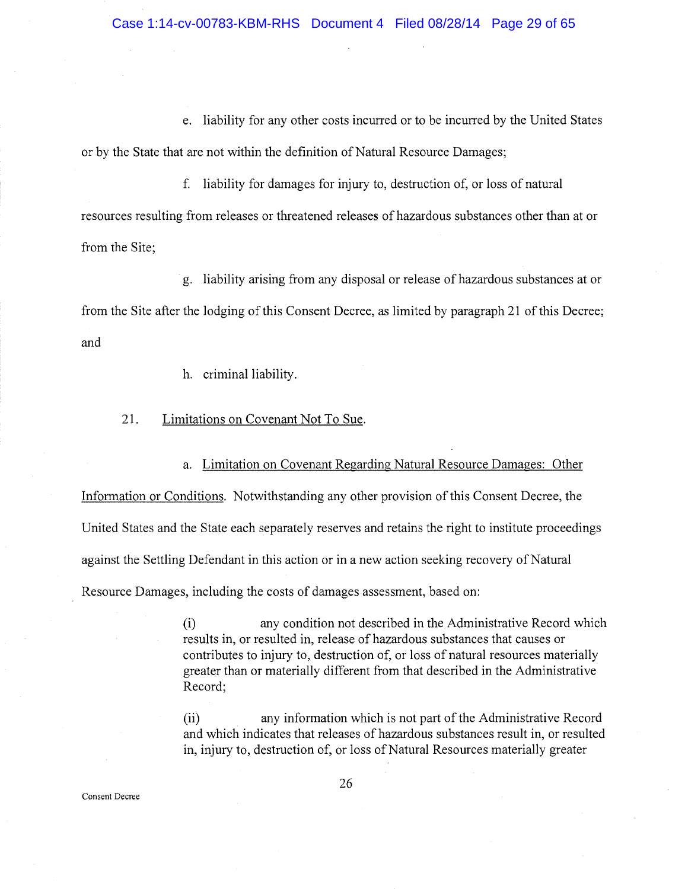e. liability for any other costs incurred or to be incurred by the United States or by the State that are not within the definition of Natural Resource Damages;

f. liability for damages for injury to, destruction of, or loss of natural resources resulting from releases or threatened releases of hazardous substances other than at or from the Site;

g. liability arising from any disposal or release of hazardous substances at or from the Site after the lodging of this Consent Decree, as limited by paragraph 21 of this Decree; and

h. criminal liability.

21. Limitations on Covenant Not To Sue.

a. Limitation on Covenant Regarding Natural Resource Damages: Other Information or Conditions. Notwithstanding any other provision of this Consent Decree, the United States and the State each separately reserves and retains the right to institute proceedings against the Settling Defendant in this action or in a new action seeking recovery of Natural Resource Damages, including the costs of damages assessment, based on:

> (i) any condition not described in the Administrative Record which results in, or resulted in, release of hazardous substances that causes or contributes to injury to, destruction of, or loss of natural resources materially greater than or materially different from that described in the Administrative Record;
>
> (ii) any information which is not part of the Administrative Record and which indicates that releases of hazardous substances result in, or resulted in, injury to, destruction of, or loss of Natural Resources materially greater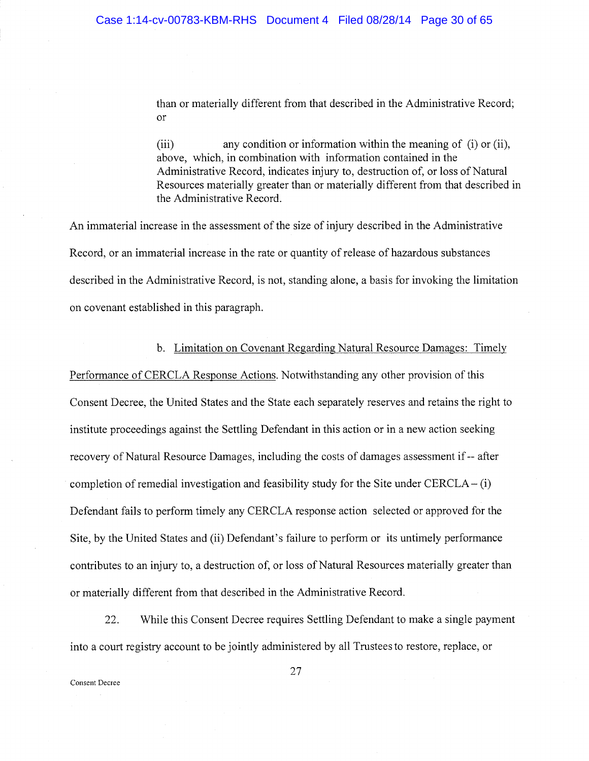than or materially different from that described in the Administrative Record; or

(iii) any condition or information within the meaning of (i) or (ii), above, which, in combination with information contained in the Administrative Record, indicates injury to, destruction of, or loss of Natural Resources materially greater than or materially different from that described in the Administrative Record.

An immaterial increase in the assessment of the size of injury described in the Administrative Record, or an immaterial increase in the rate or quantity of release of hazardous substances described in the Administrative Record, is not, standing alone, a basis for invoking the limitation on covenant established in this paragraph.

b. Limitation on Covenant Regarding Natural Resource Damages: Timely Performance of CERCLA Response Actions. Notwithstanding any other provision of this Consent Decree, the United States and the State each separately reserves and retains the right to institute proceedings against the Settling Defendant in this action or in a new action seeking recovery of Natural Resource Damages, including the costs of damages assessment if -- after completion of remedial investigation and feasibility study for the Site under CERCLA – (i) Defendant fails to perform timely any CERCLA response action selected or approved for the Site, by the United States and (ii) Defendant's failure to perform or its untimely performance contributes to an injury to, a destruction of, or loss of Natural Resources materially greater than or materially different from that described in the Administrative Record.

22. While this Consent Decree requires Settling Defendant to make a single payment into a court registry account to be jointly administered by all Trustees to restore, replace, or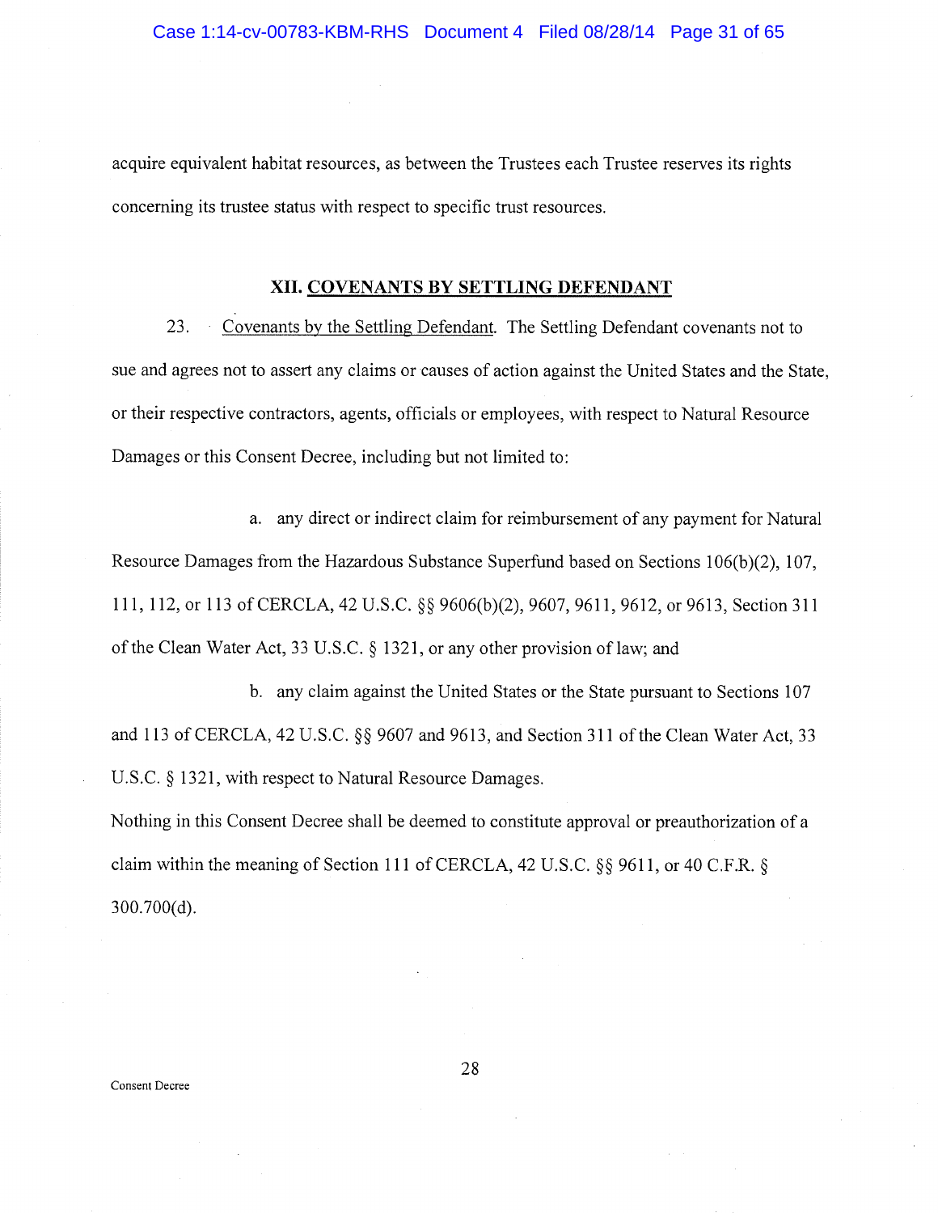acquire equivalent habitat resources, as between the Trustees each Trustee reserves its rights concerning its trustee status with respect to specific trust resources.

## XII. COVENANTS BY SETTLING DEFENDANT

23. Covenants by the Settling Defendant. The Settling Defendant covenants not to sue and agrees not to assert any claims or causes of action against the United States and the State, or their respective contractors, agents, officials or employees, with respect to Natural Resource Damages or this Consent Decree, including but not limited to:

a. any direct or indirect claim for reimbursement of any payment for Natural Resource Damages from the Hazardous Substance Superfund based on Sections 106(b)(2), 107, 111, 112, or 113 of CERCLA, 42 U.S.C. §§ 9606(b)(2), 9607, 9611, 9612, or 9613, Section 311 of the Clean Water Act, 33 U.S.C. § 1321, or any other provision of law; and

b. any claim against the United States or the State pursuant to Sections 107 and 113 of CERCLA, 42 U.S.C. §§ 9607 and 9613, and Section 311 of the Clean Water Act, 33 U.S.C. § 1321, with respect to Natural Resource Damages.

Nothing in this Consent Decree shall be deemed to constitute approval or preauthorization of a claim within the meaning of Section 111 of CERCLA, 42 U.S.C. §§ 9611, or 40 C.F.R. § 300.700(d).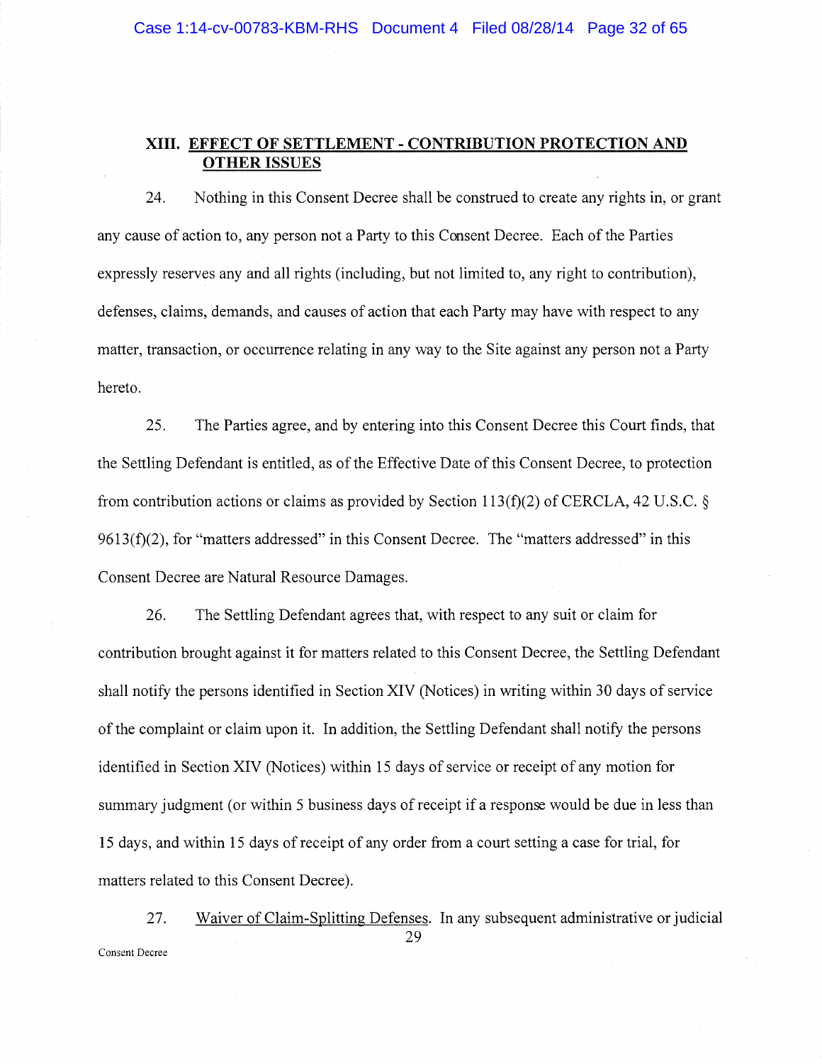## XIII. EFFECT OF SETTLEMENT - CONTRIBUTION PROTECTION AND OTHER ISSUES

24. Nothing in this Consent Decree shall be construed to create any rights in, or grant any cause of action to, any person not a Party to this Consent Decree. Each of the Parties expressly reserves any and all rights (including, but not limited to, any right to contribution), defenses, claims, demands, and causes of action that each Party may have with respect to any matter, transaction, or occurrence relating in any way to the Site against any person not a Party hereto.

25. The Parties agree, and by entering into this Consent Decree this Court finds, that the Settling Defendant is entitled, as of the Effective Date of this Consent Decree, to protection from contribution actions or claims as provided by Section 113(f)(2) of CERCLA, 42 U.S.C. § 9613(f)(2), for "matters addressed" in this Consent Decree. The "matters addressed" in this Consent Decree are Natural Resource Damages.

26. The Settling Defendant agrees that, with respect to any suit or claim for contribution brought against it for matters related to this Consent Decree, the Settling Defendant shall notify the persons identified in Section XIV (Notices) in writing within 30 days of service of the complaint or claim upon it. In addition, the Settling Defendant shall notify the persons identified in Section XIV (Notices) within 15 days of service or receipt of any motion for summary judgment (or within 5 business days of receipt if a response would be due in less than 15 days, and within 15 days of receipt of any order from a court setting a case for trial, for matters related to this Consent Decree).

27. Waiver of Claim-Splitting Defenses. In any subsequent administrative or judicial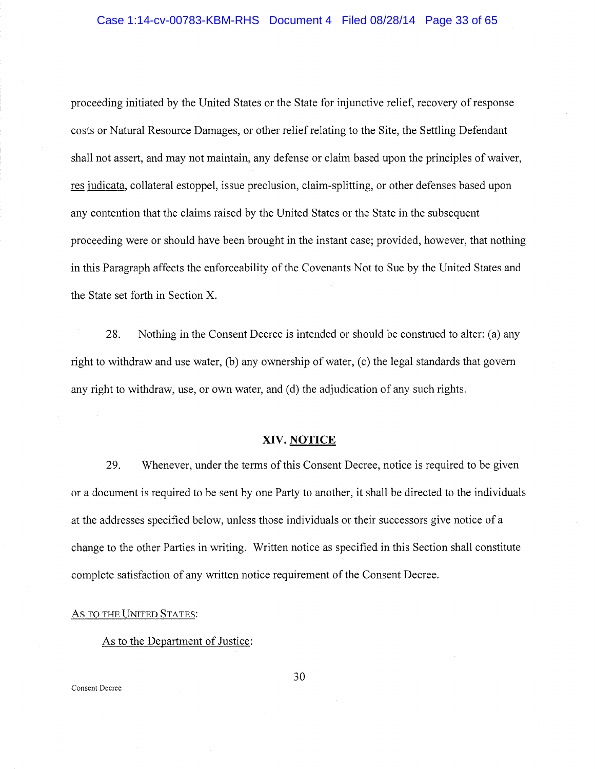proceeding initiated by the United States or the State for injunctive relief, recovery of response costs or Natural Resource Damages, or other relief relating to the Site, the Settling Defendant shall not assert, and may not maintain, any defense or claim based upon the principles of waiver, res judicata, collateral estoppel, issue preclusion, claim-splitting, or other defenses based upon any contention that the claims raised by the United States or the State in the subsequent proceeding were or should have been brought in the instant case; provided, however, that nothing in this Paragraph affects the enforceability of the Covenants Not to Sue by the United States and the State set forth in Section X.

28. Nothing in the Consent Decree is intended or should be construed to alter: (a) any right to withdraw and use water, (b) any ownership of water, (c) the legal standards that govern any right to withdraw, use, or own water, and (d) the adjudication of any such rights.

## XIV. NOTICE

29. Whenever, under the terms of this Consent Decree, notice is required to be given or a document is required to be sent by one Party to another, it shall be directed to the individuals at the addresses specified below, unless those individuals or their successors give notice of a change to the other Parties in writing. Written notice as specified in this Section shall constitute complete satisfaction of any written notice requirement of the Consent Decree.

AS TO THE UNITED STATES:

As to the Department of Justice: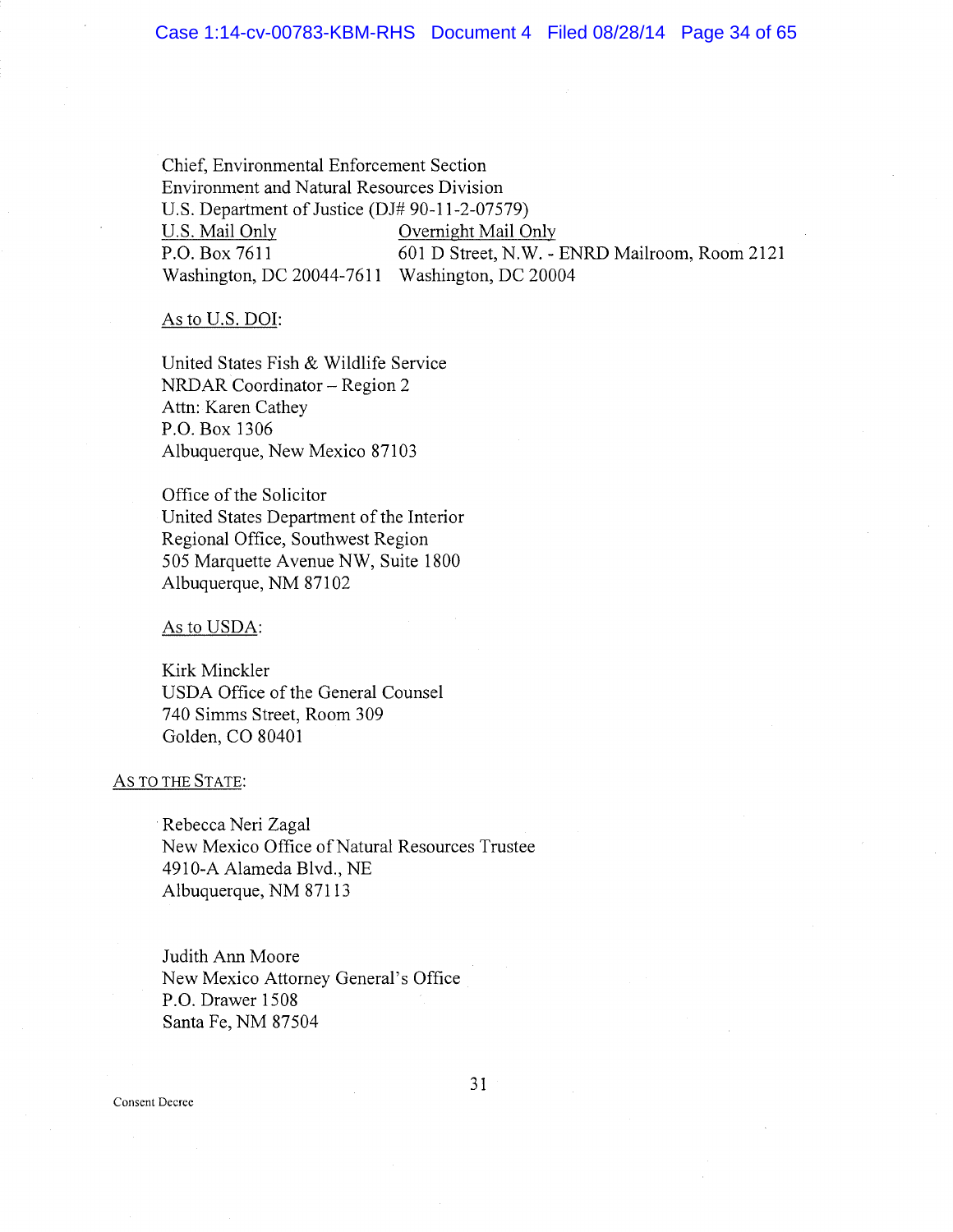Chief, Environmental Enforcement Section
Environment and Natural Resources Division
U.S. Department of Justice (DJ# 90-11-2-07579)

| U.S. Mail Only | Overnight Mail Only |
|---|---|
| P.O. Box 7611 | 601 D Street, N.W. - ENRD Mailroom, Room 2121 |
| Washington, DC 20044-7611 | Washington, DC 20004 |

As to U.S. DOI:

United States Fish & Wildlife Service
NRDAR Coordinator – Region 2
Attn: Karen Cathey
P.O. Box 1306
Albuquerque, New Mexico 87103

Office of the Solicitor
United States Department of the Interior
Regional Office, Southwest Region
505 Marquette Avenue NW, Suite 1800
Albuquerque, NM 87102

As to USDA:

Kirk Minckler
USDA Office of the General Counsel
740 Simms Street, Room 309
Golden, CO 80401

AS TO THE STATE:

Rebecca Neri Zagal
New Mexico Office of Natural Resources Trustee
4910-A Alameda Blvd., NE
Albuquerque, NM 87113

Judith Ann Moore
New Mexico Attorney General's Office
P.O. Drawer 1508
Santa Fe, NM 87504

Consent Decree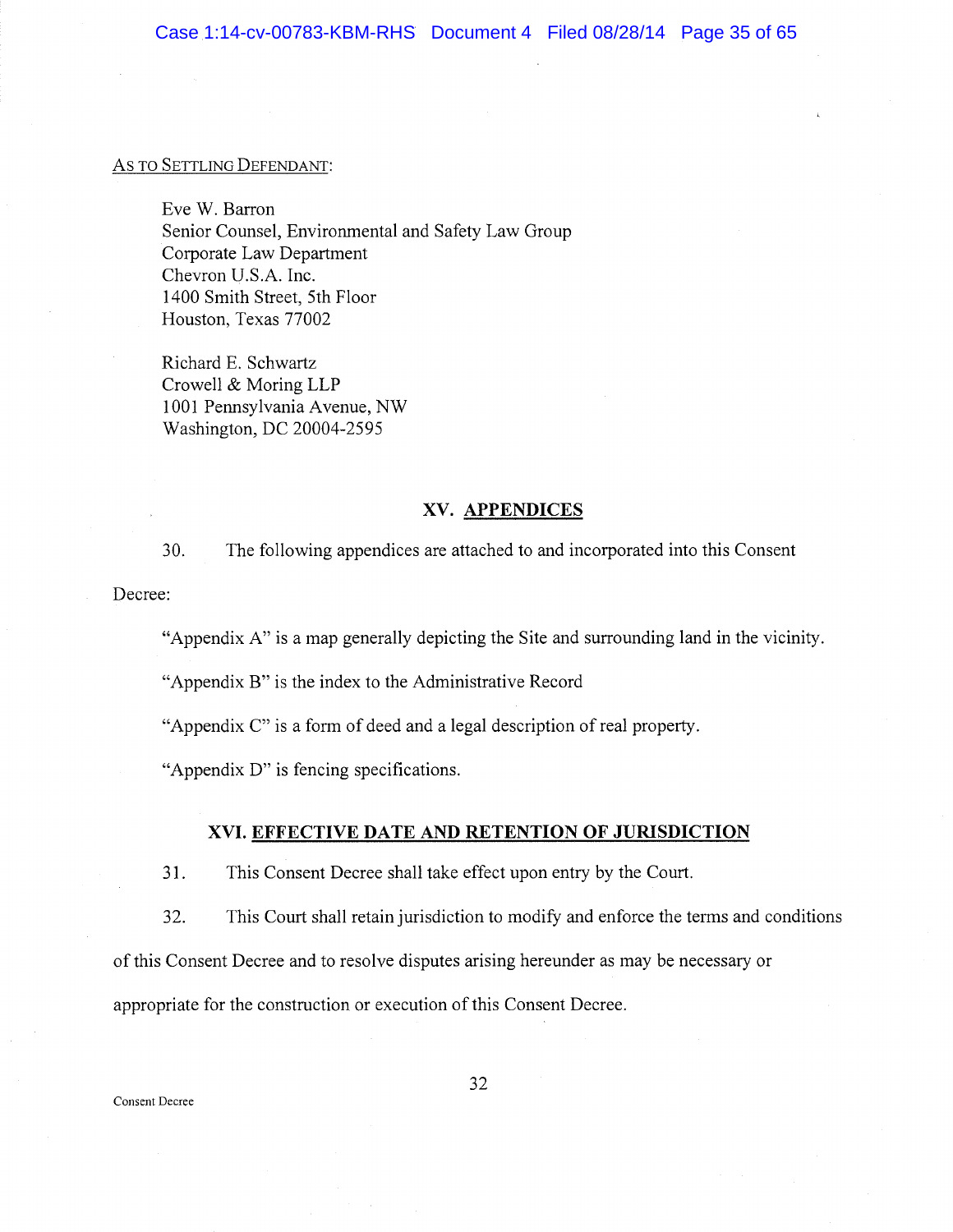AS TO SETTLING DEFENDANT:

Eve W. Barron
Senior Counsel, Environmental and Safety Law Group
Corporate Law Department
Chevron U.S.A. Inc.
1400 Smith Street, 5th Floor
Houston, Texas 77002

Richard E. Schwartz
Crowell & Moring LLP
1001 Pennsylvania Avenue, NW
Washington, DC 20004-2595

## XV. APPENDICES

30. The following appendices are attached to and incorporated into this Consent Decree:

"Appendix A" is a map generally depicting the Site and surrounding land in the vicinity.

"Appendix B" is the index to the Administrative Record

"Appendix C" is a form of deed and a legal description of real property.

"Appendix D" is fencing specifications.

## XVI. EFFECTIVE DATE AND RETENTION OF JURISDICTION

31. This Consent Decree shall take effect upon entry by the Court.

32. This Court shall retain jurisdiction to modify and enforce the terms and conditions of this Consent Decree and to resolve disputes arising hereunder as may be necessary or appropriate for the construction or execution of this Consent Decree.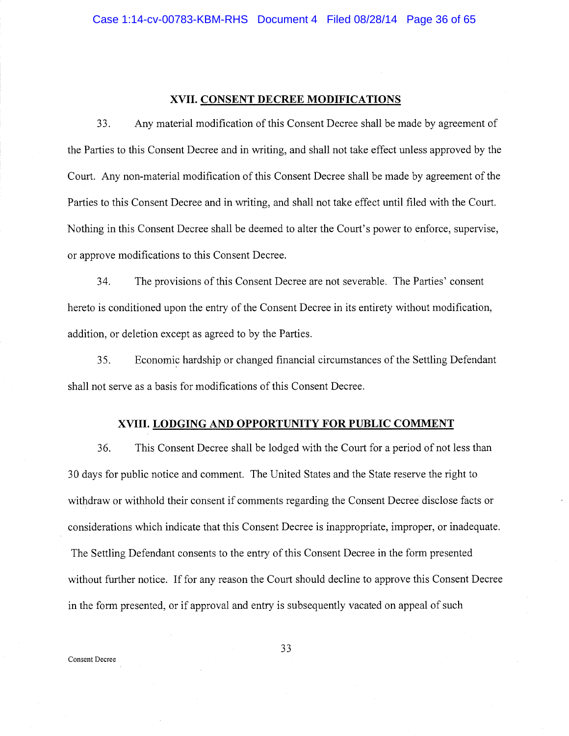## XVII. CONSENT DECREE MODIFICATIONS

33. Any material modification of this Consent Decree shall be made by agreement of the Parties to this Consent Decree and in writing, and shall not take effect unless approved by the Court. Any non-material modification of this Consent Decree shall be made by agreement of the Parties to this Consent Decree and in writing, and shall not take effect until filed with the Court. Nothing in this Consent Decree shall be deemed to alter the Court's power to enforce, supervise, or approve modifications to this Consent Decree.

34. The provisions of this Consent Decree are not severable. The Parties' consent hereto is conditioned upon the entry of the Consent Decree in its entirety without modification, addition, or deletion except as agreed to by the Parties.

35. Economic hardship or changed financial circumstances of the Settling Defendant shall not serve as a basis for modifications of this Consent Decree.

## XVIII. LODGING AND OPPORTUNITY FOR PUBLIC COMMENT

36. This Consent Decree shall be lodged with the Court for a period of not less than 30 days for public notice and comment. The United States and the State reserve the right to withdraw or withhold their consent if comments regarding the Consent Decree disclose facts or considerations which indicate that this Consent Decree is inappropriate, improper, or inadequate. The Settling Defendant consents to the entry of this Consent Decree in the form presented without further notice. If for any reason the Court should decline to approve this Consent Decree in the form presented, or if approval and entry is subsequently vacated on appeal of such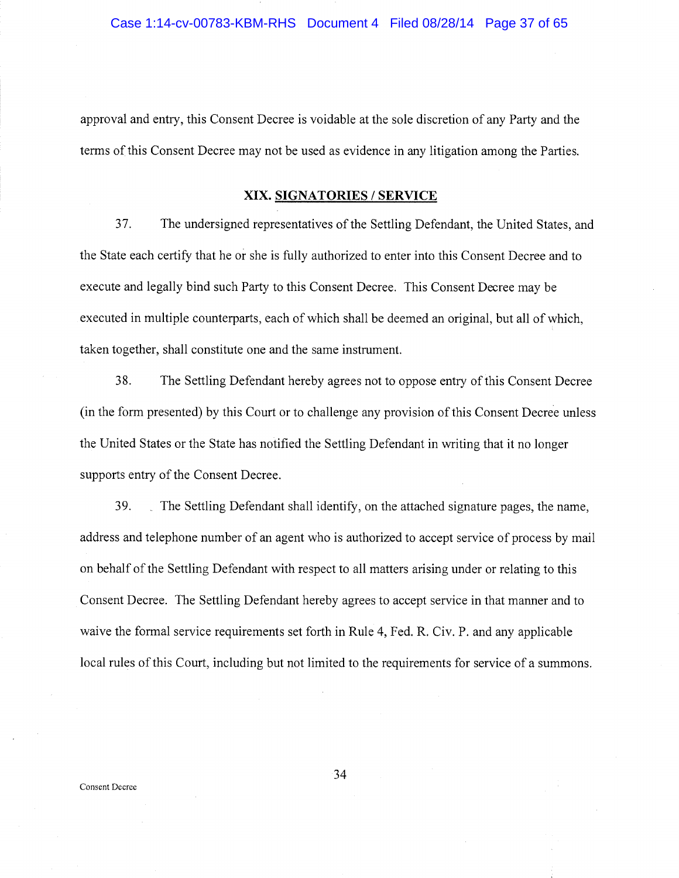approval and entry, this Consent Decree is voidable at the sole discretion of any Party and the terms of this Consent Decree may not be used as evidence in any litigation among the Parties.

## XIX. SIGNATORIES / SERVICE

37. The undersigned representatives of the Settling Defendant, the United States, and the State each certify that he or she is fully authorized to enter into this Consent Decree and to execute and legally bind such Party to this Consent Decree. This Consent Decree may be executed in multiple counterparts, each of which shall be deemed an original, but all of which, taken together, shall constitute one and the same instrument.

38. The Settling Defendant hereby agrees not to oppose entry of this Consent Decree (in the form presented) by this Court or to challenge any provision of this Consent Decree unless the United States or the State has notified the Settling Defendant in writing that it no longer supports entry of the Consent Decree.

39. The Settling Defendant shall identify, on the attached signature pages, the name, address and telephone number of an agent who is authorized to accept service of process by mail on behalf of the Settling Defendant with respect to all matters arising under or relating to this Consent Decree. The Settling Defendant hereby agrees to accept service in that manner and to waive the formal service requirements set forth in Rule 4, Fed. R. Civ. P. and any applicable local rules of this Court, including but not limited to the requirements for service of a summons.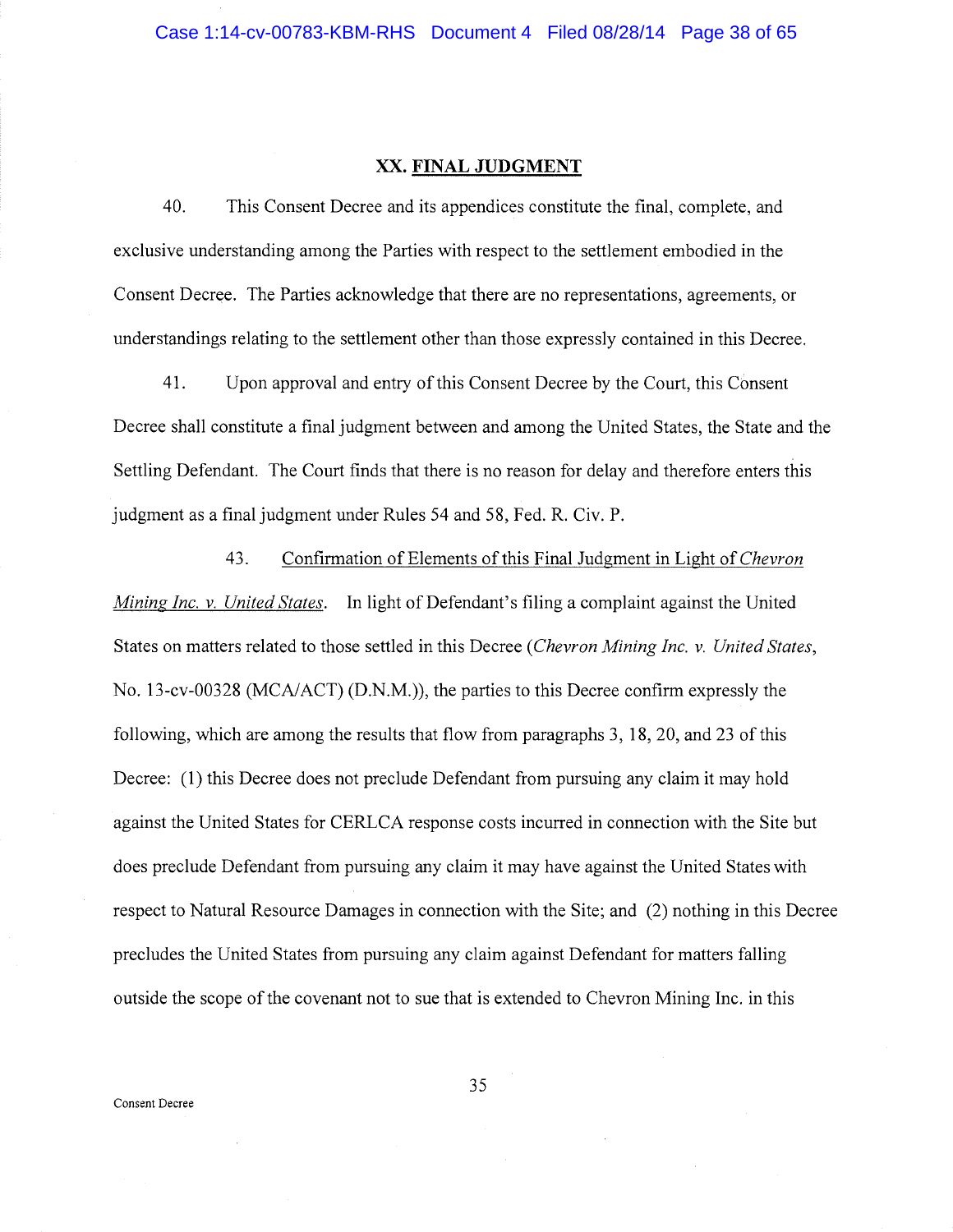## XX. FINAL JUDGMENT

40. This Consent Decree and its appendices constitute the final, complete, and exclusive understanding among the Parties with respect to the settlement embodied in the Consent Decree. The Parties acknowledge that there are no representations, agreements, or understandings relating to the settlement other than those expressly contained in this Decree.

41. Upon approval and entry of this Consent Decree by the Court, this Consent Decree shall constitute a final judgment between and among the United States, the State and the Settling Defendant. The Court finds that there is no reason for delay and therefore enters this judgment as a final judgment under Rules 54 and 58, Fed. R. Civ. P.

43. Confirmation of Elements of this Final Judgment in Light of *Chevron Mining Inc. v. United States*. In light of Defendant's filing a complaint against the United States on matters related to those settled in this Decree (*Chevron Mining Inc. v. United States*, No. 13-cv-00328 (MCA/ACT) (D.N.M.)), the parties to this Decree confirm expressly the following, which are among the results that flow from paragraphs 3, 18, 20, and 23 of this Decree: (1) this Decree does not preclude Defendant from pursuing any claim it may hold against the United States for CERLCA response costs incurred in connection with the Site but does preclude Defendant from pursuing any claim it may have against the United States with respect to Natural Resource Damages in connection with the Site; and (2) nothing in this Decree precludes the United States from pursuing any claim against Defendant for matters falling outside the scope of the covenant not to sue that is extended to Chevron Mining Inc. in this

Consent Decree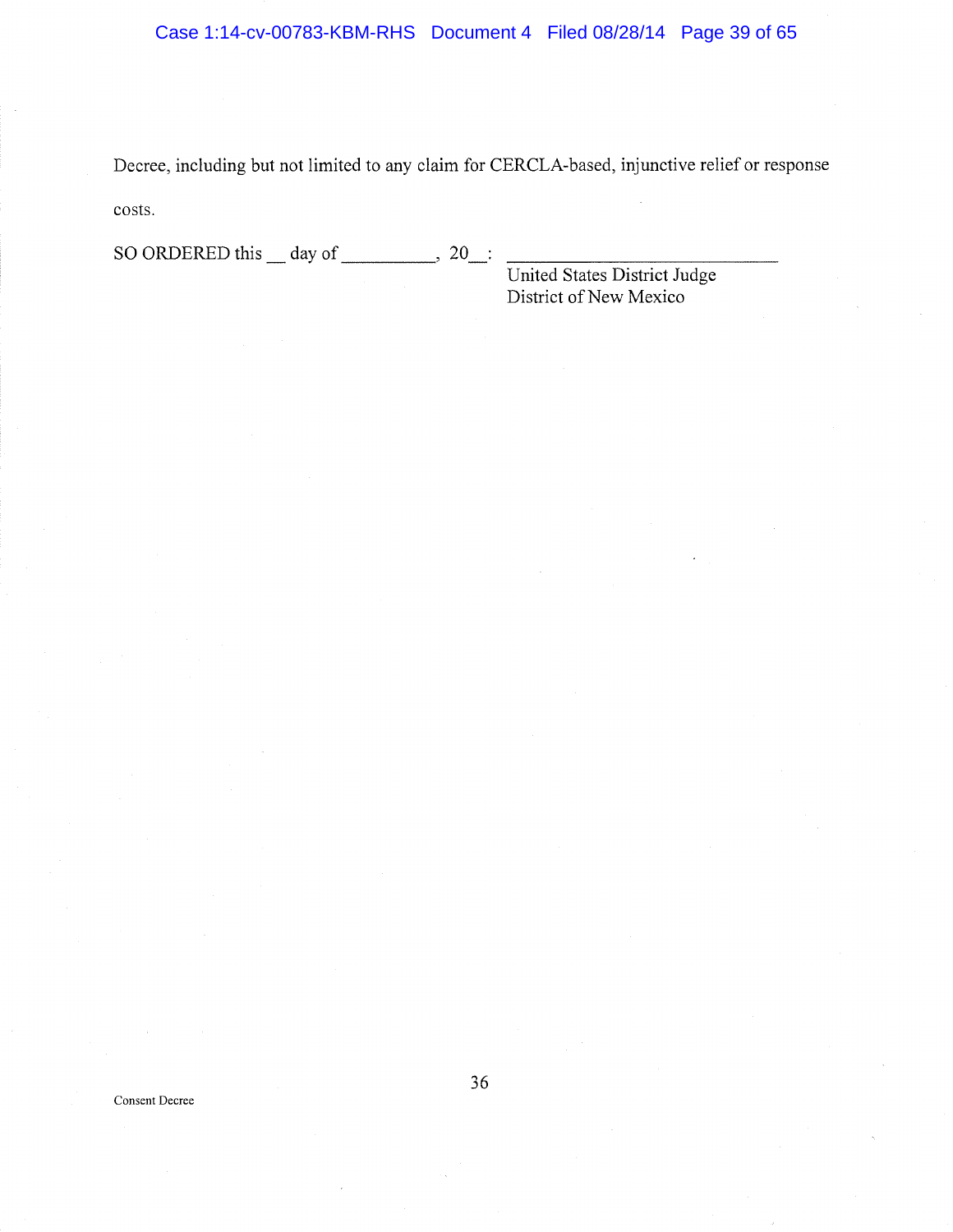Decree, including but not limited to any claim for CERCLA-based, injunctive relief or response costs.

SO ORDERED this __ day of __________, 20__: ______________________________

United States District Judge
District of New Mexico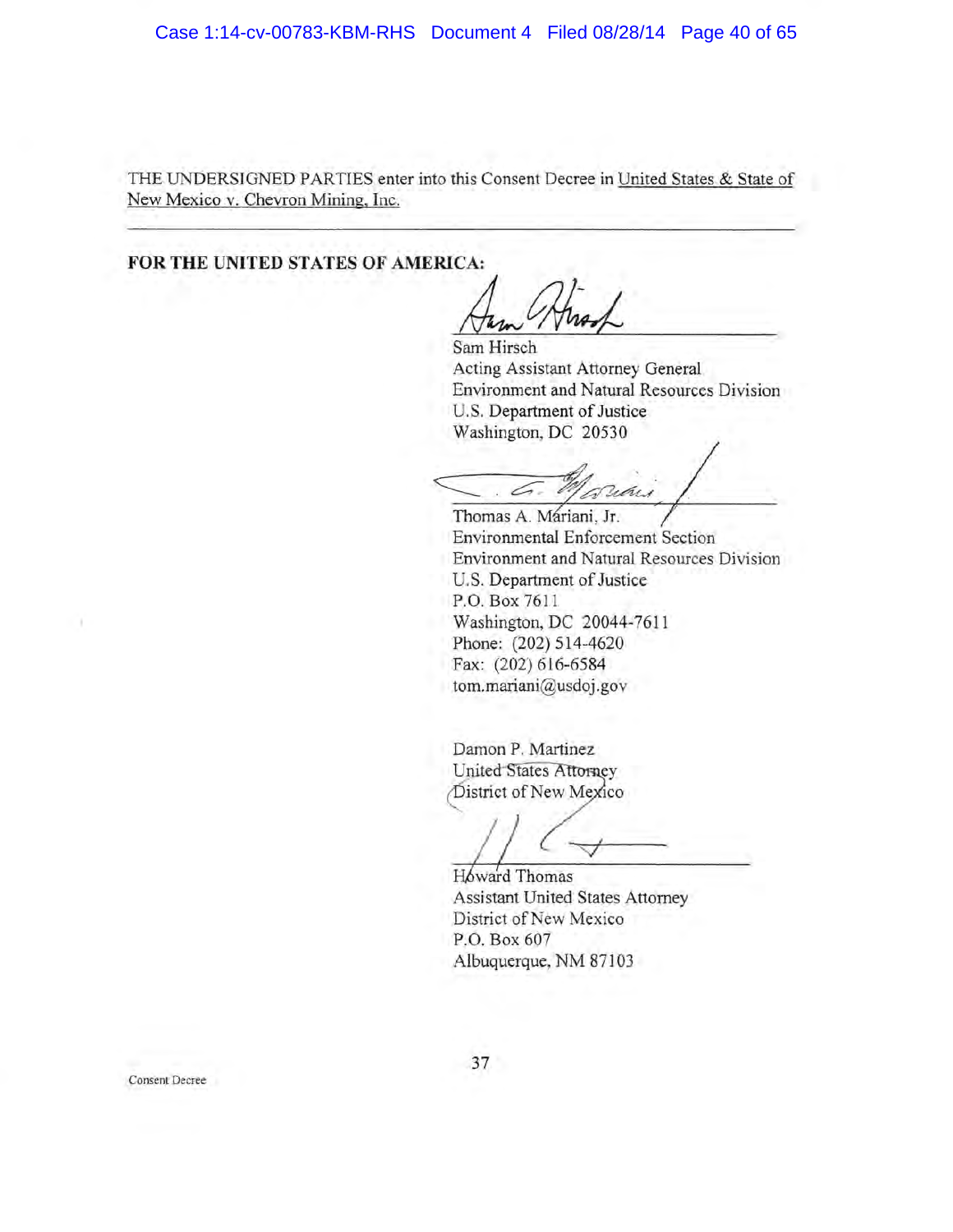THE UNDERSIGNED PARTIES enter into this Consent Decree in United States & State of New Mexico v. Chevron Mining, Inc.

---

**FOR THE UNITED STATES OF AMERICA:**

Sam Hirsch
Acting Assistant Attorney General
Environment and Natural Resources Division
U.S. Department of Justice
Washington, DC 20530

Thomas A. Mariani, Jr.
Environmental Enforcement Section
Environment and Natural Resources Division
U.S. Department of Justice
P.O. Box 7611
Washington, DC 20044-7611
Phone: (202) 514-4620
Fax: (202) 616-6584
tom.mariani@usdoj.gov

Damon P. Martinez
United States Attorney
District of New Mexico

Howard Thomas
Assistant United States Attorney
District of New Mexico
P.O. Box 607
Albuquerque, NM 87103

Consent Decree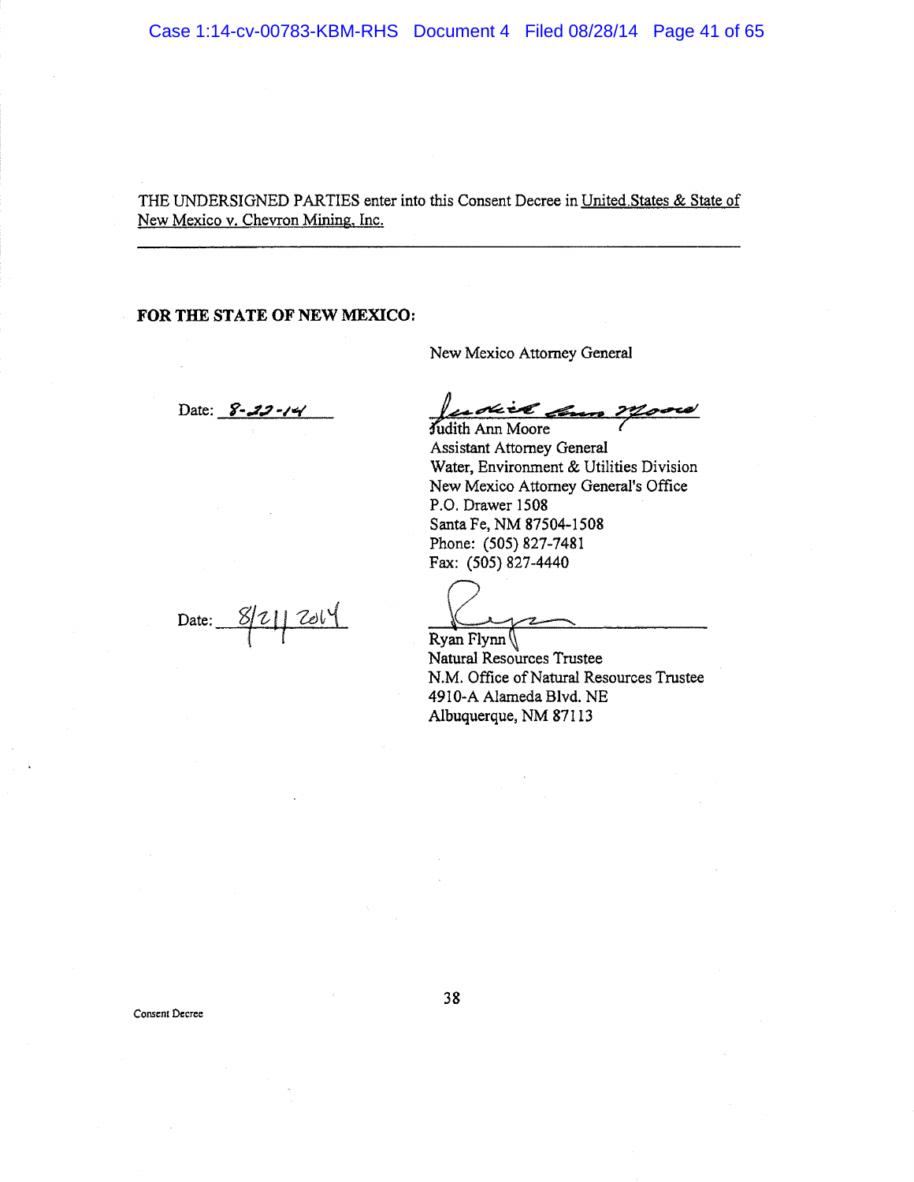THE UNDERSIGNED PARTIES enter into this Consent Decree in United States & State of New Mexico v. Chevron Mining, Inc.

---

**FOR THE STATE OF NEW MEXICO:**

New Mexico Attorney General

Date: 8-22-14

Judith Ann Moore
Assistant Attorney General
Water, Environment & Utilities Division
New Mexico Attorney General's Office
P.O. Drawer 1508
Santa Fe, NM 87504-1508
Phone: (505) 827-7481
Fax: (505) 827-4440

Date: 8/21/2014

Ryan Flynn
Natural Resources Trustee
N.M. Office of Natural Resources Trustee
4910-A Alameda Blvd. NE
Albuquerque, NM 87113

Consent Decree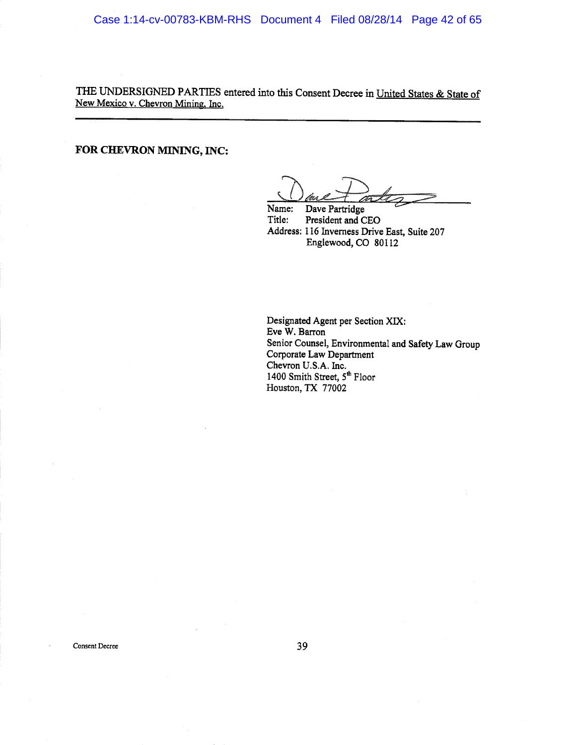THE UNDERSIGNED PARTIES entered into this Consent Decree in United States & State of New Mexico v. Chevron Mining, Inc.

---

**FOR CHEVRON MINING, INC:**

Name: Dave Partridge
Title: President and CEO
Address: 116 Inverness Drive East, Suite 207
Englewood, CO 80112

Designated Agent per Section XIX:
Eve W. Barron
Senior Counsel, Environmental and Safety Law Group
Corporate Law Department
Chevron U.S.A. Inc.
1400 Smith Street, 5th Floor
Houston, TX 77002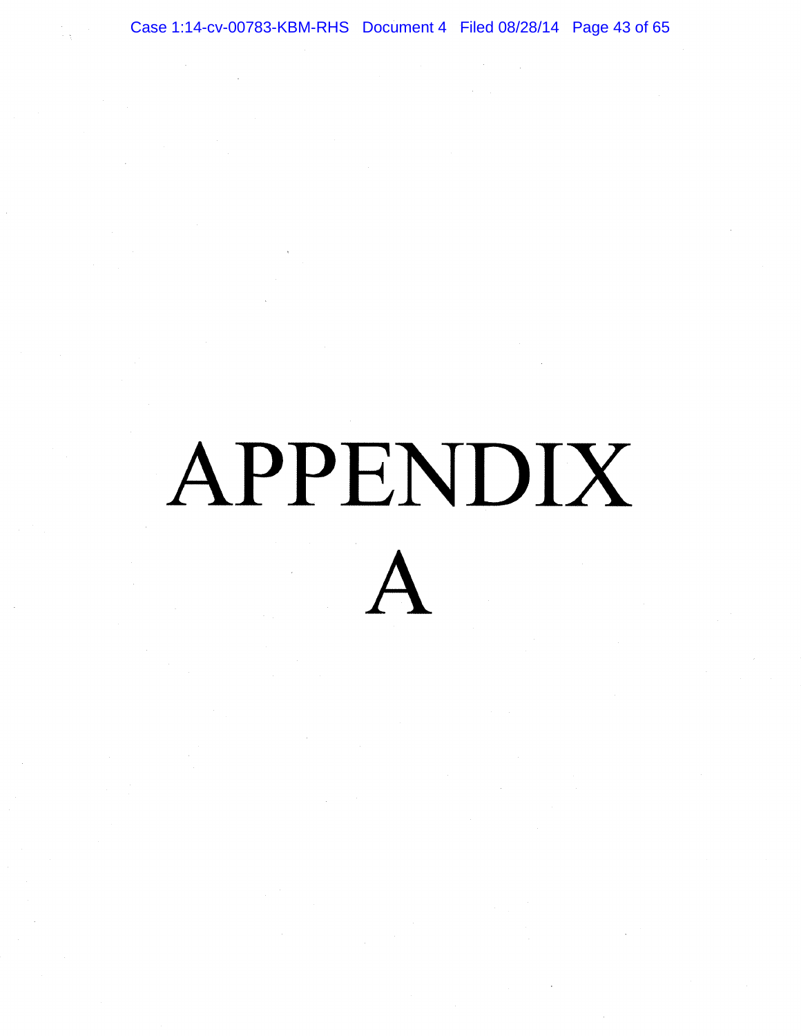# APPENDIX A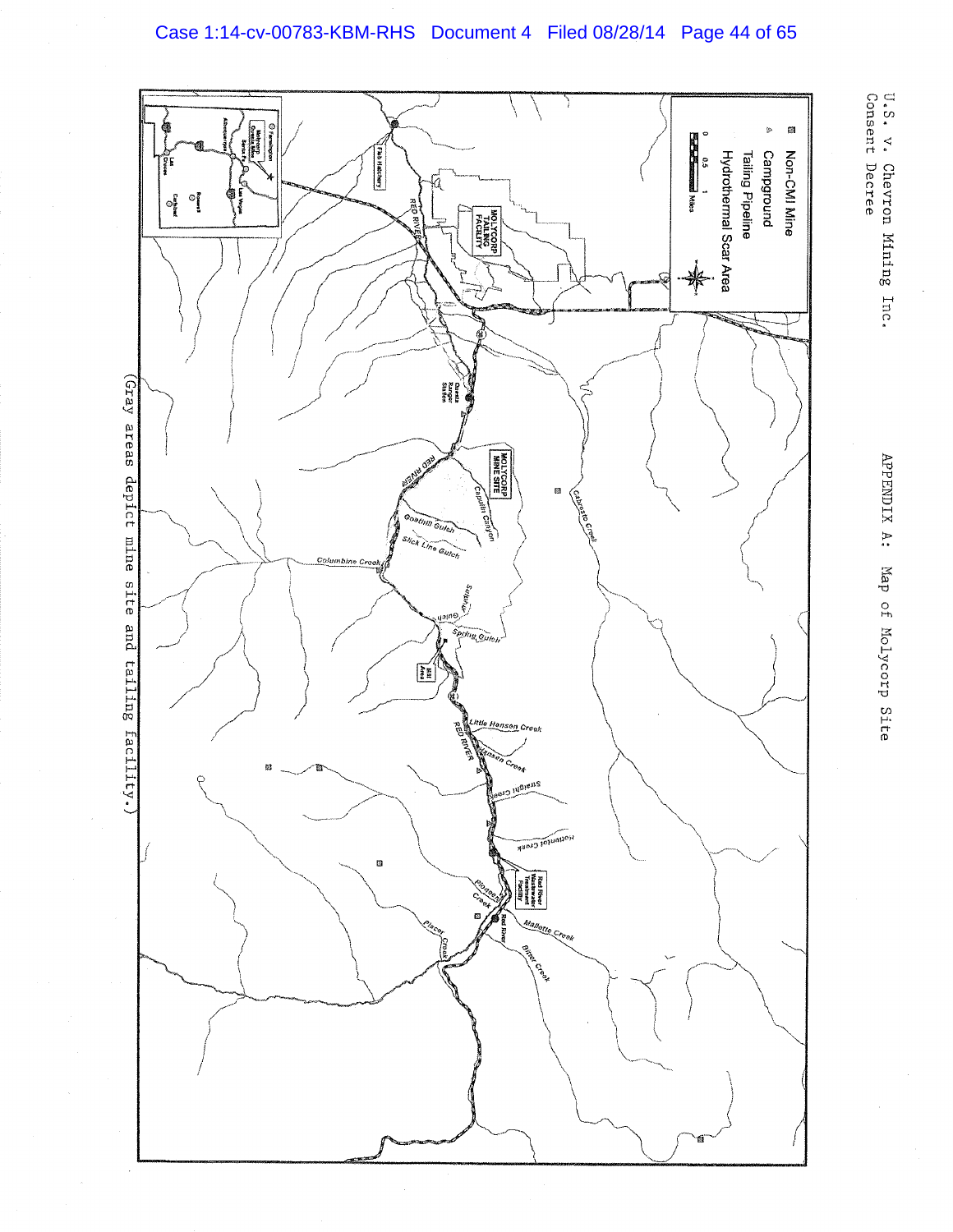U.S. v. Chevron Mining Inc.
Consent Decree

APPENDIX A: Map of Molycorp Site

- Non-CMI Mine
- Campground
- Tailing Pipeline
- Hydrothermal Scar Area

0 0.5 1 Miles

MOLYCORP TAILING FACILITY

Fish Hatchery

RED RIVER

Questa Ranger Station

MOLYCORP MINE SITE

Cabresto Creek

Capulin Canyon

Goathill Gulch

Slick Line Gulch

Columbine Creek

Sulphur Gulch

Spring Gulch

Mill Area

Little Hansen Creek

Hansen Creek

Straight Creek

Hottentot Creek

Red River Wastewater Treatment Facility

Pioneer Creek

Red River

Mallette Creek

Placer Creek

Bitter Creek

Farmington

Molycorp Questa Mine

Santa Fe

Albuquerque

Las Vegas

Roswell

Las Cruces

Carlsbad

(Gray areas depict mine site and tailing facility.)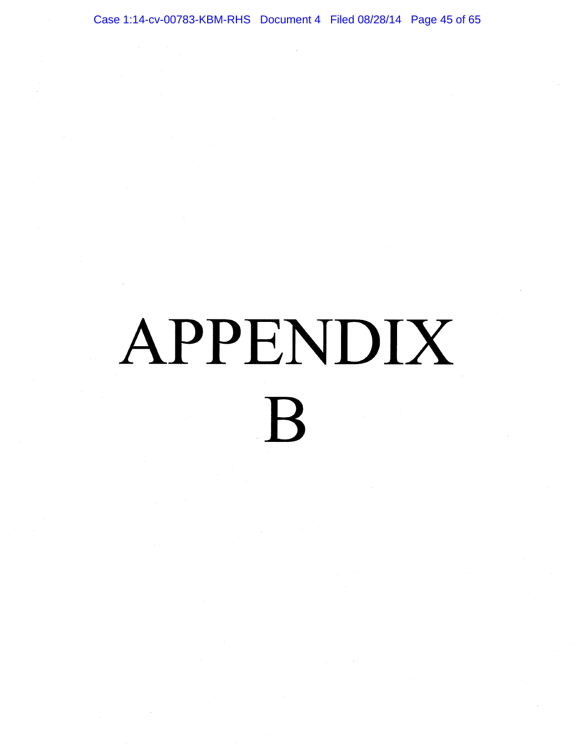# APPENDIX B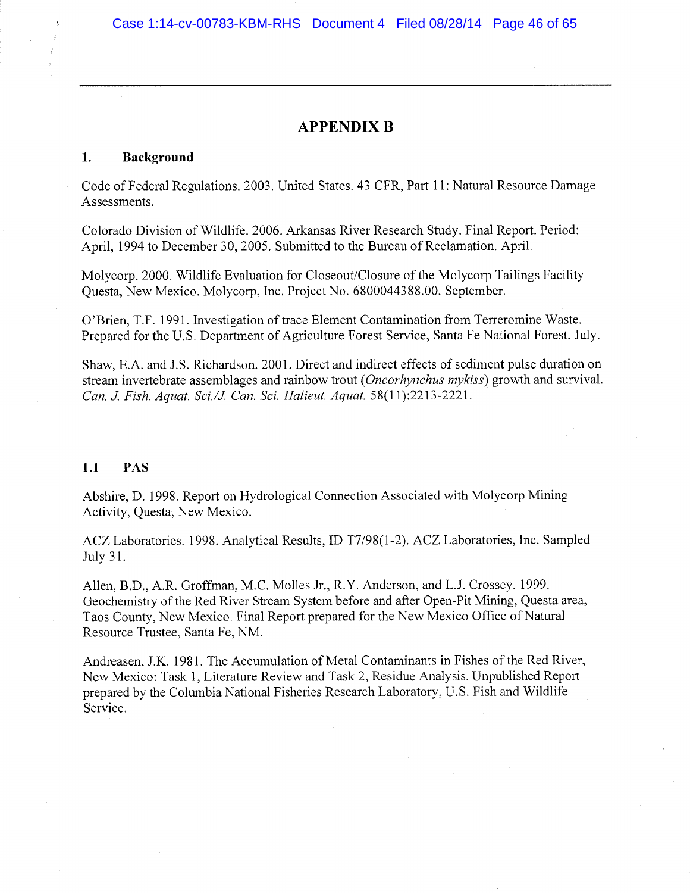## APPENDIX B

### 1. Background

Code of Federal Regulations. 2003. United States. 43 CFR, Part 11: Natural Resource Damage Assessments.

Colorado Division of Wildlife. 2006. Arkansas River Research Study. Final Report. Period: April, 1994 to December 30, 2005. Submitted to the Bureau of Reclamation. April.

Molycorp. 2000. Wildlife Evaluation for Closeout/Closure of the Molycorp Tailings Facility Questa, New Mexico. Molycorp, Inc. Project No. 6800044388.00. September.

O'Brien, T.F. 1991. Investigation of trace Element Contamination from Terreromine Waste. Prepared for the U.S. Department of Agriculture Forest Service, Santa Fe National Forest. July.

Shaw, E.A. and J.S. Richardson. 2001. Direct and indirect effects of sediment pulse duration on stream invertebrate assemblages and rainbow trout (*Oncorhynchus mykiss*) growth and survival. *Can. J. Fish. Aquat. Sci./J. Can. Sci. Halieut. Aquat.* 58(11):2213-2221.

### 1.1 PAS

Abshire, D. 1998. Report on Hydrological Connection Associated with Molycorp Mining Activity, Questa, New Mexico.

ACZ Laboratories. 1998. Analytical Results, ID T7/98(1-2). ACZ Laboratories, Inc. Sampled July 31.

Allen, B.D., A.R. Groffman, M.C. Molles Jr., R.Y. Anderson, and L.J. Crossey. 1999. Geochemistry of the Red River Stream System before and after Open-Pit Mining, Questa area, Taos County, New Mexico. Final Report prepared for the New Mexico Office of Natural Resource Trustee, Santa Fe, NM.

Andreasen, J.K. 1981. The Accumulation of Metal Contaminants in Fishes of the Red River, New Mexico: Task 1, Literature Review and Task 2, Residue Analysis. Unpublished Report prepared by the Columbia National Fisheries Research Laboratory, U.S. Fish and Wildlife Service.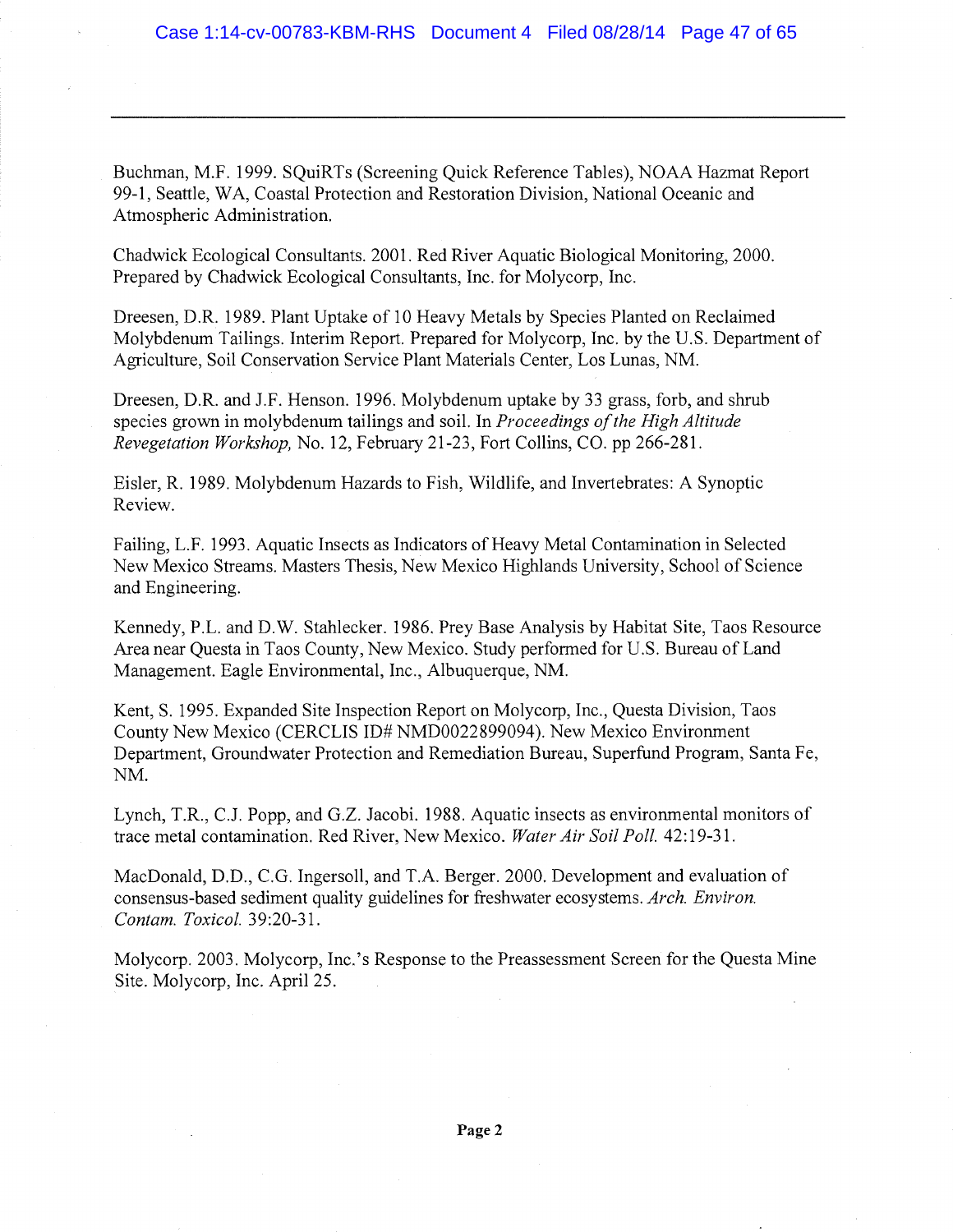Buchman, M.F. 1999. SQuiRTs (Screening Quick Reference Tables), NOAA Hazmat Report 99-1, Seattle, WA, Coastal Protection and Restoration Division, National Oceanic and Atmospheric Administration.

Chadwick Ecological Consultants. 2001. Red River Aquatic Biological Monitoring, 2000. Prepared by Chadwick Ecological Consultants, Inc. for Molycorp, Inc.

Dreesen, D.R. 1989. Plant Uptake of 10 Heavy Metals by Species Planted on Reclaimed Molybdenum Tailings. Interim Report. Prepared for Molycorp, Inc. by the U.S. Department of Agriculture, Soil Conservation Service Plant Materials Center, Los Lunas, NM.

Dreesen, D.R. and J.F. Henson. 1996. Molybdenum uptake by 33 grass, forb, and shrub species grown in molybdenum tailings and soil. In *Proceedings of the High Altitude Revegetation Workshop,* No. 12, February 21-23, Fort Collins, CO. pp 266-281.

Eisler, R. 1989. Molybdenum Hazards to Fish, Wildlife, and Invertebrates: A Synoptic Review.

Failing, L.F. 1993. Aquatic Insects as Indicators of Heavy Metal Contamination in Selected New Mexico Streams. Masters Thesis, New Mexico Highlands University, School of Science and Engineering.

Kennedy, P.L. and D.W. Stahlecker. 1986. Prey Base Analysis by Habitat Site, Taos Resource Area near Questa in Taos County, New Mexico. Study performed for U.S. Bureau of Land Management. Eagle Environmental, Inc., Albuquerque, NM.

Kent, S. 1995. Expanded Site Inspection Report on Molycorp, Inc., Questa Division, Taos County New Mexico (CERCLIS ID# NMD0022899094). New Mexico Environment Department, Groundwater Protection and Remediation Bureau, Superfund Program, Santa Fe, NM.

Lynch, T.R., C.J. Popp, and G.Z. Jacobi. 1988. Aquatic insects as environmental monitors of trace metal contamination. Red River, New Mexico. *Water Air Soil Poll.* 42:19-31.

MacDonald, D.D., C.G. Ingersoll, and T.A. Berger. 2000. Development and evaluation of consensus-based sediment quality guidelines for freshwater ecosystems. *Arch. Environ. Contam. Toxicol.* 39:20-31.

Molycorp. 2003. Molycorp, Inc.'s Response to the Preassessment Screen for the Questa Mine Site. Molycorp, Inc. April 25.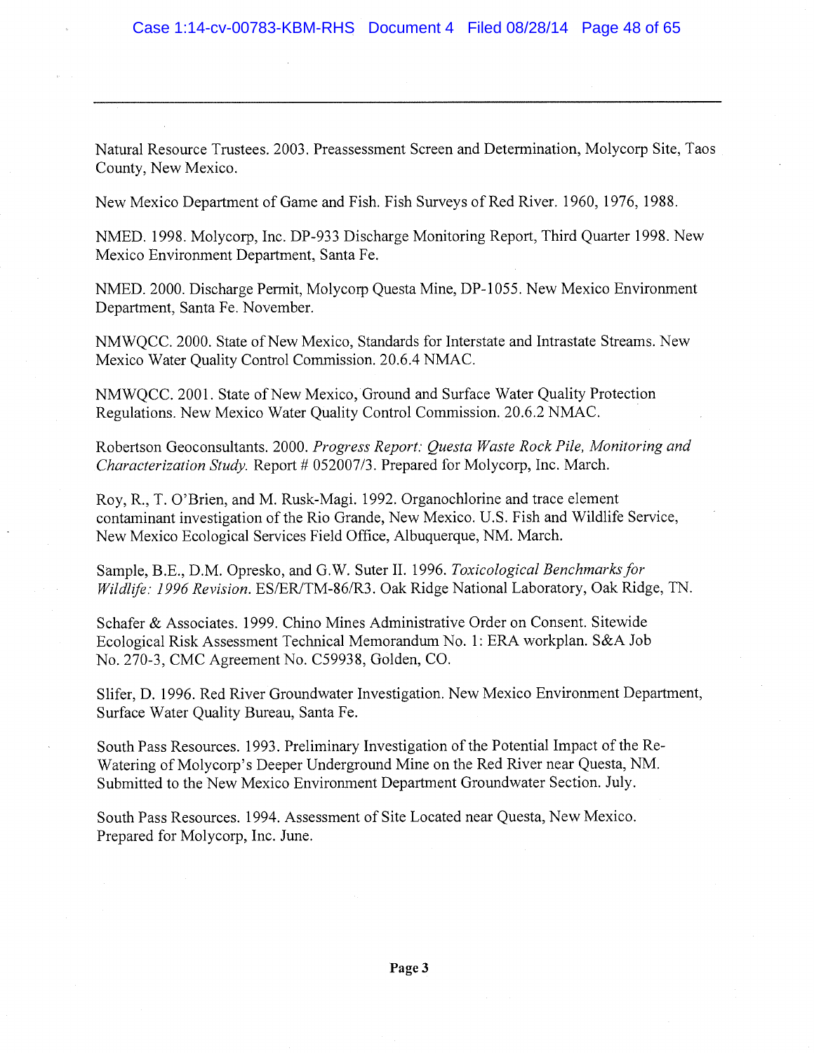Natural Resource Trustees. 2003. Preassessment Screen and Determination, Molycorp Site, Taos County, New Mexico.

New Mexico Department of Game and Fish. Fish Surveys of Red River. 1960, 1976, 1988.

NMED. 1998. Molycorp, Inc. DP-933 Discharge Monitoring Report, Third Quarter 1998. New Mexico Environment Department, Santa Fe.

NMED. 2000. Discharge Permit, Molycorp Questa Mine, DP-1055. New Mexico Environment Department, Santa Fe. November.

NMWQCC. 2000. State of New Mexico, Standards for Interstate and Intrastate Streams. New Mexico Water Quality Control Commission. 20.6.4 NMAC.

NMWQCC. 2001. State of New Mexico, Ground and Surface Water Quality Protection Regulations. New Mexico Water Quality Control Commission. 20.6.2 NMAC.

Robertson Geoconsultants. 2000. *Progress Report: Questa Waste Rock Pile, Monitoring and Characterization Study.* Report # 052007/3. Prepared for Molycorp, Inc. March.

Roy, R., T. O'Brien, and M. Rusk-Magi. 1992. Organochlorine and trace element contaminant investigation of the Rio Grande, New Mexico. U.S. Fish and Wildlife Service, New Mexico Ecological Services Field Office, Albuquerque, NM. March.

Sample, B.E., D.M. Opresko, and G.W. Suter II. 1996. *Toxicological Benchmarks for Wildlife: 1996 Revision.* ES/ER/TM-86/R3. Oak Ridge National Laboratory, Oak Ridge, TN.

Schafer & Associates. 1999. Chino Mines Administrative Order on Consent. Sitewide Ecological Risk Assessment Technical Memorandum No. 1: ERA workplan. S&A Job No. 270-3, CMC Agreement No. C59938, Golden, CO.

Slifer, D. 1996. Red River Groundwater Investigation. New Mexico Environment Department, Surface Water Quality Bureau, Santa Fe.

South Pass Resources. 1993. Preliminary Investigation of the Potential Impact of the Re-Watering of Molycorp's Deeper Underground Mine on the Red River near Questa, NM. Submitted to the New Mexico Environment Department Groundwater Section. July.

South Pass Resources. 1994. Assessment of Site Located near Questa, New Mexico. Prepared for Molycorp, Inc. June.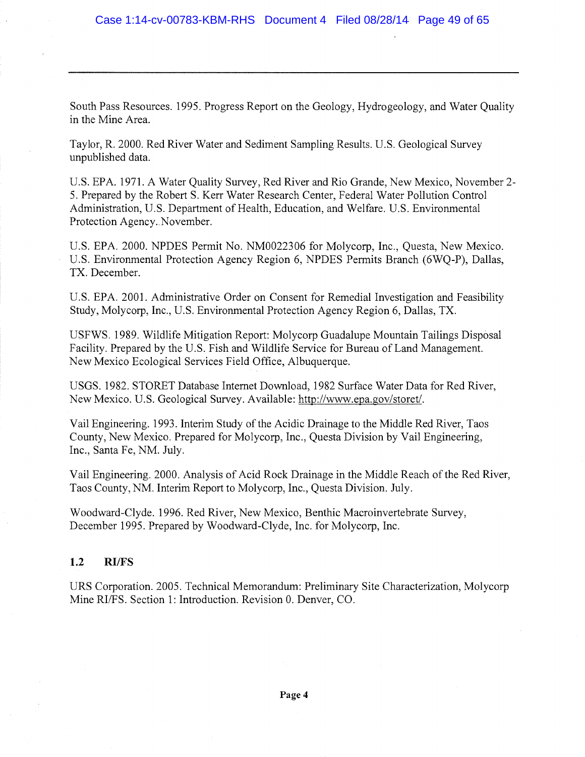South Pass Resources. 1995. Progress Report on the Geology, Hydrogeology, and Water Quality in the Mine Area.

Taylor, R. 2000. Red River Water and Sediment Sampling Results. U.S. Geological Survey unpublished data.

U.S. EPA. 1971. A Water Quality Survey, Red River and Rio Grande, New Mexico, November 2-5. Prepared by the Robert S. Kerr Water Research Center, Federal Water Pollution Control Administration, U.S. Department of Health, Education, and Welfare. U.S. Environmental Protection Agency. November.

U.S. EPA. 2000. NPDES Permit No. NM0022306 for Molycorp, Inc., Questa, New Mexico. U.S. Environmental Protection Agency Region 6, NPDES Permits Branch (6WQ-P), Dallas, TX. December.

U.S. EPA. 2001. Administrative Order on Consent for Remedial Investigation and Feasibility Study, Molycorp, Inc., U.S. Environmental Protection Agency Region 6, Dallas, TX.

USFWS. 1989. Wildlife Mitigation Report: Molycorp Guadalupe Mountain Tailings Disposal Facility. Prepared by the U.S. Fish and Wildlife Service for Bureau of Land Management. New Mexico Ecological Services Field Office, Albuquerque.

USGS. 1982. STORET Database Internet Download, 1982 Surface Water Data for Red River, New Mexico. U.S. Geological Survey. Available: http://www.epa.gov/storet/.

Vail Engineering. 1993. Interim Study of the Acidic Drainage to the Middle Red River, Taos County, New Mexico. Prepared for Molycorp, Inc., Questa Division by Vail Engineering, Inc., Santa Fe, NM. July.

Vail Engineering. 2000. Analysis of Acid Rock Drainage in the Middle Reach of the Red River, Taos County, NM. Interim Report to Molycorp, Inc., Questa Division. July.

Woodward-Clyde. 1996. Red River, New Mexico, Benthic Macroinvertebrate Survey, December 1995. Prepared by Woodward-Clyde, Inc. for Molycorp, Inc.

### 1.2 RI/FS

URS Corporation. 2005. Technical Memorandum: Preliminary Site Characterization, Molycorp Mine RI/FS. Section 1: Introduction. Revision 0. Denver, CO.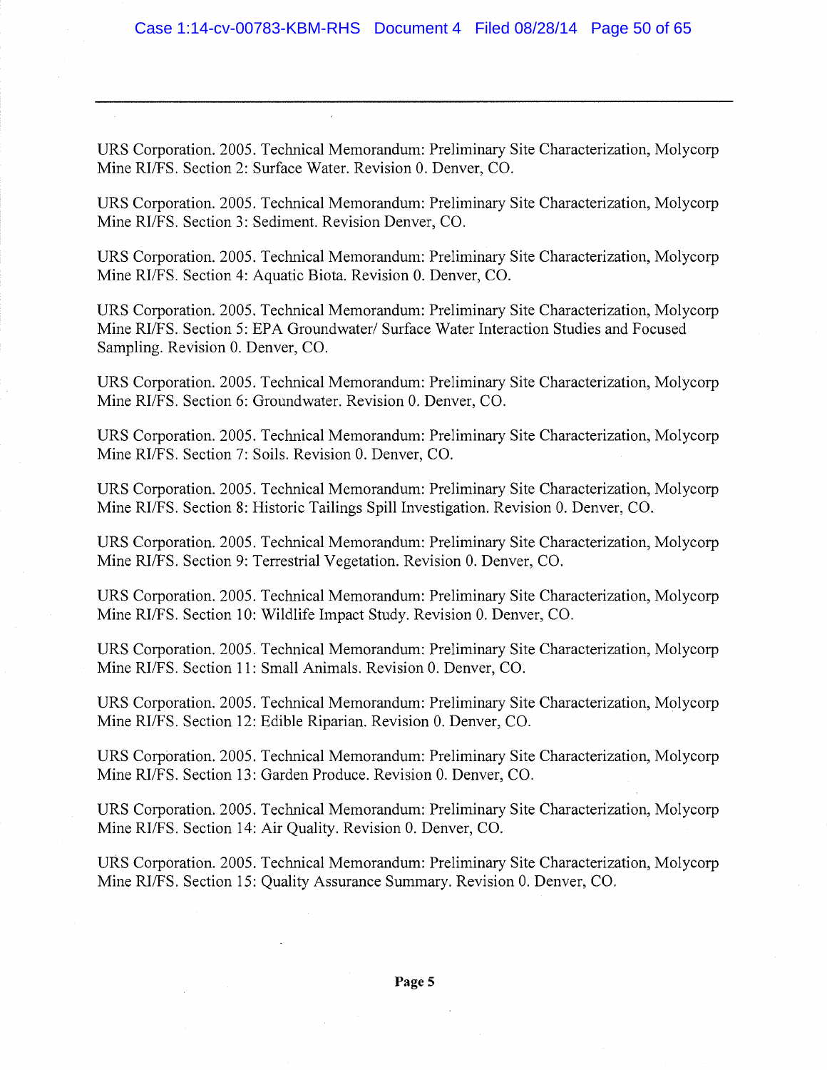URS Corporation. 2005. Technical Memorandum: Preliminary Site Characterization, Molycorp Mine RI/FS. Section 2: Surface Water. Revision 0. Denver, CO.

URS Corporation. 2005. Technical Memorandum: Preliminary Site Characterization, Molycorp Mine RI/FS. Section 3: Sediment. Revision Denver, CO.

URS Corporation. 2005. Technical Memorandum: Preliminary Site Characterization, Molycorp Mine RI/FS. Section 4: Aquatic Biota. Revision 0. Denver, CO.

URS Corporation. 2005. Technical Memorandum: Preliminary Site Characterization, Molycorp Mine RI/FS. Section 5: EPA Groundwater/ Surface Water Interaction Studies and Focused Sampling. Revision 0. Denver, CO.

URS Corporation. 2005. Technical Memorandum: Preliminary Site Characterization, Molycorp Mine RI/FS. Section 6: Groundwater. Revision 0. Denver, CO.

URS Corporation. 2005. Technical Memorandum: Preliminary Site Characterization, Molycorp Mine RI/FS. Section 7: Soils. Revision 0. Denver, CO.

URS Corporation. 2005. Technical Memorandum: Preliminary Site Characterization, Molycorp Mine RI/FS. Section 8: Historic Tailings Spill Investigation. Revision 0. Denver, CO.

URS Corporation. 2005. Technical Memorandum: Preliminary Site Characterization, Molycorp Mine RI/FS. Section 9: Terrestrial Vegetation. Revision 0. Denver, CO.

URS Corporation. 2005. Technical Memorandum: Preliminary Site Characterization, Molycorp Mine RI/FS. Section 10: Wildlife Impact Study. Revision 0. Denver, CO.

URS Corporation. 2005. Technical Memorandum: Preliminary Site Characterization, Molycorp Mine RI/FS. Section 11: Small Animals. Revision 0. Denver, CO.

URS Corporation. 2005. Technical Memorandum: Preliminary Site Characterization, Molycorp Mine RI/FS. Section 12: Edible Riparian. Revision 0. Denver, CO.

URS Corporation. 2005. Technical Memorandum: Preliminary Site Characterization, Molycorp Mine RI/FS. Section 13: Garden Produce. Revision 0. Denver, CO.

URS Corporation. 2005. Technical Memorandum: Preliminary Site Characterization, Molycorp Mine RI/FS. Section 14: Air Quality. Revision 0. Denver, CO.

URS Corporation. 2005. Technical Memorandum: Preliminary Site Characterization, Molycorp Mine RI/FS. Section 15: Quality Assurance Summary. Revision 0. Denver, CO.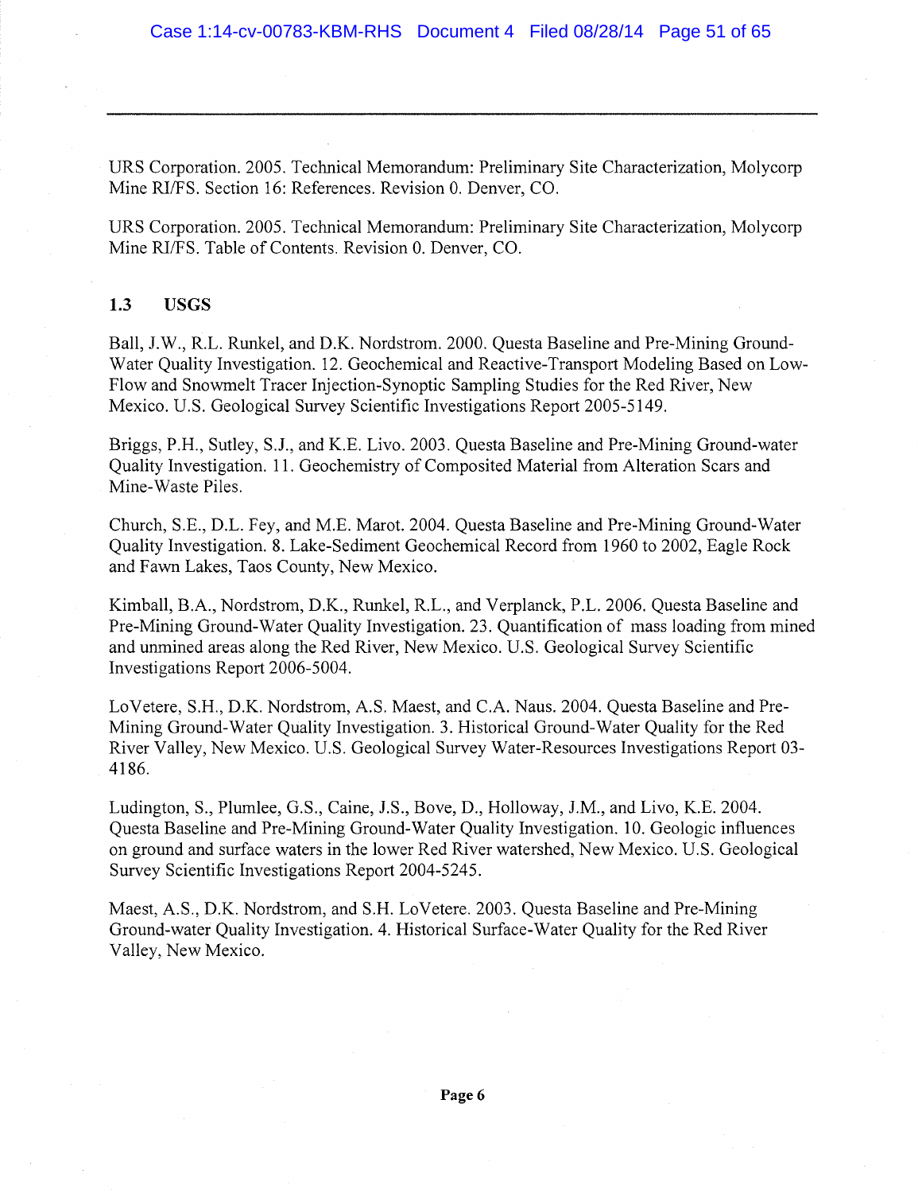URS Corporation. 2005. Technical Memorandum: Preliminary Site Characterization, Molycorp Mine RI/FS. Section 16: References. Revision 0. Denver, CO.

URS Corporation. 2005. Technical Memorandum: Preliminary Site Characterization, Molycorp Mine RI/FS. Table of Contents. Revision 0. Denver, CO.

### 1.3 USGS

Ball, J.W., R.L. Runkel, and D.K. Nordstrom. 2000. Questa Baseline and Pre-Mining Ground-Water Quality Investigation. 12. Geochemical and Reactive-Transport Modeling Based on Low-Flow and Snowmelt Tracer Injection-Synoptic Sampling Studies for the Red River, New Mexico. U.S. Geological Survey Scientific Investigations Report 2005-5149.

Briggs, P.H., Sutley, S.J., and K.E. Livo. 2003. Questa Baseline and Pre-Mining Ground-water Quality Investigation. 11. Geochemistry of Composited Material from Alteration Scars and Mine-Waste Piles.

Church, S.E., D.L. Fey, and M.E. Marot. 2004. Questa Baseline and Pre-Mining Ground-Water Quality Investigation. 8. Lake-Sediment Geochemical Record from 1960 to 2002, Eagle Rock and Fawn Lakes, Taos County, New Mexico.

Kimball, B.A., Nordstrom, D.K., Runkel, R.L., and Verplanck, P.L. 2006. Questa Baseline and Pre-Mining Ground-Water Quality Investigation. 23. Quantification of mass loading from mined and unmined areas along the Red River, New Mexico. U.S. Geological Survey Scientific Investigations Report 2006-5004.

LoVetere, S.H., D.K. Nordstrom, A.S. Maest, and C.A. Naus. 2004. Questa Baseline and Pre-Mining Ground-Water Quality Investigation. 3. Historical Ground-Water Quality for the Red River Valley, New Mexico. U.S. Geological Survey Water-Resources Investigations Report 03-4186.

Ludington, S., Plumlee, G.S., Caine, J.S., Bove, D., Holloway, J.M., and Livo, K.E. 2004. Questa Baseline and Pre-Mining Ground-Water Quality Investigation. 10. Geologic influences on ground and surface waters in the lower Red River watershed, New Mexico. U.S. Geological Survey Scientific Investigations Report 2004-5245.

Maest, A.S., D.K. Nordstrom, and S.H. LoVetere. 2003. Questa Baseline and Pre-Mining Ground-water Quality Investigation. 4. Historical Surface-Water Quality for the Red River Valley, New Mexico.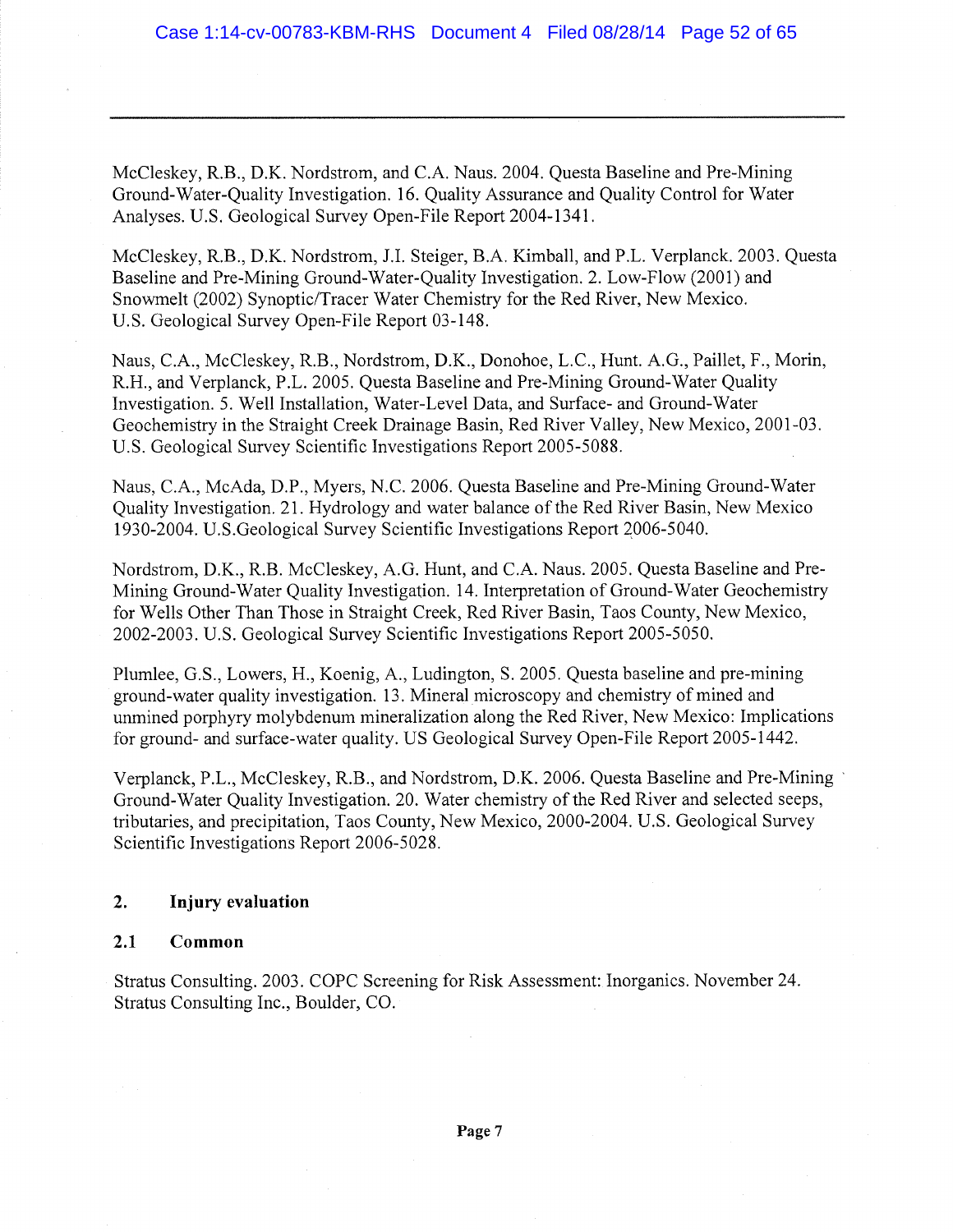McCleskey, R.B., D.K. Nordstrom, and C.A. Naus. 2004. Questa Baseline and Pre-Mining Ground-Water-Quality Investigation. 16. Quality Assurance and Quality Control for Water Analyses. U.S. Geological Survey Open-File Report 2004-1341.

McCleskey, R.B., D.K. Nordstrom, J.I. Steiger, B.A. Kimball, and P.L. Verplanck. 2003. Questa Baseline and Pre-Mining Ground-Water-Quality Investigation. 2. Low-Flow (2001) and Snowmelt (2002) Synoptic/Tracer Water Chemistry for the Red River, New Mexico. U.S. Geological Survey Open-File Report 03-148.

Naus, C.A., McCleskey, R.B., Nordstrom, D.K., Donohoe, L.C., Hunt. A.G., Paillet, F., Morin, R.H., and Verplanck, P.L. 2005. Questa Baseline and Pre-Mining Ground-Water Quality Investigation. 5. Well Installation, Water-Level Data, and Surface- and Ground-Water Geochemistry in the Straight Creek Drainage Basin, Red River Valley, New Mexico, 2001-03. U.S. Geological Survey Scientific Investigations Report 2005-5088.

Naus, C.A., McAda, D.P., Myers, N.C. 2006. Questa Baseline and Pre-Mining Ground-Water Quality Investigation. 21. Hydrology and water balance of the Red River Basin, New Mexico 1930-2004. U.S.Geological Survey Scientific Investigations Report 2006-5040.

Nordstrom, D.K., R.B. McCleskey, A.G. Hunt, and C.A. Naus. 2005. Questa Baseline and Pre-Mining Ground-Water Quality Investigation. 14. Interpretation of Ground-Water Geochemistry for Wells Other Than Those in Straight Creek, Red River Basin, Taos County, New Mexico, 2002-2003. U.S. Geological Survey Scientific Investigations Report 2005-5050.

Plumlee, G.S., Lowers, H., Koenig, A., Ludington, S. 2005. Questa baseline and pre-mining ground-water quality investigation. 13. Mineral microscopy and chemistry of mined and unmined porphyry molybdenum mineralization along the Red River, New Mexico: Implications for ground- and surface-water quality. US Geological Survey Open-File Report 2005-1442.

Verplanck, P.L., McCleskey, R.B., and Nordstrom, D.K. 2006. Questa Baseline and Pre-Mining Ground-Water Quality Investigation. 20. Water chemistry of the Red River and selected seeps, tributaries, and precipitation, Taos County, New Mexico, 2000-2004. U.S. Geological Survey Scientific Investigations Report 2006-5028.

## 2. Injury evaluation

### 2.1 Common

Stratus Consulting. 2003. COPC Screening for Risk Assessment: Inorganics. November 24. Stratus Consulting Inc., Boulder, CO.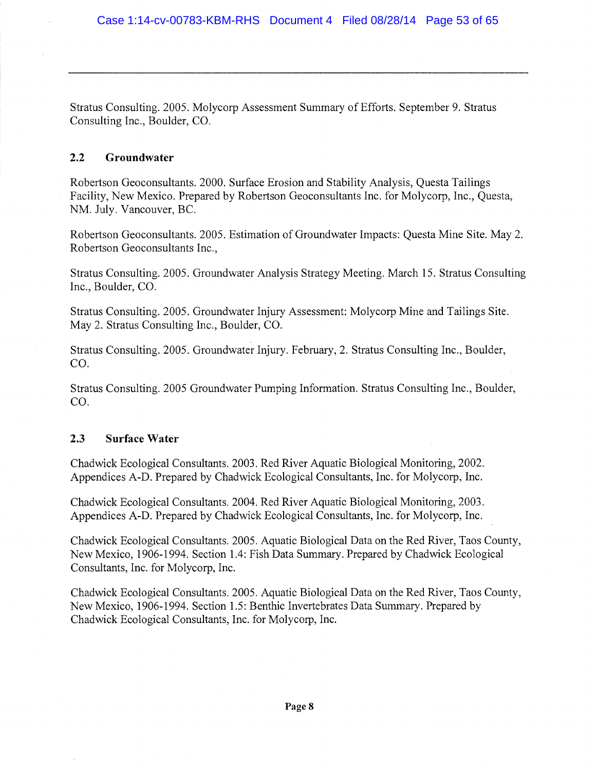Stratus Consulting. 2005. Molycorp Assessment Summary of Efforts. September 9. Stratus Consulting Inc., Boulder, CO.

## 2.2 Groundwater

Robertson Geoconsultants. 2000. Surface Erosion and Stability Analysis, Questa Tailings Facility, New Mexico. Prepared by Robertson Geoconsultants Inc. for Molycorp, Inc., Questa, NM. July. Vancouver, BC.

Robertson Geoconsultants. 2005. Estimation of Groundwater Impacts: Questa Mine Site. May 2. Robertson Geoconsultants Inc.,

Stratus Consulting. 2005. Groundwater Analysis Strategy Meeting. March 15. Stratus Consulting Inc., Boulder, CO.

Stratus Consulting. 2005. Groundwater Injury Assessment: Molycorp Mine and Tailings Site. May 2. Stratus Consulting Inc., Boulder, CO.

Stratus Consulting. 2005. Groundwater Injury. February, 2. Stratus Consulting Inc., Boulder, CO.

Stratus Consulting. 2005 Groundwater Pumping Information. Stratus Consulting Inc., Boulder, CO.

## 2.3 Surface Water

Chadwick Ecological Consultants. 2003. Red River Aquatic Biological Monitoring, 2002. Appendices A-D. Prepared by Chadwick Ecological Consultants, Inc. for Molycorp, Inc.

Chadwick Ecological Consultants. 2004. Red River Aquatic Biological Monitoring, 2003. Appendices A-D. Prepared by Chadwick Ecological Consultants, Inc. for Molycorp, Inc.

Chadwick Ecological Consultants. 2005. Aquatic Biological Data on the Red River, Taos County, New Mexico, 1906-1994. Section 1.4: Fish Data Summary. Prepared by Chadwick Ecological Consultants, Inc. for Molycorp, Inc.

Chadwick Ecological Consultants. 2005. Aquatic Biological Data on the Red River, Taos County, New Mexico, 1906-1994. Section 1.5: Benthic Invertebrates Data Summary. Prepared by Chadwick Ecological Consultants, Inc. for Molycorp, Inc.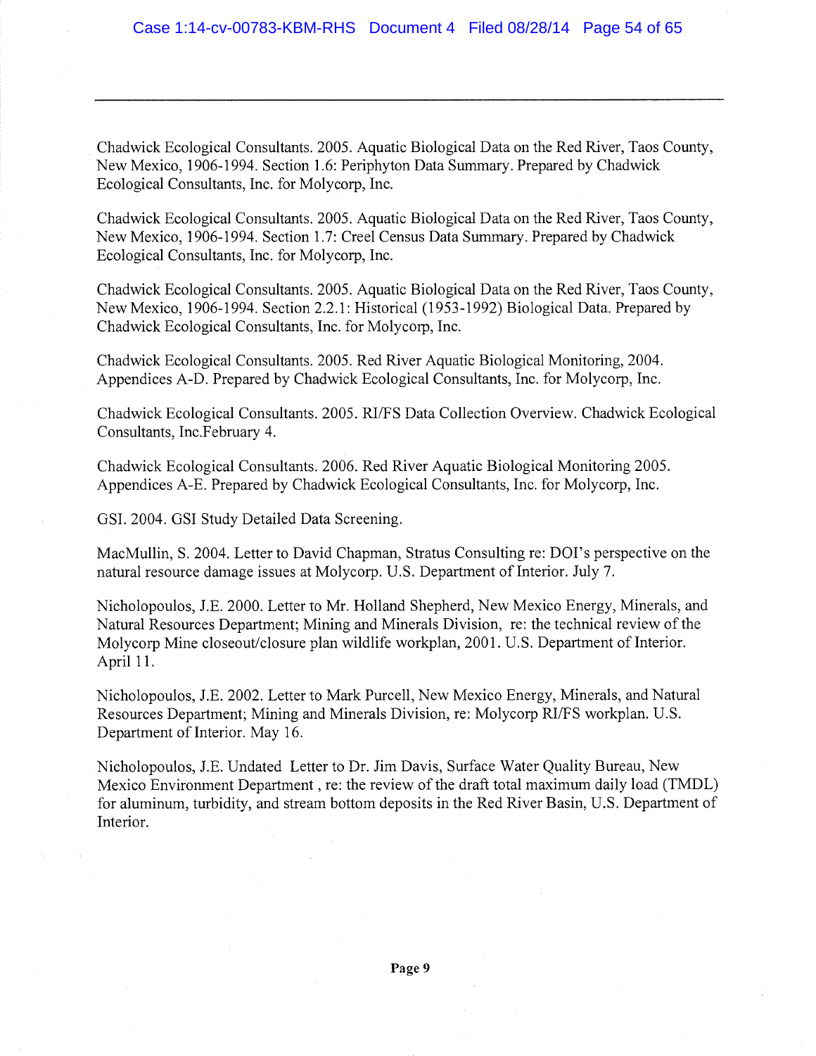Chadwick Ecological Consultants. 2005. Aquatic Biological Data on the Red River, Taos County, New Mexico, 1906-1994. Section 1.6: Periphyton Data Summary. Prepared by Chadwick Ecological Consultants, Inc. for Molycorp, Inc.

Chadwick Ecological Consultants. 2005. Aquatic Biological Data on the Red River, Taos County, New Mexico, 1906-1994. Section 1.7: Creel Census Data Summary. Prepared by Chadwick Ecological Consultants, Inc. for Molycorp, Inc.

Chadwick Ecological Consultants. 2005. Aquatic Biological Data on the Red River, Taos County, New Mexico, 1906-1994. Section 2.2.1: Historical (1953-1992) Biological Data. Prepared by Chadwick Ecological Consultants, Inc. for Molycorp, Inc.

Chadwick Ecological Consultants. 2005. Red River Aquatic Biological Monitoring, 2004. Appendices A-D. Prepared by Chadwick Ecological Consultants, Inc. for Molycorp, Inc.

Chadwick Ecological Consultants. 2005. RI/FS Data Collection Overview. Chadwick Ecological Consultants, Inc.February 4.

Chadwick Ecological Consultants. 2006. Red River Aquatic Biological Monitoring 2005. Appendices A-E. Prepared by Chadwick Ecological Consultants, Inc. for Molycorp, Inc.

GSI. 2004. GSI Study Detailed Data Screening.

MacMullin, S. 2004. Letter to David Chapman, Stratus Consulting re: DOI's perspective on the natural resource damage issues at Molycorp. U.S. Department of Interior. July 7.

Nicholopoulos, J.E. 2000. Letter to Mr. Holland Shepherd, New Mexico Energy, Minerals, and Natural Resources Department; Mining and Minerals Division, re: the technical review of the Molycorp Mine closeout/closure plan wildlife workplan, 2001. U.S. Department of Interior. April 11.

Nicholopoulos, J.E. 2002. Letter to Mark Purcell, New Mexico Energy, Minerals, and Natural Resources Department; Mining and Minerals Division, re: Molycorp RI/FS workplan. U.S. Department of Interior. May 16.

Nicholopoulos, J.E. Undated Letter to Dr. Jim Davis, Surface Water Quality Bureau, New Mexico Environment Department , re: the review of the draft total maximum daily load (TMDL) for aluminum, turbidity, and stream bottom deposits in the Red River Basin, U.S. Department of Interior.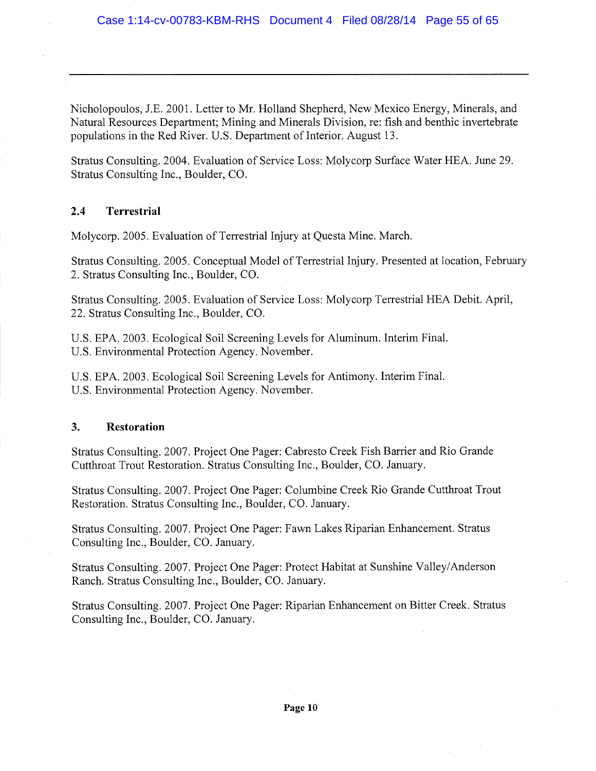Nicholopoulos, J.E. 2001. Letter to Mr. Holland Shepherd, New Mexico Energy, Minerals, and Natural Resources Department; Mining and Minerals Division, re: fish and benthic invertebrate populations in the Red River. U.S. Department of Interior. August 13.

Stratus Consulting. 2004. Evaluation of Service Loss: Molycorp Surface Water HEA. June 29. Stratus Consulting Inc., Boulder, CO.

### 2.4 Terrestrial

Molycorp. 2005. Evaluation of Terrestrial Injury at Questa Mine. March.

Stratus Consulting. 2005. Conceptual Model of Terrestrial Injury. Presented at location, February 2. Stratus Consulting Inc., Boulder, CO.

Stratus Consulting. 2005. Evaluation of Service Loss: Molycorp Terrestrial HEA Debit. April, 22. Stratus Consulting Inc., Boulder, CO.

U.S. EPA. 2003. Ecological Soil Screening Levels for Aluminum. Interim Final. U.S. Environmental Protection Agency. November.

U.S. EPA. 2003. Ecological Soil Screening Levels for Antimony. Interim Final. U.S. Environmental Protection Agency. November.

## 3. Restoration

Stratus Consulting. 2007. Project One Pager: Cabresto Creek Fish Barrier and Rio Grande Cutthroat Trout Restoration. Stratus Consulting Inc., Boulder, CO. January.

Stratus Consulting. 2007. Project One Pager: Columbine Creek Rio Grande Cutthroat Trout Restoration. Stratus Consulting Inc., Boulder, CO. January.

Stratus Consulting. 2007. Project One Pager: Fawn Lakes Riparian Enhancement. Stratus Consulting Inc., Boulder, CO. January.

Stratus Consulting. 2007. Project One Pager: Protect Habitat at Sunshine Valley/Anderson Ranch. Stratus Consulting Inc., Boulder, CO. January.

Stratus Consulting. 2007. Project One Pager: Riparian Enhancement on Bitter Creek. Stratus Consulting Inc., Boulder, CO. January.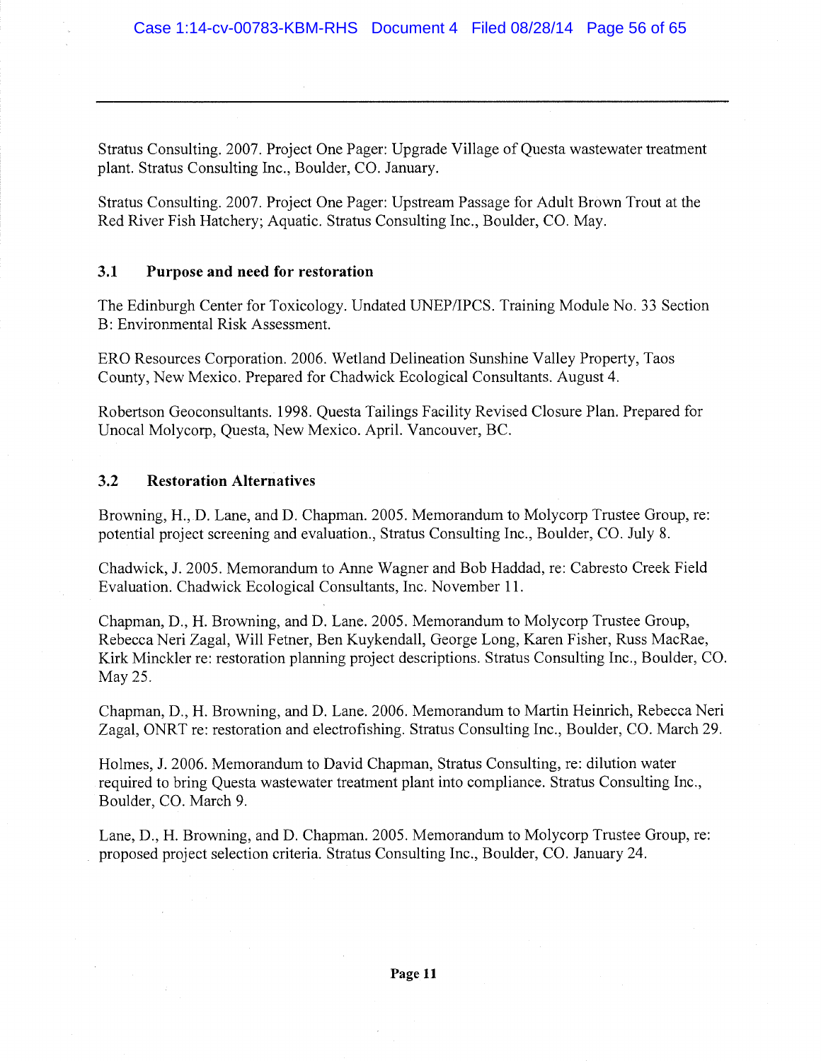Stratus Consulting. 2007. Project One Pager: Upgrade Village of Questa wastewater treatment plant. Stratus Consulting Inc., Boulder, CO. January.

Stratus Consulting. 2007. Project One Pager: Upstream Passage for Adult Brown Trout at the Red River Fish Hatchery; Aquatic. Stratus Consulting Inc., Boulder, CO. May.

### 3.1 Purpose and need for restoration

The Edinburgh Center for Toxicology. Undated UNEP/IPCS. Training Module No. 33 Section B: Environmental Risk Assessment.

ERO Resources Corporation. 2006. Wetland Delineation Sunshine Valley Property, Taos County, New Mexico. Prepared for Chadwick Ecological Consultants. August 4.

Robertson Geoconsultants. 1998. Questa Tailings Facility Revised Closure Plan. Prepared for Unocal Molycorp, Questa, New Mexico. April. Vancouver, BC.

### 3.2 Restoration Alternatives

Browning, H., D. Lane, and D. Chapman. 2005. Memorandum to Molycorp Trustee Group, re: potential project screening and evaluation., Stratus Consulting Inc., Boulder, CO. July 8.

Chadwick, J. 2005. Memorandum to Anne Wagner and Bob Haddad, re: Cabresto Creek Field Evaluation. Chadwick Ecological Consultants, Inc. November 11.

Chapman, D., H. Browning, and D. Lane. 2005. Memorandum to Molycorp Trustee Group, Rebecca Neri Zagal, Will Fetner, Ben Kuykendall, George Long, Karen Fisher, Russ MacRae, Kirk Minckler re: restoration planning project descriptions. Stratus Consulting Inc., Boulder, CO. May 25.

Chapman, D., H. Browning, and D. Lane. 2006. Memorandum to Martin Heinrich, Rebecca Neri Zagal, ONRT re: restoration and electrofishing. Stratus Consulting Inc., Boulder, CO. March 29.

Holmes, J. 2006. Memorandum to David Chapman, Stratus Consulting, re: dilution water required to bring Questa wastewater treatment plant into compliance. Stratus Consulting Inc., Boulder, CO. March 9.

Lane, D., H. Browning, and D. Chapman. 2005. Memorandum to Molycorp Trustee Group, re: proposed project selection criteria. Stratus Consulting Inc., Boulder, CO. January 24.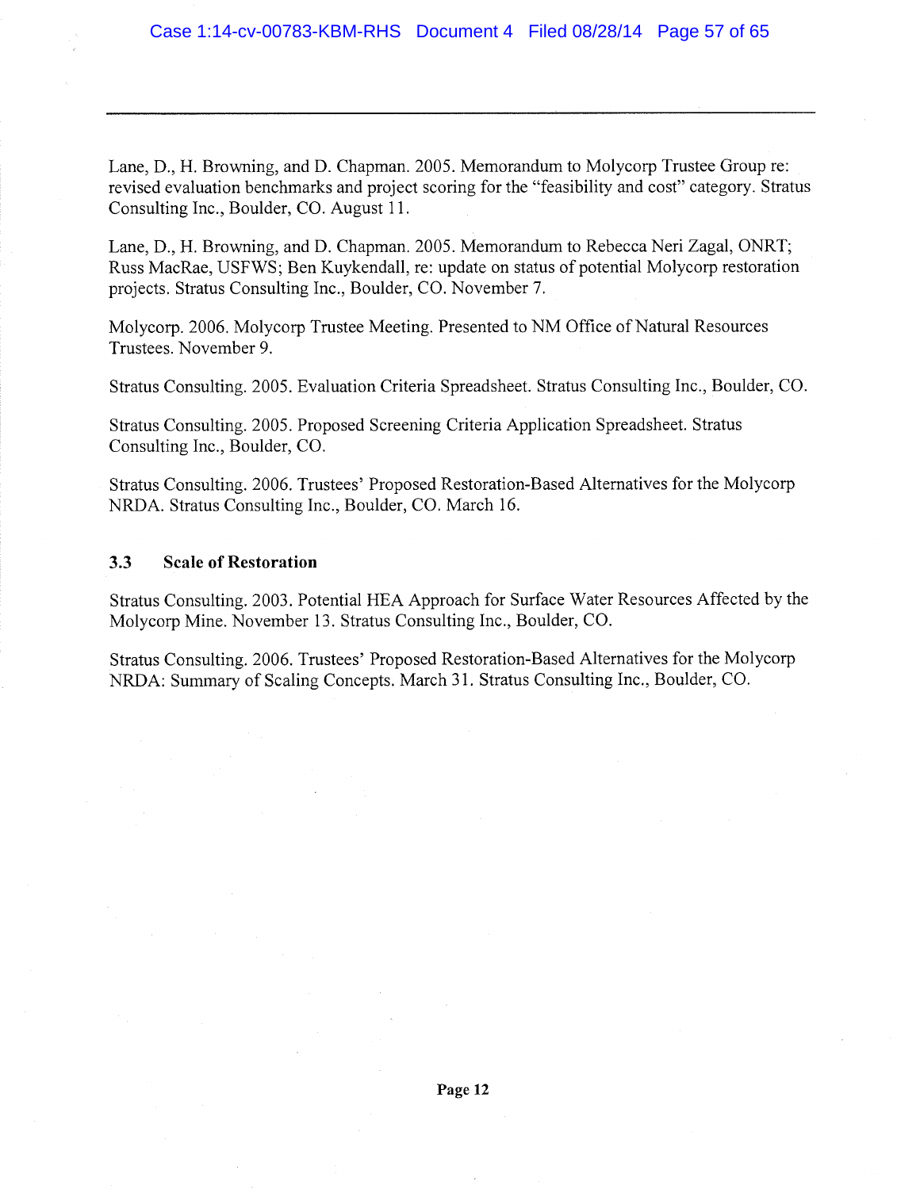Lane, D., H. Browning, and D. Chapman. 2005. Memorandum to Molycorp Trustee Group re: revised evaluation benchmarks and project scoring for the "feasibility and cost" category. Stratus Consulting Inc., Boulder, CO. August 11.

Lane, D., H. Browning, and D. Chapman. 2005. Memorandum to Rebecca Neri Zagal, ONRT; Russ MacRae, USFWS; Ben Kuykendall, re: update on status of potential Molycorp restoration projects. Stratus Consulting Inc., Boulder, CO. November 7.

Molycorp. 2006. Molycorp Trustee Meeting. Presented to NM Office of Natural Resources Trustees. November 9.

Stratus Consulting. 2005. Evaluation Criteria Spreadsheet. Stratus Consulting Inc., Boulder, CO.

Stratus Consulting. 2005. Proposed Screening Criteria Application Spreadsheet. Stratus Consulting Inc., Boulder, CO.

Stratus Consulting. 2006. Trustees' Proposed Restoration-Based Alternatives for the Molycorp NRDA. Stratus Consulting Inc., Boulder, CO. March 16.

### 3.3 Scale of Restoration

Stratus Consulting. 2003. Potential HEA Approach for Surface Water Resources Affected by the Molycorp Mine. November 13. Stratus Consulting Inc., Boulder, CO.

Stratus Consulting. 2006. Trustees' Proposed Restoration-Based Alternatives for the Molycorp NRDA: Summary of Scaling Concepts. March 31. Stratus Consulting Inc., Boulder, CO.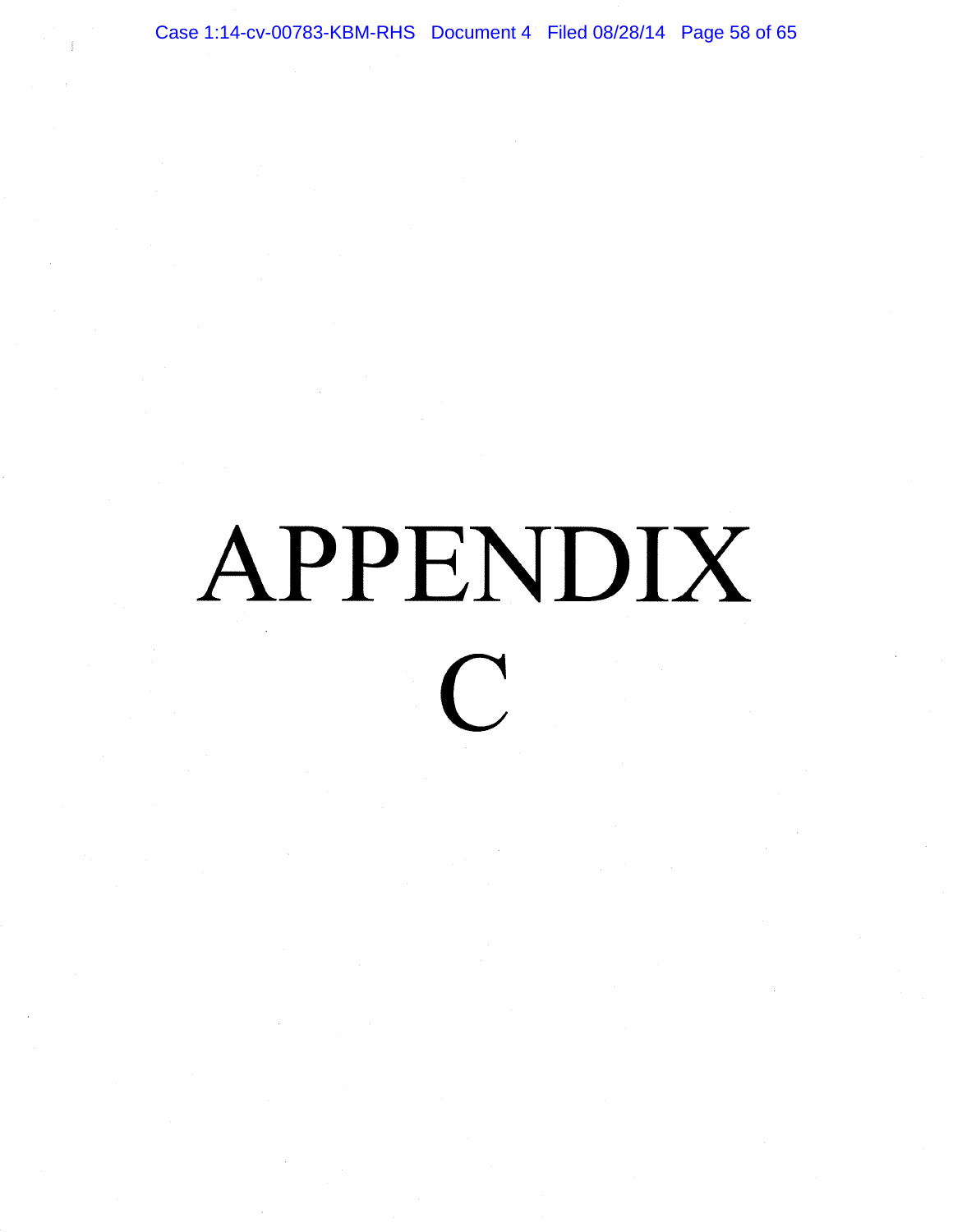# APPENDIX C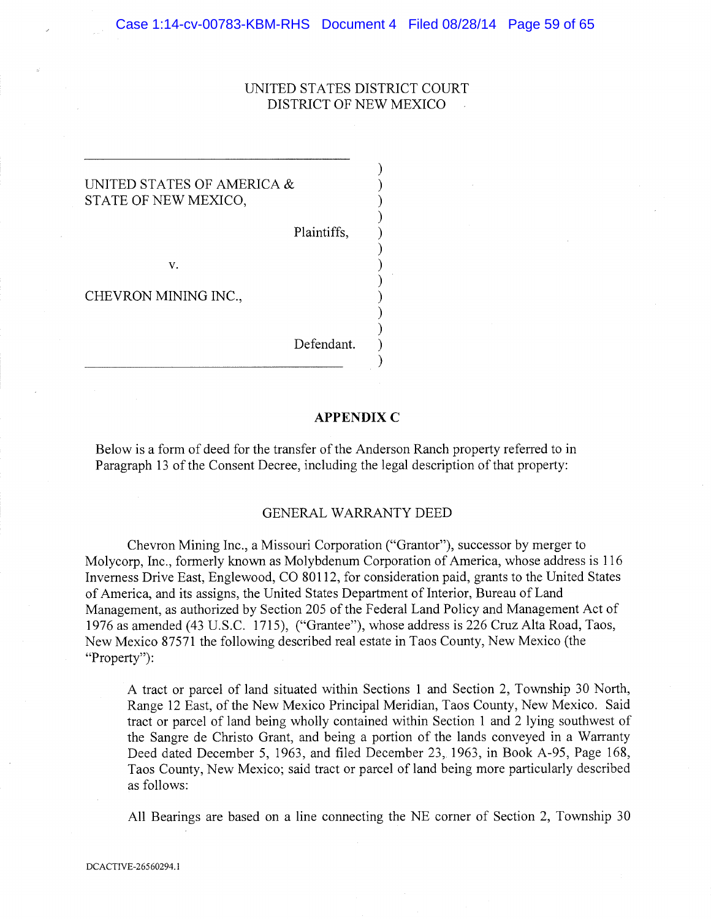UNITED STATES DISTRICT COURT
DISTRICT OF NEW MEXICO

| | |
|---|---|
| UNITED STATES OF AMERICA & STATE OF NEW MEXICO, | ) |
| Plaintiffs, | ) |
| v. | ) |
| CHEVRON MINING INC., | ) |
| Defendant. | ) |

**APPENDIX C**

Below is a form of deed for the transfer of the Anderson Ranch property referred to in Paragraph 13 of the Consent Decree, including the legal description of that property:

GENERAL WARRANTY DEED

Chevron Mining Inc., a Missouri Corporation ("Grantor"), successor by merger to Molycorp, Inc., formerly known as Molybdenum Corporation of America, whose address is 116 Inverness Drive East, Englewood, CO 80112, for consideration paid, grants to the United States of America, and its assigns, the United States Department of Interior, Bureau of Land Management, as authorized by Section 205 of the Federal Land Policy and Management Act of 1976 as amended (43 U.S.C. 1715), ("Grantee"), whose address is 226 Cruz Alta Road, Taos, New Mexico 87571 the following described real estate in Taos County, New Mexico (the "Property"):

> A tract or parcel of land situated within Sections 1 and Section 2, Township 30 North, Range 12 East, of the New Mexico Principal Meridian, Taos County, New Mexico. Said tract or parcel of land being wholly contained within Section 1 and 2 lying southwest of the Sangre de Christo Grant, and being a portion of the lands conveyed in a Warranty Deed dated December 5, 1963, and filed December 23, 1963, in Book A-95, Page 168, Taos County, New Mexico; said tract or parcel of land being more particularly described as follows:
>
> All Bearings are based on a line connecting the NE corner of Section 2, Township 30

DCACTIVE-26560294.1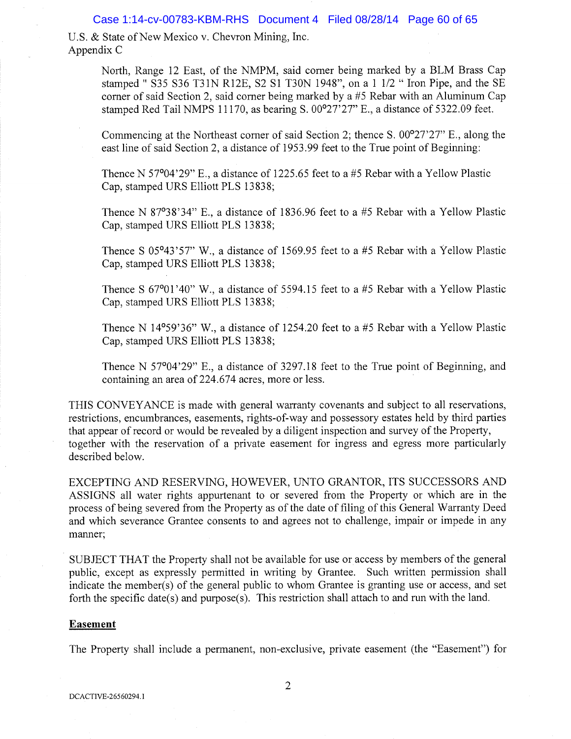North, Range 12 East, of the NMPM, said corner being marked by a BLM Brass Cap stamped " S35 S36 T31N R12E, S2 S1 T30N 1948", on a 1 1/2 " Iron Pipe, and the SE corner of said Section 2, said corner being marked by a #5 Rebar with an Aluminum Cap stamped Red Tail NMPS 11170, as bearing S. 00°27'27" E., a distance of 5322.09 feet.

Commencing at the Northeast corner of said Section 2; thence S. 00°27'27" E., along the east line of said Section 2, a distance of 1953.99 feet to the True point of Beginning:

Thence N 57°04'29" E., a distance of 1225.65 feet to a #5 Rebar with a Yellow Plastic Cap, stamped URS Elliott PLS 13838;

Thence N 87°38'34" E., a distance of 1836.96 feet to a #5 Rebar with a Yellow Plastic Cap, stamped URS Elliott PLS 13838;

Thence S 05°43'57" W., a distance of 1569.95 feet to a #5 Rebar with a Yellow Plastic Cap, stamped URS Elliott PLS 13838;

Thence S 67°01'40" W., a distance of 5594.15 feet to a #5 Rebar with a Yellow Plastic Cap, stamped URS Elliott PLS 13838;

Thence N 14°59'36" W., a distance of 1254.20 feet to a #5 Rebar with a Yellow Plastic Cap, stamped URS Elliott PLS 13838;

Thence N 57°04'29" E., a distance of 3297.18 feet to the True point of Beginning, and containing an area of 224.674 acres, more or less.

THIS CONVEYANCE is made with general warranty covenants and subject to all reservations, restrictions, encumbrances, easements, rights-of-way and possessory estates held by third parties that appear of record or would be revealed by a diligent inspection and survey of the Property, together with the reservation of a private easement for ingress and egress more particularly described below.

EXCEPTING AND RESERVING, HOWEVER, UNTO GRANTOR, ITS SUCCESSORS AND ASSIGNS all water rights appurtenant to or severed from the Property or which are in the process of being severed from the Property as of the date of filing of this General Warranty Deed and which severance Grantee consents to and agrees not to challenge, impair or impede in any manner;

SUBJECT THAT the Property shall not be available for use or access by members of the general public, except as expressly permitted in writing by Grantee. Such written permission shall indicate the member(s) of the general public to whom Grantee is granting use or access, and set forth the specific date(s) and purpose(s). This restriction shall attach to and run with the land.

**Easement**

The Property shall include a permanent, non-exclusive, private easement (the "Easement") for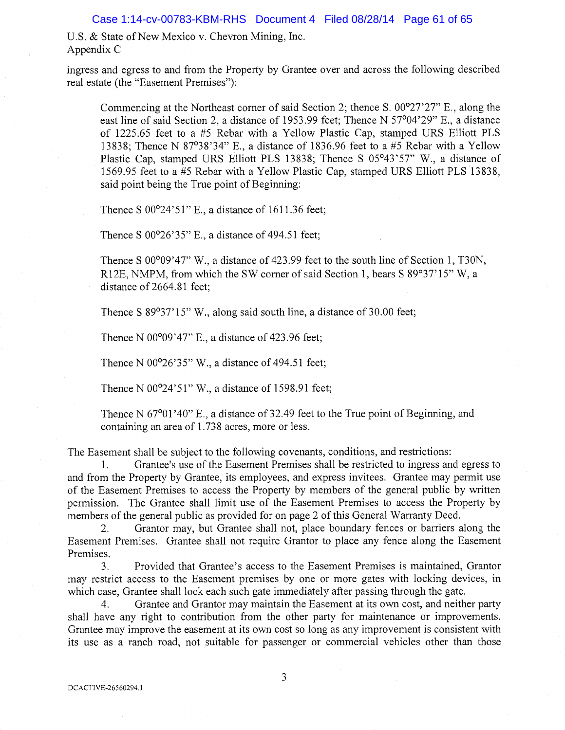ingress and egress to and from the Property by Grantee over and across the following described real estate (the "Easement Premises"):

> Commencing at the Northeast corner of said Section 2; thence S. 00°27'27" E., along the east line of said Section 2, a distance of 1953.99 feet; Thence N 57°04'29" E., a distance of 1225.65 feet to a #5 Rebar with a Yellow Plastic Cap, stamped URS Elliott PLS 13838; Thence N 87°38'34" E., a distance of 1836.96 feet to a #5 Rebar with a Yellow Plastic Cap, stamped URS Elliott PLS 13838; Thence S 05°43'57" W., a distance of 1569.95 feet to a #5 Rebar with a Yellow Plastic Cap, stamped URS Elliott PLS 13838, said point being the True point of Beginning:
>
> Thence S 00°24'51" E., a distance of 1611.36 feet;
>
> Thence S 00°26'35" E., a distance of 494.51 feet;
>
> Thence S 00°09'47" W., a distance of 423.99 feet to the south line of Section 1, T30N, R12E, NMPM, from which the SW corner of said Section 1, bears S 89°37'15" W, a distance of 2664.81 feet;
>
> Thence S 89°37'15" W., along said south line, a distance of 30.00 feet;
>
> Thence N 00°09'47" E., a distance of 423.96 feet;
>
> Thence N 00°26'35" W., a distance of 494.51 feet;
>
> Thence N 00°24'51" W., a distance of 1598.91 feet;
>
> Thence N 67°01'40" E., a distance of 32.49 feet to the True point of Beginning, and containing an area of 1.738 acres, more or less.

The Easement shall be subject to the following covenants, conditions, and restrictions:

1. Grantee's use of the Easement Premises shall be restricted to ingress and egress to and from the Property by Grantee, its employees, and express invitees. Grantee may permit use of the Easement Premises to access the Property by members of the general public by written permission. The Grantee shall limit use of the Easement Premises to access the Property by members of the general public as provided for on page 2 of this General Warranty Deed.
2. Grantor may, but Grantee shall not, place boundary fences or barriers along the Easement Premises. Grantee shall not require Grantor to place any fence along the Easement Premises.
3. Provided that Grantee's access to the Easement Premises is maintained, Grantor may restrict access to the Easement premises by one or more gates with locking devices, in which case, Grantee shall lock each such gate immediately after passing through the gate.
4. Grantee and Grantor may maintain the Easement at its own cost, and neither party shall have any right to contribution from the other party for maintenance or improvements. Grantee may improve the easement at its own cost so long as any improvement is consistent with its use as a ranch road, not suitable for passenger or commercial vehicles other than those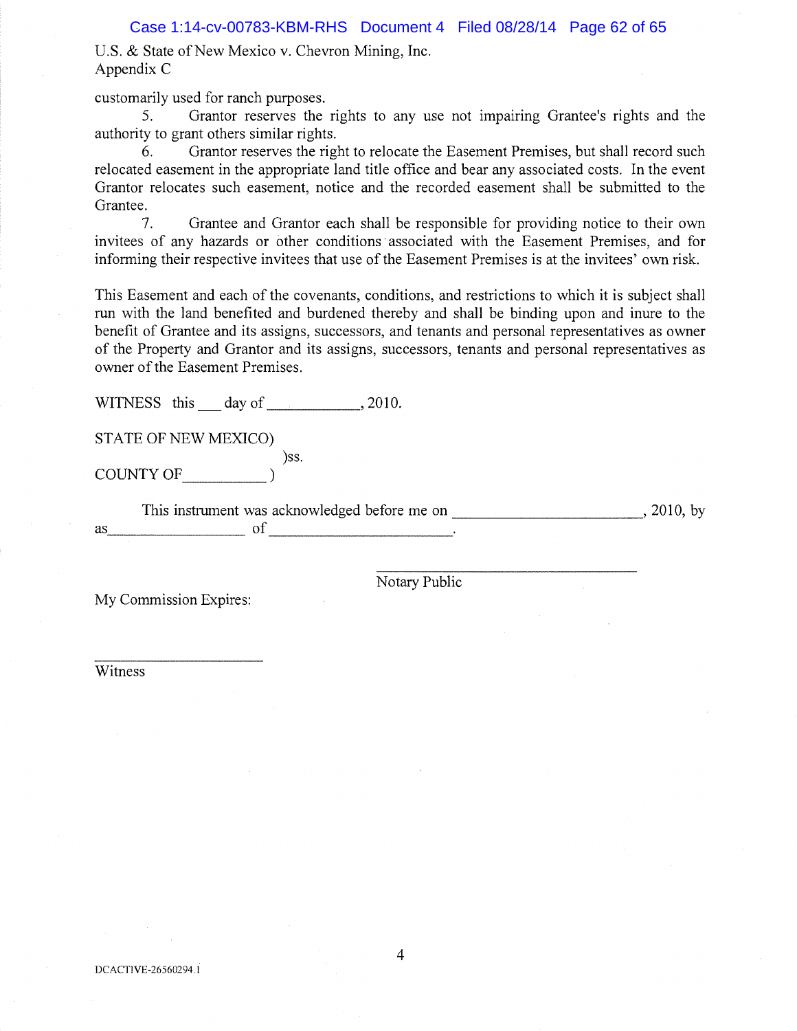U.S. & State of New Mexico v. Chevron Mining, Inc.
Appendix C

customarily used for ranch purposes.

5. Grantor reserves the rights to any use not impairing Grantee's rights and the authority to grant others similar rights.

6. Grantor reserves the right to relocate the Easement Premises, but shall record such relocated easement in the appropriate land title office and bear any associated costs. In the event Grantor relocates such easement, notice and the recorded easement shall be submitted to the Grantee.

7. Grantee and Grantor each shall be responsible for providing notice to their own invitees of any hazards or other conditions associated with the Easement Premises, and for informing their respective invitees that use of the Easement Premises is at the invitees' own risk.

This Easement and each of the covenants, conditions, and restrictions to which it is subject shall run with the land benefited and burdened thereby and shall be binding upon and inure to the benefit of Grantee and its assigns, successors, and tenants and personal representatives as owner of the Property and Grantor and its assigns, successors, tenants and personal representatives as owner of the Easement Premises.

WITNESS this ___ day of ____________, 2010.

STATE OF NEW MEXICO)
)ss.
COUNTY OF__________ )

This instrument was acknowledged before me on ________________________, 2010, by as_________________ of _______________________.

_________________________________
Notary Public

My Commission Expires:

_______________________
Witness

DCACTIVE-26560294.1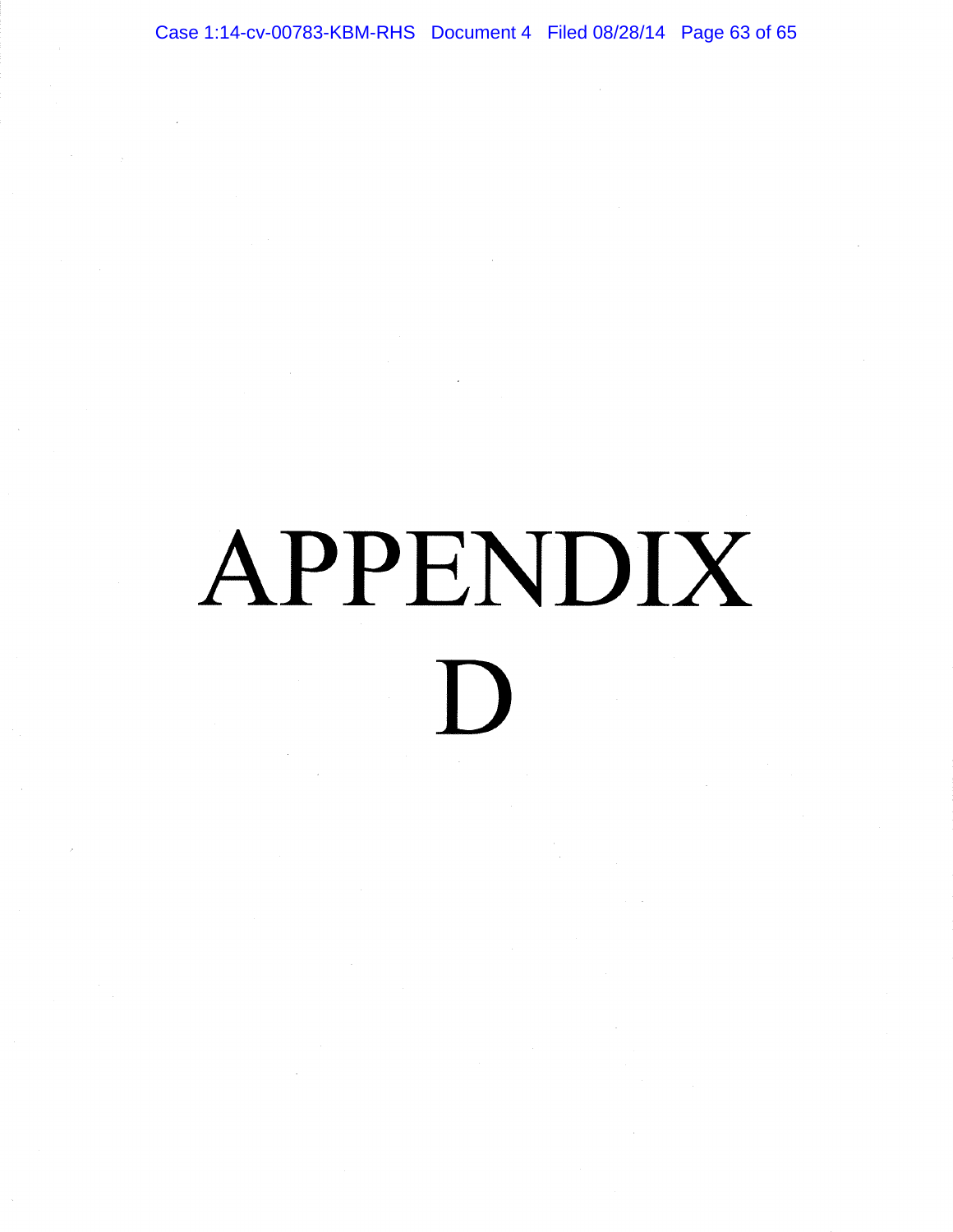# APPENDIX D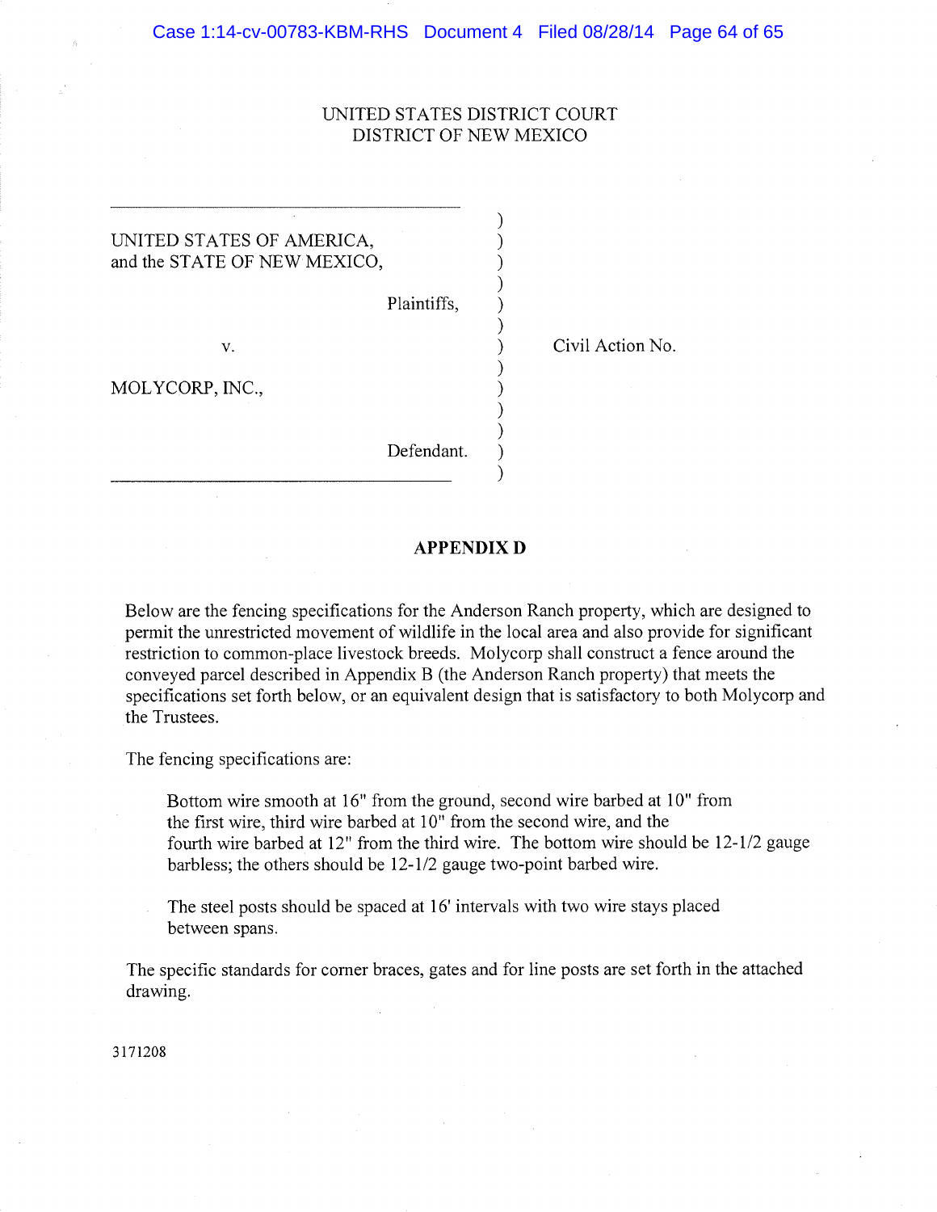UNITED STATES DISTRICT COURT
DISTRICT OF NEW MEXICO

| | | |
|---|---|---|
| UNITED STATES OF AMERICA, and the STATE OF NEW MEXICO, Plaintiffs, | ) | |
| v. | ) | Civil Action No. |
| MOLYCORP, INC., Defendant. | ) | |

## APPENDIX D

Below are the fencing specifications for the Anderson Ranch property, which are designed to permit the unrestricted movement of wildlife in the local area and also provide for significant restriction to common-place livestock breeds. Molycorp shall construct a fence around the conveyed parcel described in Appendix B (the Anderson Ranch property) that meets the specifications set forth below, or an equivalent design that is satisfactory to both Molycorp and the Trustees.

The fencing specifications are:

> Bottom wire smooth at 16" from the ground, second wire barbed at 10" from the first wire, third wire barbed at 10" from the second wire, and the fourth wire barbed at 12" from the third wire. The bottom wire should be 12-1/2 gauge barbless; the others should be 12-1/2 gauge two-point barbed wire.
>
> The steel posts should be spaced at 16' intervals with two wire stays placed between spans.

The specific standards for corner braces, gates and for line posts are set forth in the attached drawing.

3171208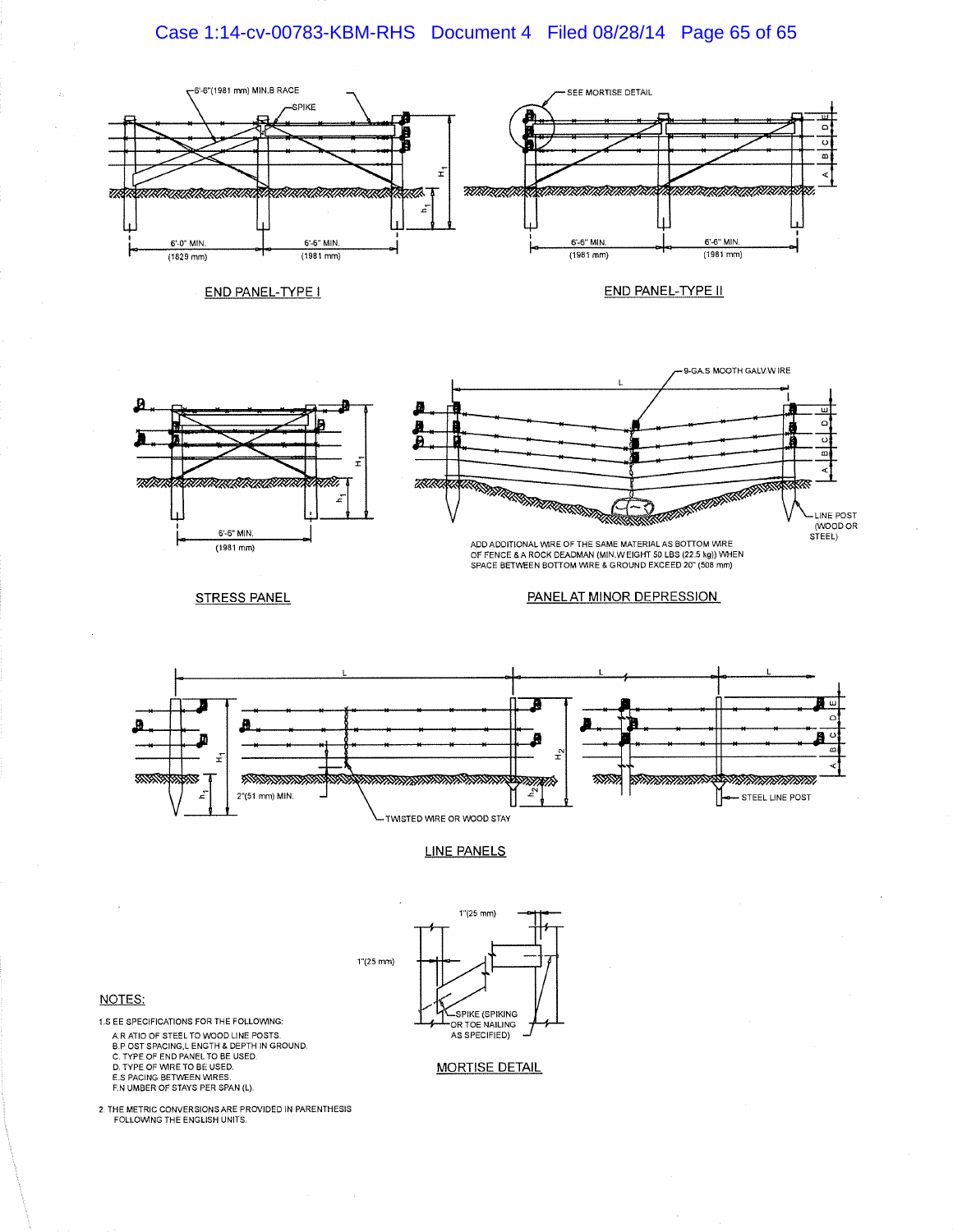6'-6"(1981 mm) MIN.BRACE

SPIKE

6'-0" MIN. (1829 mm)

6'-6" MIN. (1981 mm)

$H_1$

$h_1$

END PANEL-TYPE I

SEE MORTISE DETAIL

6'-6" MIN. (1981 mm)

6'-6" MIN. (1981 mm)

A B C D E

END PANEL-TYPE II

6'-6" MIN. (1981 mm)

$H_1$

$h_1$

STRESS PANEL

L

9-GA.SMOOTH GALV.WIRE

LINE POST (WOOD OR STEEL)

ADD ADDITIONAL WIRE OF THE SAME MATERIAL AS BOTTOM WIRE OF FENCE & A ROCK DEADMAN (MIN.WEIGHT 50 LBS (22.5 kg)) WHEN SPACE BETWEEN BOTTOM WIRE & GROUND EXCEED 20" (508 mm)

PANEL AT MINOR DEPRESSION

L

L

L

$H_1$

$h_1$

2"(51 mm) MIN.

TWISTED WIRE OR WOOD STAY

$H_2$

$h_2$

STEEL LINE POST

A B C D E

LINE PANELS

1"(25 mm)

1"(25 mm)

SPIKE (SPIKING OR TOE NAILING AS SPECIFIED)

MORTISE DETAIL

NOTES:

1. SEE SPECIFICATIONS FOR THE FOLLOWING:
   - A. RATIO OF STEEL TO WOOD LINE POSTS.
   - B. POST SPACING, LENGTH & DEPTH IN GROUND.
   - C. TYPE OF END PANEL TO BE USED.
   - D. TYPE OF WIRE TO BE USED.
   - E. SPACING BETWEEN WIRES.
   - F. NUMBER OF STAYS PER SPAN (L).
2. THE METRIC CONVERSIONS ARE PROVIDED IN PARENTHESIS FOLLOWING THE ENGLISH UNITS.